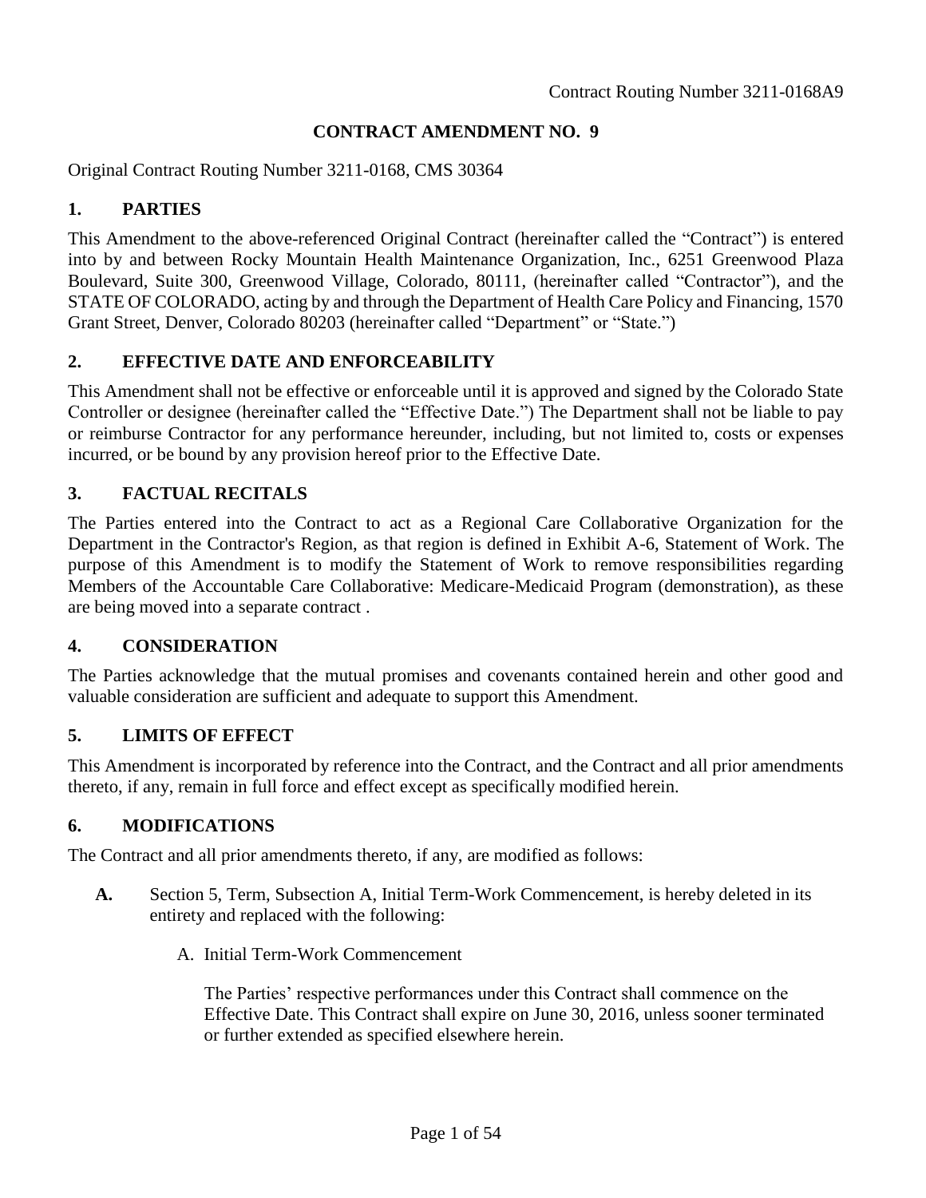Contract Routing Number 3211-0168A9

# CONTRACT AMENDMENT NO. 9

Original Contract Routing Number 3211-0168, CMS 30364

## 1. PARTIES

This Amendment to the above-referenced Original Contract (hereinafter called the "Contract") is entered into by and between Rocky Mountain Health Maintenance Organization, Inc., 6251 Greenwood Plaza Boulevard, Suite 300, Greenwood Village, Colorado, 80111, (hereinafter called "Contractor"), and the STATE OF COLORADO, acting by and through the Department of Health Care Policy and Financing, 1570 Grant Street, Denver, Colorado 80203 (hereinafter called "Department" or "State.")

## 2. EFFECTIVE DATE AND ENFORCEABILITY

This Amendment shall not be effective or enforceable until it is approved and signed by the Colorado State Controller or designee (hereinafter called the "Effective Date.") The Department shall not be liable to pay or reimburse Contractor for any performance hereunder, including, but not limited to, costs or expenses incurred, or be bound by any provision hereof prior to the Effective Date.

## 3. FACTUAL RECITALS

The Parties entered into the Contract to act as a Regional Care Collaborative Organization for the Department in the Contractor's Region, as that region is defined in Exhibit A-6, Statement of Work. The purpose of this Amendment is to modify the Statement of Work to remove responsibilities regarding Members of the Accountable Care Collaborative: Medicare-Medicaid Program (demonstration), as these are being moved into a separate contract .

## 4. CONSIDERATION

The Parties acknowledge that the mutual promises and covenants contained herein and other good and valuable consideration are sufficient and adequate to support this Amendment.

## 5. LIMITS OF EFFECT

This Amendment is incorporated by reference into the Contract, and the Contract and all prior amendments thereto, if any, remain in full force and effect except as specifically modified herein.

## 6. MODIFICATIONS

The Contract and all prior amendments thereto, if any, are modified as follows:

**A.** Section 5, Term, Subsection A, Initial Term-Work Commencement, is hereby deleted in its entirety and replaced with the following:

A. Initial Term-Work Commencement

The Parties' respective performances under this Contract shall commence on the Effective Date. This Contract shall expire on June 30, 2016, unless sooner terminated or further extended as specified elsewhere herein.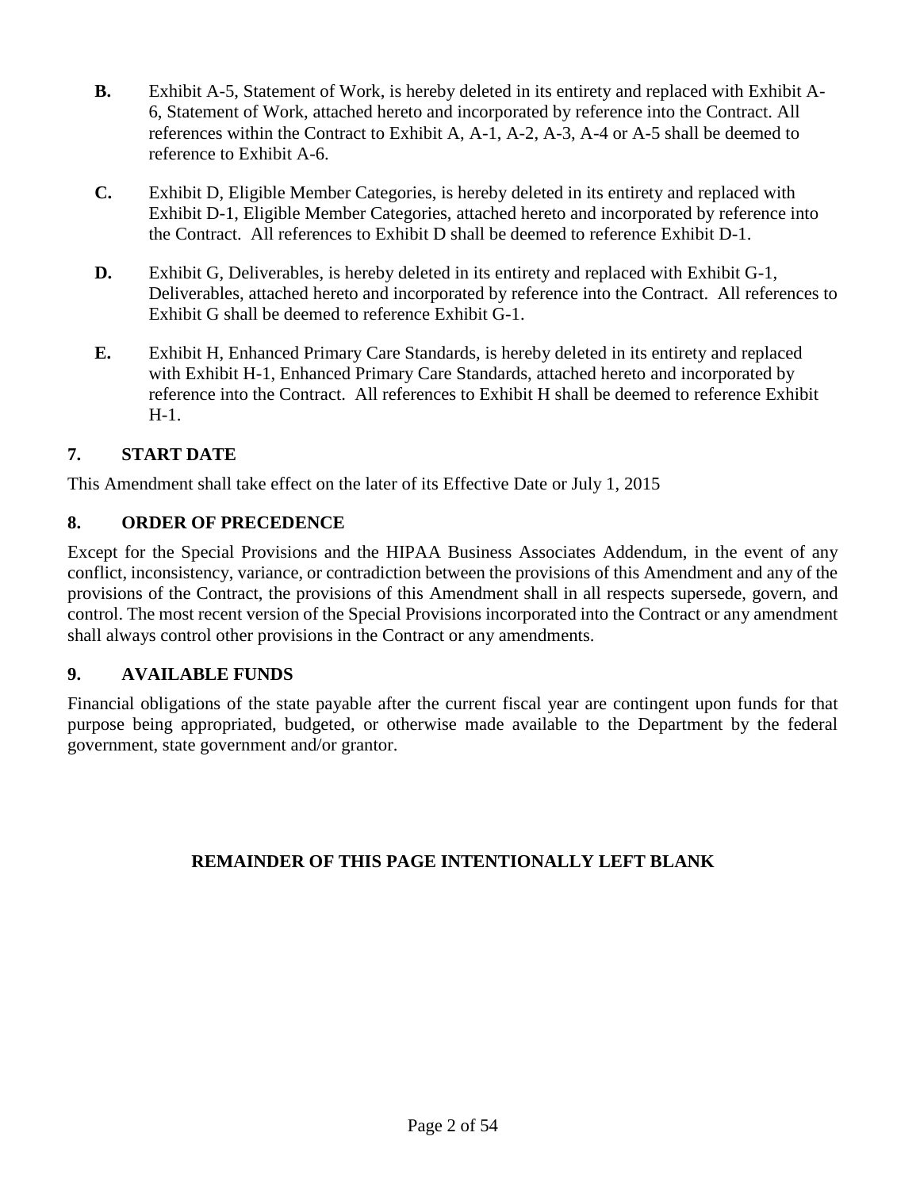**B.** Exhibit A-5, Statement of Work, is hereby deleted in its entirety and replaced with Exhibit A-6, Statement of Work, attached hereto and incorporated by reference into the Contract. All references within the Contract to Exhibit A, A-1, A-2, A-3, A-4 or A-5 shall be deemed to reference to Exhibit A-6.

**C.** Exhibit D, Eligible Member Categories, is hereby deleted in its entirety and replaced with Exhibit D-1, Eligible Member Categories, attached hereto and incorporated by reference into the Contract. All references to Exhibit D shall be deemed to reference Exhibit D-1.

**D.** Exhibit G, Deliverables, is hereby deleted in its entirety and replaced with Exhibit G-1, Deliverables, attached hereto and incorporated by reference into the Contract. All references to Exhibit G shall be deemed to reference Exhibit G-1.

**E.** Exhibit H, Enhanced Primary Care Standards, is hereby deleted in its entirety and replaced with Exhibit H-1, Enhanced Primary Care Standards, attached hereto and incorporated by reference into the Contract. All references to Exhibit H shall be deemed to reference Exhibit H-1.

## 7. START DATE

This Amendment shall take effect on the later of its Effective Date or July 1, 2015

## 8. ORDER OF PRECEDENCE

Except for the Special Provisions and the HIPAA Business Associates Addendum, in the event of any conflict, inconsistency, variance, or contradiction between the provisions of this Amendment and any of the provisions of the Contract, the provisions of this Amendment shall in all respects supersede, govern, and control. The most recent version of the Special Provisions incorporated into the Contract or any amendment shall always control other provisions in the Contract or any amendments.

## 9. AVAILABLE FUNDS

Financial obligations of the state payable after the current fiscal year are contingent upon funds for that purpose being appropriated, budgeted, or otherwise made available to the Department by the federal government, state government and/or grantor.

**REMAINDER OF THIS PAGE INTENTIONALLY LEFT BLANK**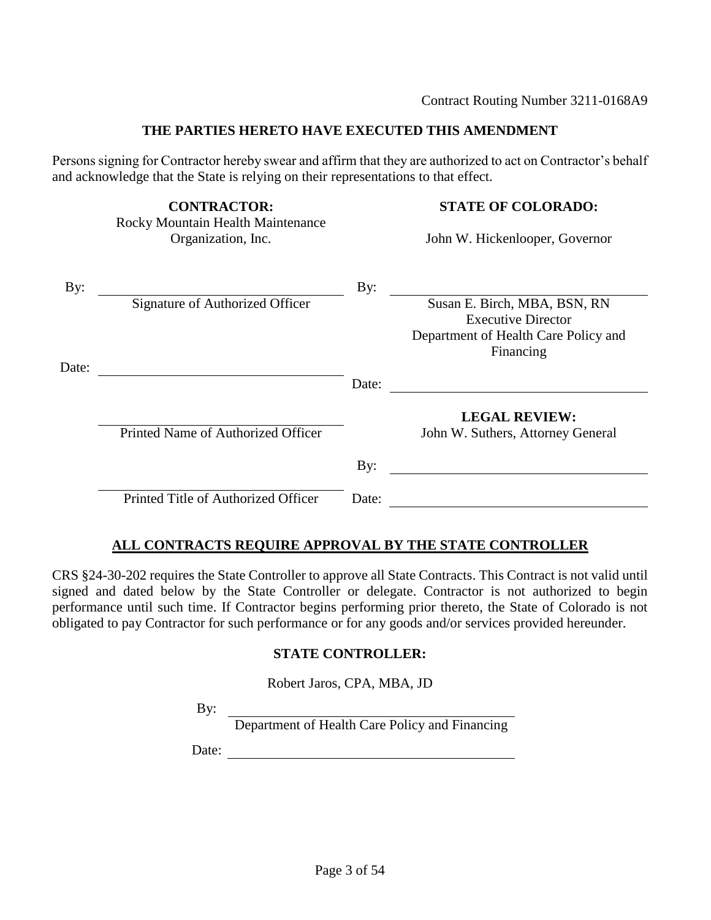Contract Routing Number 3211-0168A9

**THE PARTIES HERETO HAVE EXECUTED THIS AMENDMENT**

Persons signing for Contractor hereby swear and affirm that they are authorized to act on Contractor's behalf and acknowledge that the State is relying on their representations to that effect.

| CONTRACTOR: | STATE OF COLORADO: |
|---|---|
| Rocky Mountain Health Maintenance Organization, Inc. | John W. Hickenlooper, Governor |
| By: ______________________________ | By: ______________________________ |
| Signature of Authorized Officer | Susan E. Birch, MBA, BSN, RN<br>Executive Director<br>Department of Health Care Policy and Financing |
| Date: ______________________________ | Date: ______________________________ |
| ______________________________ | **LEGAL REVIEW:** |
| Printed Name of Authorized Officer | John W. Suthers, Attorney General |
| | By: ______________________________ |
| ______________________________ | |
| Printed Title of Authorized Officer | Date: ______________________________ |

**ALL CONTRACTS REQUIRE APPROVAL BY THE STATE CONTROLLER**

CRS §24-30-202 requires the State Controller to approve all State Contracts. This Contract is not valid until signed and dated below by the State Controller or delegate. Contractor is not authorized to begin performance until such time. If Contractor begins performing prior thereto, the State of Colorado is not obligated to pay Contractor for such performance or for any goods and/or services provided hereunder.

**STATE CONTROLLER:**

Robert Jaros, CPA, MBA, JD

By: ______________________________

Department of Health Care Policy and Financing

Date: ______________________________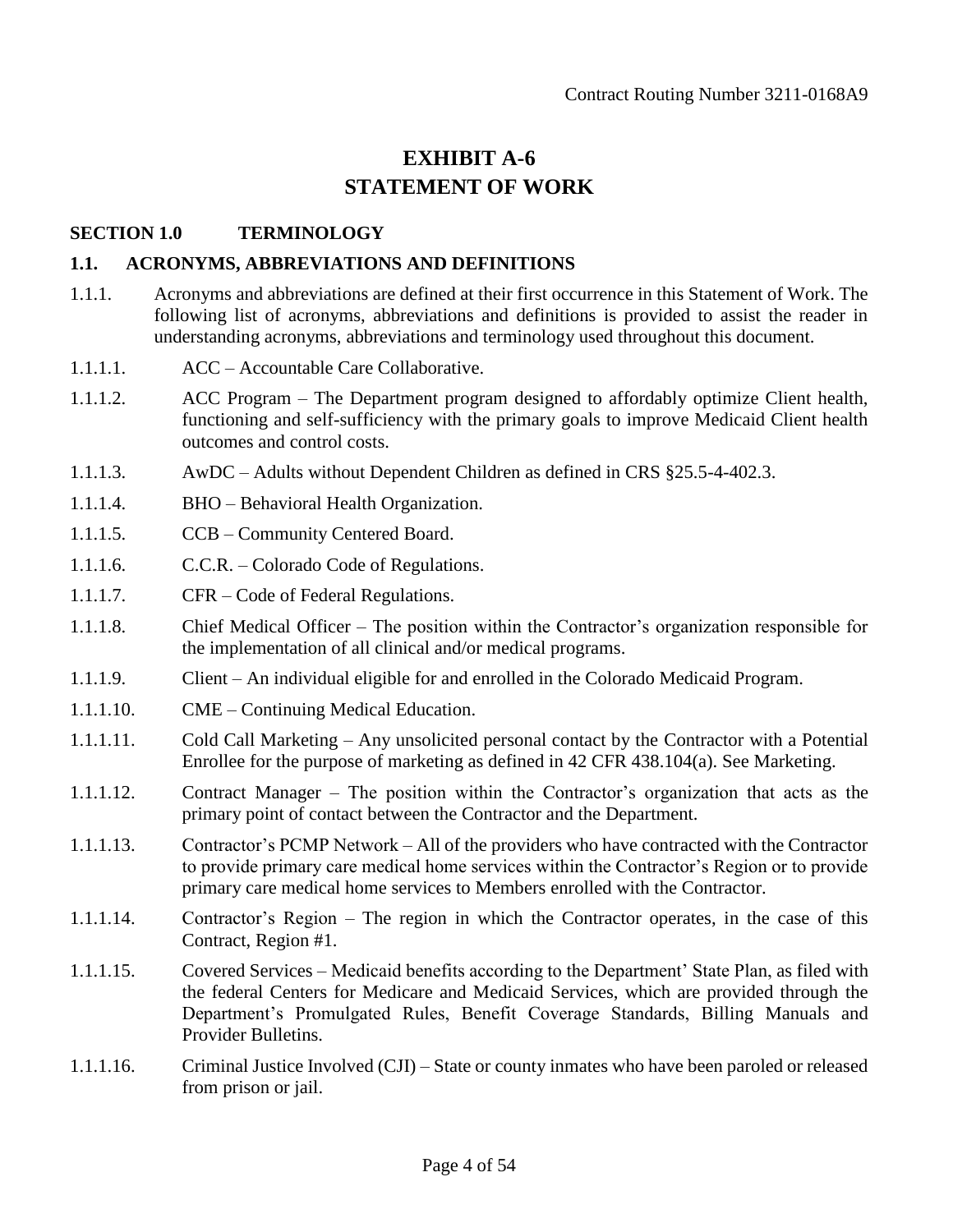# EXHIBIT A-6
# STATEMENT OF WORK

## SECTION 1.0 TERMINOLOGY

### 1.1. ACRONYMS, ABBREVIATIONS AND DEFINITIONS

1.1.1. Acronyms and abbreviations are defined at their first occurrence in this Statement of Work. The following list of acronyms, abbreviations and definitions is provided to assist the reader in understanding acronyms, abbreviations and terminology used throughout this document.

1.1.1.1. ACC – Accountable Care Collaborative.

1.1.1.2. ACC Program – The Department program designed to affordably optimize Client health, functioning and self-sufficiency with the primary goals to improve Medicaid Client health outcomes and control costs.

1.1.1.3. AwDC – Adults without Dependent Children as defined in CRS §25.5-4-402.3.

1.1.1.4. BHO – Behavioral Health Organization.

1.1.1.5. CCB – Community Centered Board.

1.1.1.6. C.C.R. – Colorado Code of Regulations.

1.1.1.7. CFR – Code of Federal Regulations.

1.1.1.8. Chief Medical Officer – The position within the Contractor's organization responsible for the implementation of all clinical and/or medical programs.

1.1.1.9. Client – An individual eligible for and enrolled in the Colorado Medicaid Program.

1.1.1.10. CME – Continuing Medical Education.

1.1.1.11. Cold Call Marketing – Any unsolicited personal contact by the Contractor with a Potential Enrollee for the purpose of marketing as defined in 42 CFR 438.104(a). See Marketing.

1.1.1.12. Contract Manager – The position within the Contractor's organization that acts as the primary point of contact between the Contractor and the Department.

1.1.1.13. Contractor's PCMP Network – All of the providers who have contracted with the Contractor to provide primary care medical home services within the Contractor's Region or to provide primary care medical home services to Members enrolled with the Contractor.

1.1.1.14. Contractor's Region – The region in which the Contractor operates, in the case of this Contract, Region #1.

1.1.1.15. Covered Services – Medicaid benefits according to the Department' State Plan, as filed with the federal Centers for Medicare and Medicaid Services, which are provided through the Department's Promulgated Rules, Benefit Coverage Standards, Billing Manuals and Provider Bulletins.

1.1.1.16. Criminal Justice Involved (CJI) – State or county inmates who have been paroled or released from prison or jail.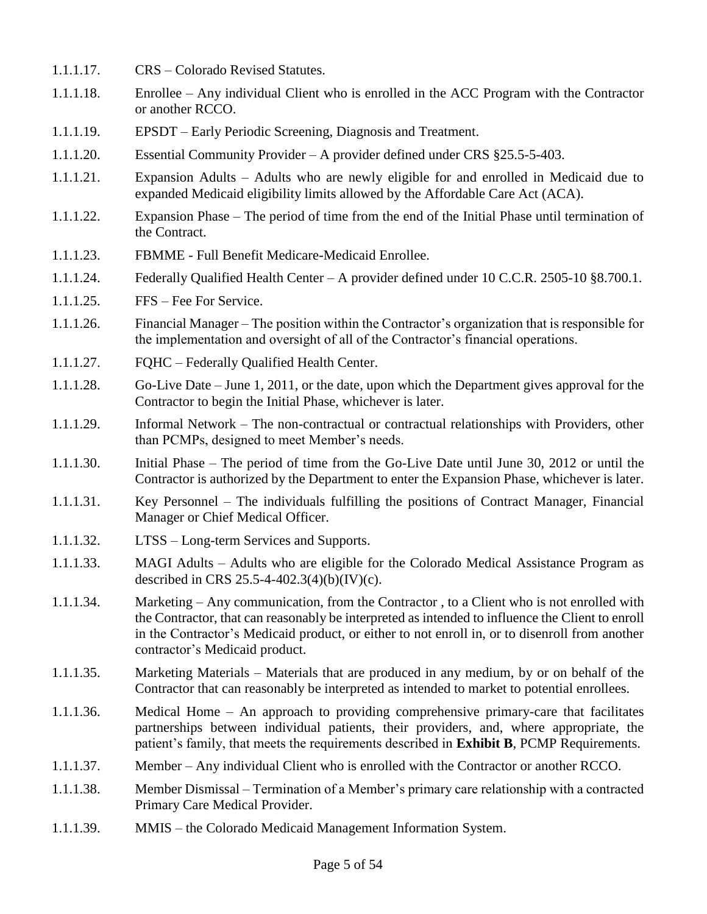1.1.1.17. CRS – Colorado Revised Statutes.

1.1.1.18. Enrollee – Any individual Client who is enrolled in the ACC Program with the Contractor or another RCCO.

1.1.1.19. EPSDT – Early Periodic Screening, Diagnosis and Treatment.

1.1.1.20. Essential Community Provider – A provider defined under CRS §25.5-5-403.

1.1.1.21. Expansion Adults – Adults who are newly eligible for and enrolled in Medicaid due to expanded Medicaid eligibility limits allowed by the Affordable Care Act (ACA).

1.1.1.22. Expansion Phase – The period of time from the end of the Initial Phase until termination of the Contract.

1.1.1.23. FBMME - Full Benefit Medicare-Medicaid Enrollee.

1.1.1.24. Federally Qualified Health Center – A provider defined under 10 C.C.R. 2505-10 §8.700.1.

1.1.1.25. FFS – Fee For Service.

1.1.1.26. Financial Manager – The position within the Contractor's organization that is responsible for the implementation and oversight of all of the Contractor's financial operations.

1.1.1.27. FQHC – Federally Qualified Health Center.

1.1.1.28. Go-Live Date – June 1, 2011, or the date, upon which the Department gives approval for the Contractor to begin the Initial Phase, whichever is later.

1.1.1.29. Informal Network – The non-contractual or contractual relationships with Providers, other than PCMPs, designed to meet Member's needs.

1.1.1.30. Initial Phase – The period of time from the Go-Live Date until June 30, 2012 or until the Contractor is authorized by the Department to enter the Expansion Phase, whichever is later.

1.1.1.31. Key Personnel – The individuals fulfilling the positions of Contract Manager, Financial Manager or Chief Medical Officer.

1.1.1.32. LTSS – Long-term Services and Supports.

1.1.1.33. MAGI Adults – Adults who are eligible for the Colorado Medical Assistance Program as described in CRS 25.5-4-402.3(4)(b)(IV)(c).

1.1.1.34. Marketing – Any communication, from the Contractor , to a Client who is not enrolled with the Contractor, that can reasonably be interpreted as intended to influence the Client to enroll in the Contractor's Medicaid product, or either to not enroll in, or to disenroll from another contractor's Medicaid product.

1.1.1.35. Marketing Materials – Materials that are produced in any medium, by or on behalf of the Contractor that can reasonably be interpreted as intended to market to potential enrollees.

1.1.1.36. Medical Home – An approach to providing comprehensive primary-care that facilitates partnerships between individual patients, their providers, and, where appropriate, the patient's family, that meets the requirements described in **Exhibit B**, PCMP Requirements.

1.1.1.37. Member – Any individual Client who is enrolled with the Contractor or another RCCO.

1.1.1.38. Member Dismissal – Termination of a Member's primary care relationship with a contracted Primary Care Medical Provider.

1.1.1.39. MMIS – the Colorado Medicaid Management Information System.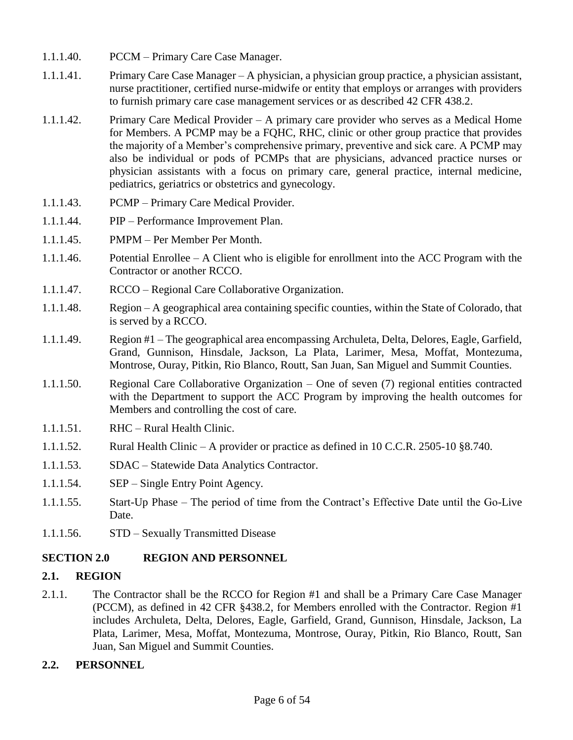1.1.1.40. PCCM – Primary Care Case Manager.

1.1.1.41. Primary Care Case Manager – A physician, a physician group practice, a physician assistant, nurse practitioner, certified nurse-midwife or entity that employs or arranges with providers to furnish primary care case management services or as described 42 CFR 438.2.

1.1.1.42. Primary Care Medical Provider – A primary care provider who serves as a Medical Home for Members. A PCMP may be a FQHC, RHC, clinic or other group practice that provides the majority of a Member's comprehensive primary, preventive and sick care. A PCMP may also be individual or pods of PCMPs that are physicians, advanced practice nurses or physician assistants with a focus on primary care, general practice, internal medicine, pediatrics, geriatrics or obstetrics and gynecology.

1.1.1.43. PCMP – Primary Care Medical Provider.

1.1.1.44. PIP – Performance Improvement Plan.

1.1.1.45. PMPM – Per Member Per Month.

1.1.1.46. Potential Enrollee – A Client who is eligible for enrollment into the ACC Program with the Contractor or another RCCO.

1.1.1.47. RCCO – Regional Care Collaborative Organization.

1.1.1.48. Region – A geographical area containing specific counties, within the State of Colorado, that is served by a RCCO.

1.1.1.49. Region #1 – The geographical area encompassing Archuleta, Delta, Delores, Eagle, Garfield, Grand, Gunnison, Hinsdale, Jackson, La Plata, Larimer, Mesa, Moffat, Montezuma, Montrose, Ouray, Pitkin, Rio Blanco, Routt, San Juan, San Miguel and Summit Counties.

1.1.1.50. Regional Care Collaborative Organization – One of seven (7) regional entities contracted with the Department to support the ACC Program by improving the health outcomes for Members and controlling the cost of care.

1.1.1.51. RHC – Rural Health Clinic.

1.1.1.52. Rural Health Clinic – A provider or practice as defined in 10 C.C.R. 2505-10 §8.740.

1.1.1.53. SDAC – Statewide Data Analytics Contractor.

1.1.1.54. SEP – Single Entry Point Agency.

1.1.1.55. Start-Up Phase – The period of time from the Contract's Effective Date until the Go-Live Date.

1.1.1.56. STD – Sexually Transmitted Disease

## SECTION 2.0 REGION AND PERSONNEL

### 2.1. REGION

2.1.1. The Contractor shall be the RCCO for Region #1 and shall be a Primary Care Case Manager (PCCM), as defined in 42 CFR §438.2, for Members enrolled with the Contractor. Region #1 includes Archuleta, Delta, Delores, Eagle, Garfield, Grand, Gunnison, Hinsdale, Jackson, La Plata, Larimer, Mesa, Moffat, Montezuma, Montrose, Ouray, Pitkin, Rio Blanco, Routt, San Juan, San Miguel and Summit Counties.

### 2.2. PERSONNEL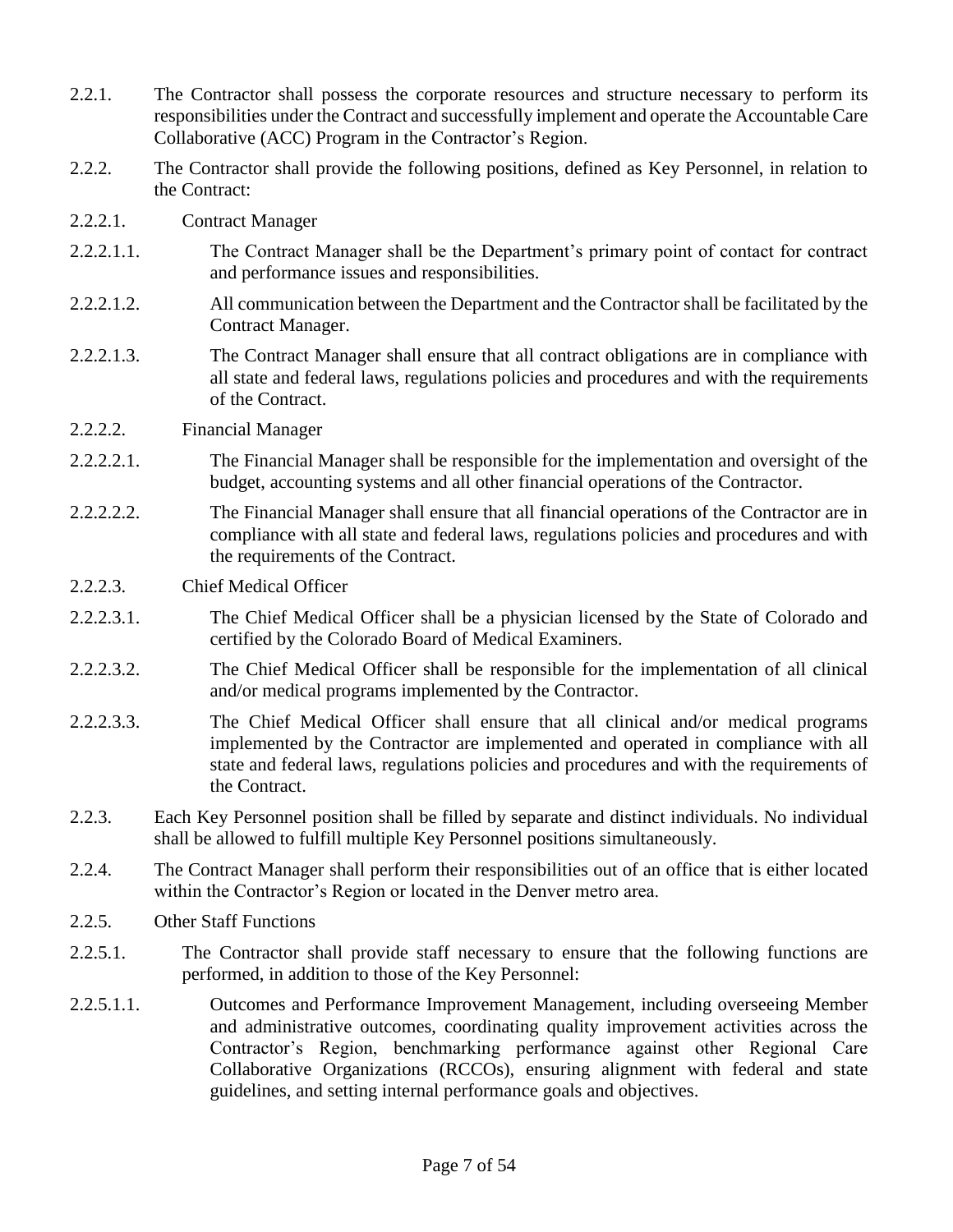2.2.1. The Contractor shall possess the corporate resources and structure necessary to perform its responsibilities under the Contract and successfully implement and operate the Accountable Care Collaborative (ACC) Program in the Contractor's Region.

2.2.2. The Contractor shall provide the following positions, defined as Key Personnel, in relation to the Contract:

2.2.2.1. Contract Manager

2.2.2.1.1. The Contract Manager shall be the Department's primary point of contact for contract and performance issues and responsibilities.

2.2.2.1.2. All communication between the Department and the Contractor shall be facilitated by the Contract Manager.

2.2.2.1.3. The Contract Manager shall ensure that all contract obligations are in compliance with all state and federal laws, regulations policies and procedures and with the requirements of the Contract.

2.2.2.2. Financial Manager

2.2.2.2.1. The Financial Manager shall be responsible for the implementation and oversight of the budget, accounting systems and all other financial operations of the Contractor.

2.2.2.2.2. The Financial Manager shall ensure that all financial operations of the Contractor are in compliance with all state and federal laws, regulations policies and procedures and with the requirements of the Contract.

2.2.2.3. Chief Medical Officer

2.2.2.3.1. The Chief Medical Officer shall be a physician licensed by the State of Colorado and certified by the Colorado Board of Medical Examiners.

2.2.2.3.2. The Chief Medical Officer shall be responsible for the implementation of all clinical and/or medical programs implemented by the Contractor.

2.2.2.3.3. The Chief Medical Officer shall ensure that all clinical and/or medical programs implemented by the Contractor are implemented and operated in compliance with all state and federal laws, regulations policies and procedures and with the requirements of the Contract.

2.2.3. Each Key Personnel position shall be filled by separate and distinct individuals. No individual shall be allowed to fulfill multiple Key Personnel positions simultaneously.

2.2.4. The Contract Manager shall perform their responsibilities out of an office that is either located within the Contractor's Region or located in the Denver metro area.

2.2.5. Other Staff Functions

2.2.5.1. The Contractor shall provide staff necessary to ensure that the following functions are performed, in addition to those of the Key Personnel:

2.2.5.1.1. Outcomes and Performance Improvement Management, including overseeing Member and administrative outcomes, coordinating quality improvement activities across the Contractor's Region, benchmarking performance against other Regional Care Collaborative Organizations (RCCOs), ensuring alignment with federal and state guidelines, and setting internal performance goals and objectives.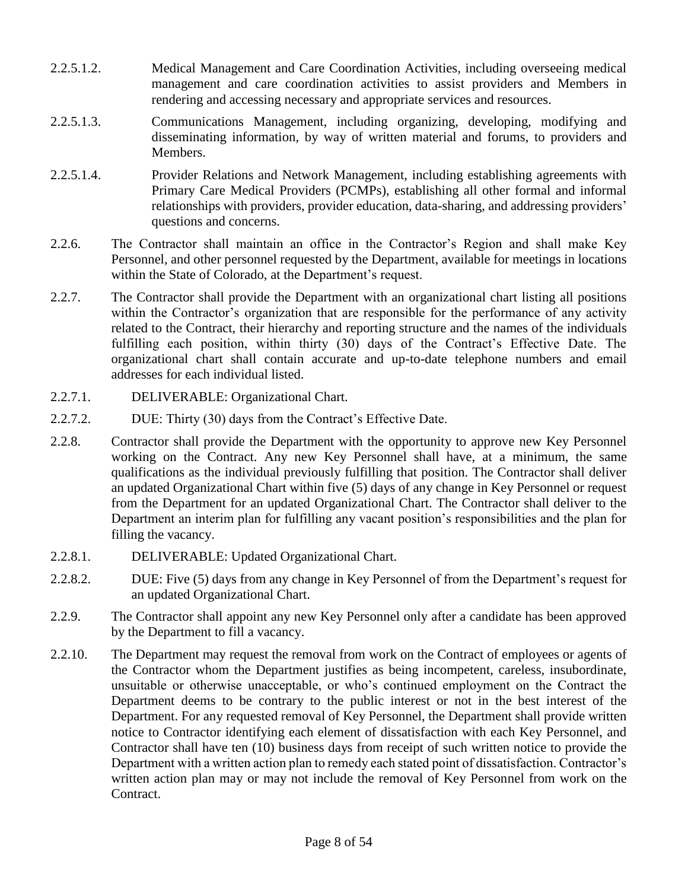2.2.5.1.2. Medical Management and Care Coordination Activities, including overseeing medical management and care coordination activities to assist providers and Members in rendering and accessing necessary and appropriate services and resources.

2.2.5.1.3. Communications Management, including organizing, developing, modifying and disseminating information, by way of written material and forums, to providers and Members.

2.2.5.1.4. Provider Relations and Network Management, including establishing agreements with Primary Care Medical Providers (PCMPs), establishing all other formal and informal relationships with providers, provider education, data-sharing, and addressing providers' questions and concerns.

2.2.6. The Contractor shall maintain an office in the Contractor's Region and shall make Key Personnel, and other personnel requested by the Department, available for meetings in locations within the State of Colorado, at the Department's request.

2.2.7. The Contractor shall provide the Department with an organizational chart listing all positions within the Contractor's organization that are responsible for the performance of any activity related to the Contract, their hierarchy and reporting structure and the names of the individuals fulfilling each position, within thirty (30) days of the Contract's Effective Date. The organizational chart shall contain accurate and up-to-date telephone numbers and email addresses for each individual listed.

2.2.7.1. DELIVERABLE: Organizational Chart.

2.2.7.2. DUE: Thirty (30) days from the Contract's Effective Date.

2.2.8. Contractor shall provide the Department with the opportunity to approve new Key Personnel working on the Contract. Any new Key Personnel shall have, at a minimum, the same qualifications as the individual previously fulfilling that position. The Contractor shall deliver an updated Organizational Chart within five (5) days of any change in Key Personnel or request from the Department for an updated Organizational Chart. The Contractor shall deliver to the Department an interim plan for fulfilling any vacant position's responsibilities and the plan for filling the vacancy.

2.2.8.1. DELIVERABLE: Updated Organizational Chart.

2.2.8.2. DUE: Five (5) days from any change in Key Personnel of from the Department's request for an updated Organizational Chart.

2.2.9. The Contractor shall appoint any new Key Personnel only after a candidate has been approved by the Department to fill a vacancy.

2.2.10. The Department may request the removal from work on the Contract of employees or agents of the Contractor whom the Department justifies as being incompetent, careless, insubordinate, unsuitable or otherwise unacceptable, or who's continued employment on the Contract the Department deems to be contrary to the public interest or not in the best interest of the Department. For any requested removal of Key Personnel, the Department shall provide written notice to Contractor identifying each element of dissatisfaction with each Key Personnel, and Contractor shall have ten (10) business days from receipt of such written notice to provide the Department with a written action plan to remedy each stated point of dissatisfaction. Contractor's written action plan may or may not include the removal of Key Personnel from work on the Contract.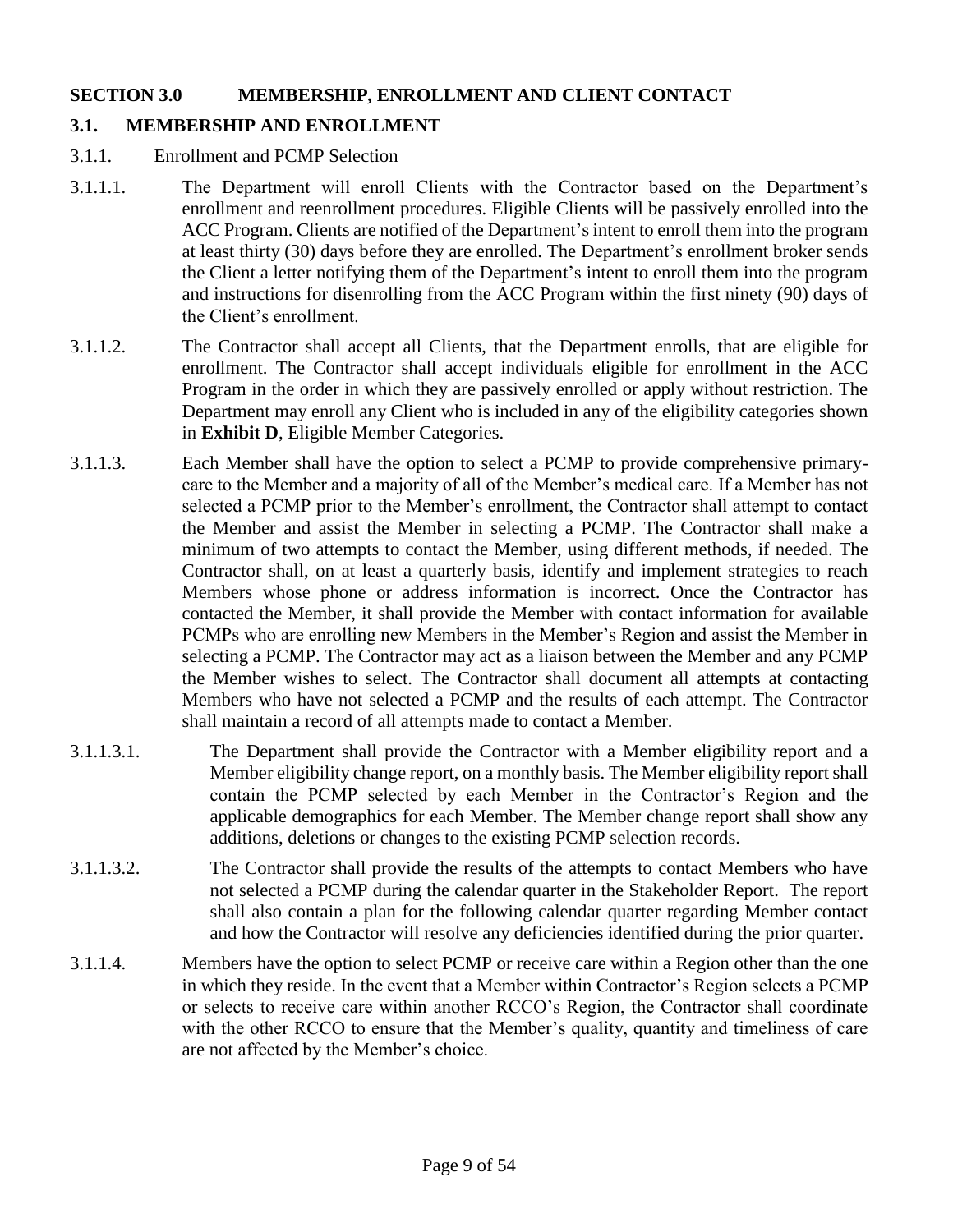## SECTION 3.0 MEMBERSHIP, ENROLLMENT AND CLIENT CONTACT

### 3.1. MEMBERSHIP AND ENROLLMENT

3.1.1. Enrollment and PCMP Selection

3.1.1.1. The Department will enroll Clients with the Contractor based on the Department's enrollment and reenrollment procedures. Eligible Clients will be passively enrolled into the ACC Program. Clients are notified of the Department's intent to enroll them into the program at least thirty (30) days before they are enrolled. The Department's enrollment broker sends the Client a letter notifying them of the Department's intent to enroll them into the program and instructions for disenrolling from the ACC Program within the first ninety (90) days of the Client's enrollment.

3.1.1.2. The Contractor shall accept all Clients, that the Department enrolls, that are eligible for enrollment. The Contractor shall accept individuals eligible for enrollment in the ACC Program in the order in which they are passively enrolled or apply without restriction. The Department may enroll any Client who is included in any of the eligibility categories shown in **Exhibit D**, Eligible Member Categories.

3.1.1.3. Each Member shall have the option to select a PCMP to provide comprehensive primary-care to the Member and a majority of all of the Member's medical care. If a Member has not selected a PCMP prior to the Member's enrollment, the Contractor shall attempt to contact the Member and assist the Member in selecting a PCMP. The Contractor shall make a minimum of two attempts to contact the Member, using different methods, if needed. The Contractor shall, on at least a quarterly basis, identify and implement strategies to reach Members whose phone or address information is incorrect. Once the Contractor has contacted the Member, it shall provide the Member with contact information for available PCMPs who are enrolling new Members in the Member's Region and assist the Member in selecting a PCMP. The Contractor may act as a liaison between the Member and any PCMP the Member wishes to select. The Contractor shall document all attempts at contacting Members who have not selected a PCMP and the results of each attempt. The Contractor shall maintain a record of all attempts made to contact a Member.

3.1.1.3.1. The Department shall provide the Contractor with a Member eligibility report and a Member eligibility change report, on a monthly basis. The Member eligibility report shall contain the PCMP selected by each Member in the Contractor's Region and the applicable demographics for each Member. The Member change report shall show any additions, deletions or changes to the existing PCMP selection records.

3.1.1.3.2. The Contractor shall provide the results of the attempts to contact Members who have not selected a PCMP during the calendar quarter in the Stakeholder Report. The report shall also contain a plan for the following calendar quarter regarding Member contact and how the Contractor will resolve any deficiencies identified during the prior quarter.

3.1.1.4. Members have the option to select PCMP or receive care within a Region other than the one in which they reside. In the event that a Member within Contractor's Region selects a PCMP or selects to receive care within another RCCO's Region, the Contractor shall coordinate with the other RCCO to ensure that the Member's quality, quantity and timeliness of care are not affected by the Member's choice.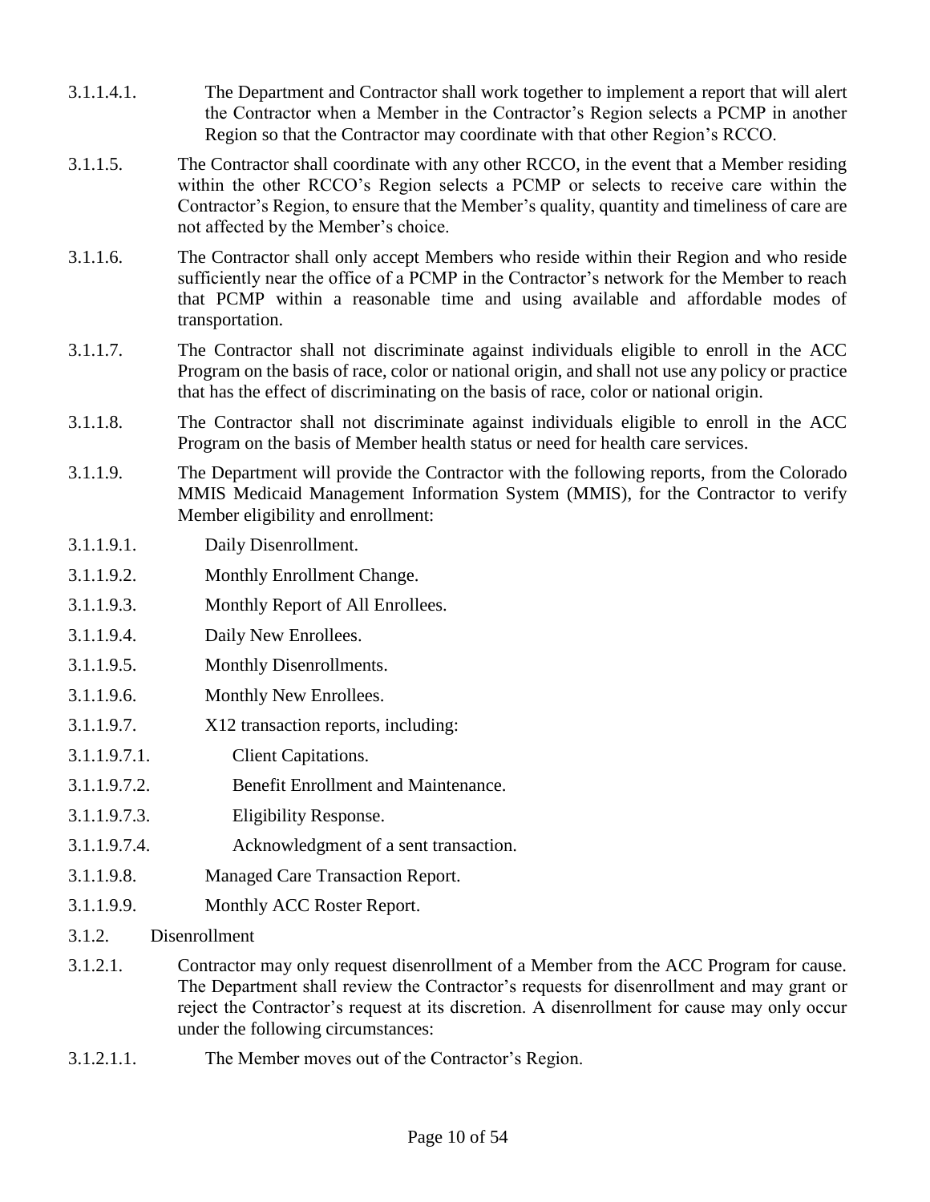3.1.1.4.1. The Department and Contractor shall work together to implement a report that will alert the Contractor when a Member in the Contractor's Region selects a PCMP in another Region so that the Contractor may coordinate with that other Region's RCCO.

3.1.1.5. The Contractor shall coordinate with any other RCCO, in the event that a Member residing within the other RCCO's Region selects a PCMP or selects to receive care within the Contractor's Region, to ensure that the Member's quality, quantity and timeliness of care are not affected by the Member's choice.

3.1.1.6. The Contractor shall only accept Members who reside within their Region and who reside sufficiently near the office of a PCMP in the Contractor's network for the Member to reach that PCMP within a reasonable time and using available and affordable modes of transportation.

3.1.1.7. The Contractor shall not discriminate against individuals eligible to enroll in the ACC Program on the basis of race, color or national origin, and shall not use any policy or practice that has the effect of discriminating on the basis of race, color or national origin.

3.1.1.8. The Contractor shall not discriminate against individuals eligible to enroll in the ACC Program on the basis of Member health status or need for health care services.

3.1.1.9. The Department will provide the Contractor with the following reports, from the Colorado MMIS Medicaid Management Information System (MMIS), for the Contractor to verify Member eligibility and enrollment:

3.1.1.9.1. Daily Disenrollment.

3.1.1.9.2. Monthly Enrollment Change.

3.1.1.9.3. Monthly Report of All Enrollees.

3.1.1.9.4. Daily New Enrollees.

3.1.1.9.5. Monthly Disenrollments.

3.1.1.9.6. Monthly New Enrollees.

3.1.1.9.7. X12 transaction reports, including:

3.1.1.9.7.1. Client Capitations.

3.1.1.9.7.2. Benefit Enrollment and Maintenance.

3.1.1.9.7.3. Eligibility Response.

3.1.1.9.7.4. Acknowledgment of a sent transaction.

3.1.1.9.8. Managed Care Transaction Report.

3.1.1.9.9. Monthly ACC Roster Report.

3.1.2. Disenrollment

3.1.2.1. Contractor may only request disenrollment of a Member from the ACC Program for cause. The Department shall review the Contractor's requests for disenrollment and may grant or reject the Contractor's request at its discretion. A disenrollment for cause may only occur under the following circumstances:

3.1.2.1.1. The Member moves out of the Contractor's Region.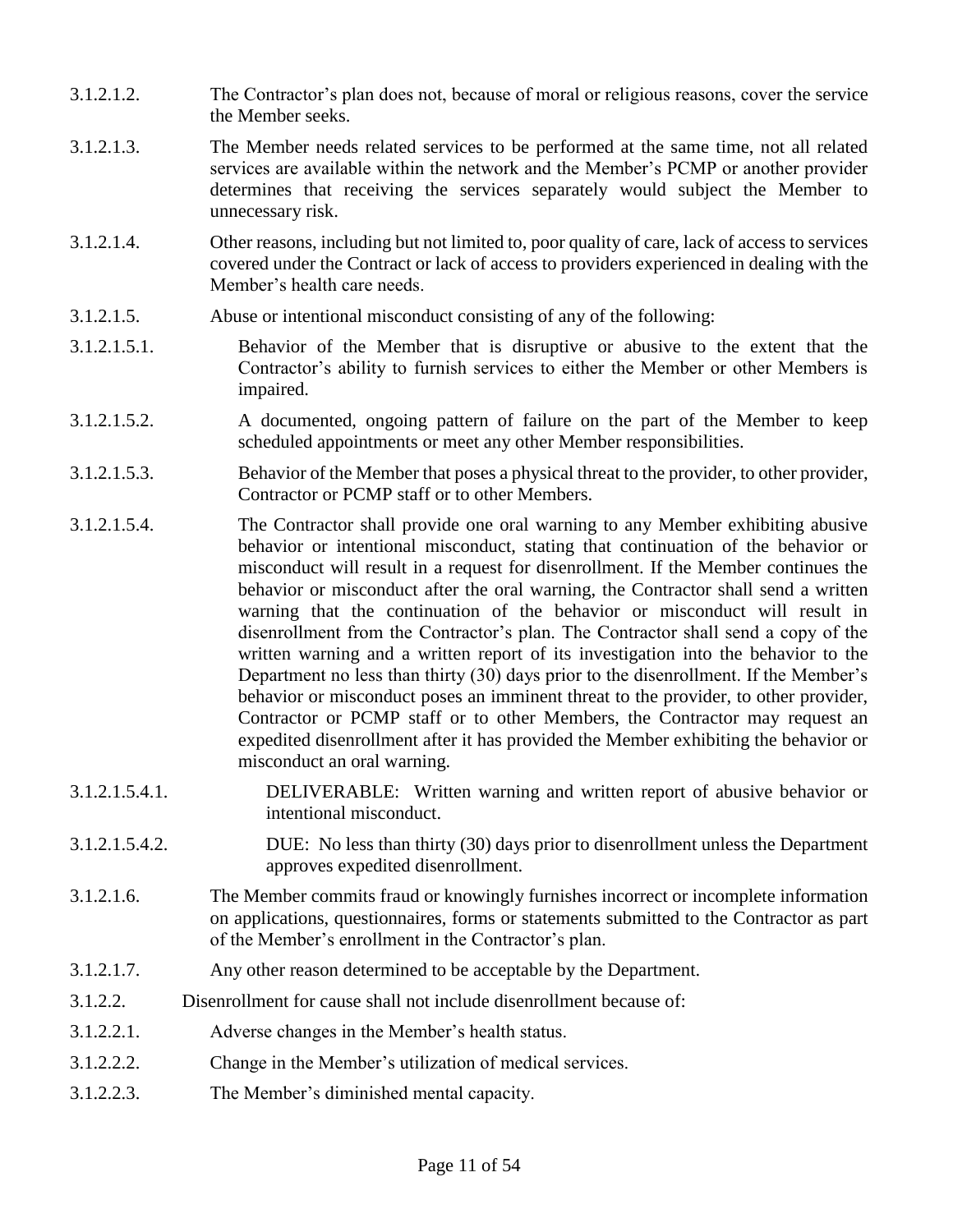3.1.2.1.2. The Contractor's plan does not, because of moral or religious reasons, cover the service the Member seeks.

3.1.2.1.3. The Member needs related services to be performed at the same time, not all related services are available within the network and the Member's PCMP or another provider determines that receiving the services separately would subject the Member to unnecessary risk.

3.1.2.1.4. Other reasons, including but not limited to, poor quality of care, lack of access to services covered under the Contract or lack of access to providers experienced in dealing with the Member's health care needs.

3.1.2.1.5. Abuse or intentional misconduct consisting of any of the following:

3.1.2.1.5.1. Behavior of the Member that is disruptive or abusive to the extent that the Contractor's ability to furnish services to either the Member or other Members is impaired.

3.1.2.1.5.2. A documented, ongoing pattern of failure on the part of the Member to keep scheduled appointments or meet any other Member responsibilities.

3.1.2.1.5.3. Behavior of the Member that poses a physical threat to the provider, to other provider, Contractor or PCMP staff or to other Members.

3.1.2.1.5.4. The Contractor shall provide one oral warning to any Member exhibiting abusive behavior or intentional misconduct, stating that continuation of the behavior or misconduct will result in a request for disenrollment. If the Member continues the behavior or misconduct after the oral warning, the Contractor shall send a written warning that the continuation of the behavior or misconduct will result in disenrollment from the Contractor's plan. The Contractor shall send a copy of the written warning and a written report of its investigation into the behavior to the Department no less than thirty (30) days prior to the disenrollment. If the Member's behavior or misconduct poses an imminent threat to the provider, to other provider, Contractor or PCMP staff or to other Members, the Contractor may request an expedited disenrollment after it has provided the Member exhibiting the behavior or misconduct an oral warning.

3.1.2.1.5.4.1. DELIVERABLE: Written warning and written report of abusive behavior or intentional misconduct.

3.1.2.1.5.4.2. DUE: No less than thirty (30) days prior to disenrollment unless the Department approves expedited disenrollment.

3.1.2.1.6. The Member commits fraud or knowingly furnishes incorrect or incomplete information on applications, questionnaires, forms or statements submitted to the Contractor as part of the Member's enrollment in the Contractor's plan.

3.1.2.1.7. Any other reason determined to be acceptable by the Department.

3.1.2.2. Disenrollment for cause shall not include disenrollment because of:

3.1.2.2.1. Adverse changes in the Member's health status.

3.1.2.2.2. Change in the Member's utilization of medical services.

3.1.2.2.3. The Member's diminished mental capacity.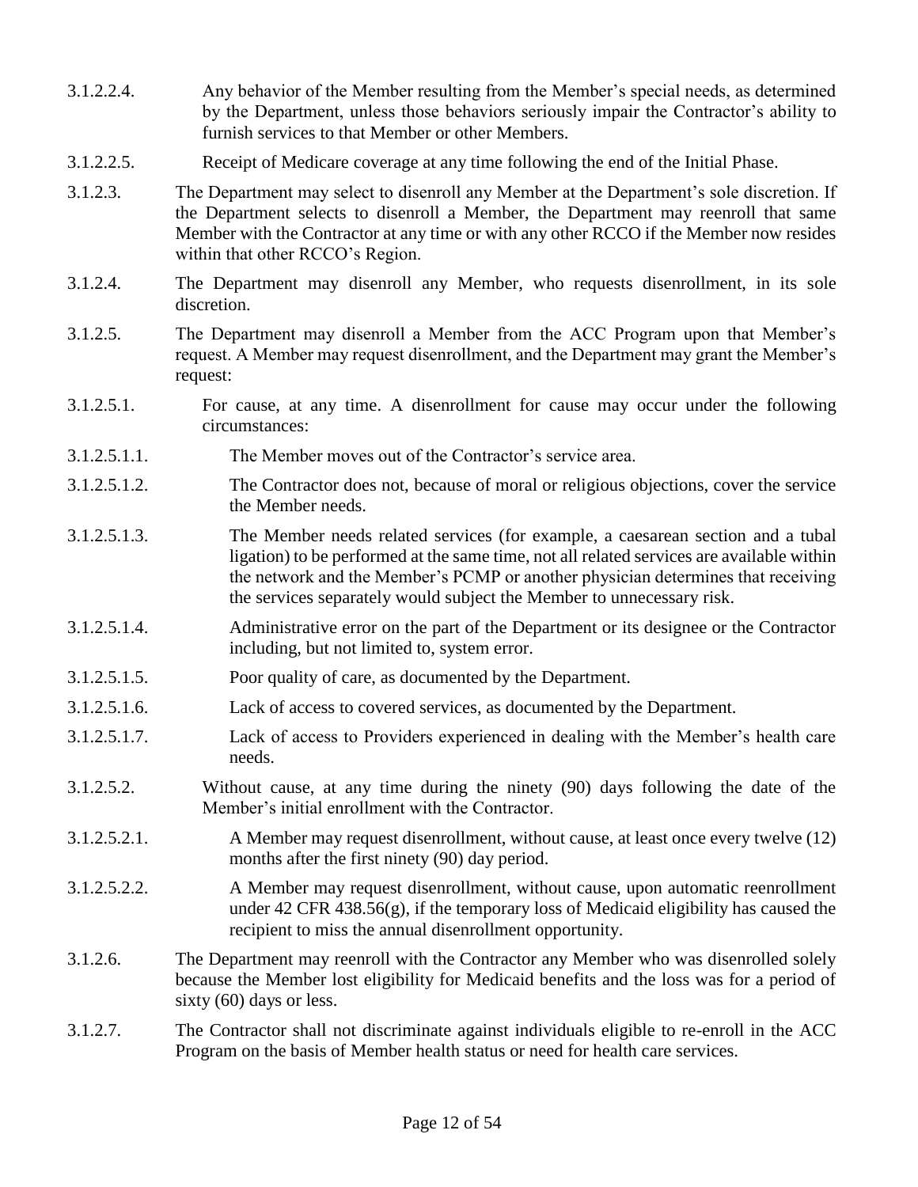3.1.2.2.4. Any behavior of the Member resulting from the Member's special needs, as determined by the Department, unless those behaviors seriously impair the Contractor's ability to furnish services to that Member or other Members.

3.1.2.2.5. Receipt of Medicare coverage at any time following the end of the Initial Phase.

3.1.2.3. The Department may select to disenroll any Member at the Department's sole discretion. If the Department selects to disenroll a Member, the Department may reenroll that same Member with the Contractor at any time or with any other RCCO if the Member now resides within that other RCCO's Region.

3.1.2.4. The Department may disenroll any Member, who requests disenrollment, in its sole discretion.

3.1.2.5. The Department may disenroll a Member from the ACC Program upon that Member's request. A Member may request disenrollment, and the Department may grant the Member's request:

3.1.2.5.1. For cause, at any time. A disenrollment for cause may occur under the following circumstances:

3.1.2.5.1.1. The Member moves out of the Contractor's service area.

3.1.2.5.1.2. The Contractor does not, because of moral or religious objections, cover the service the Member needs.

3.1.2.5.1.3. The Member needs related services (for example, a caesarean section and a tubal ligation) to be performed at the same time, not all related services are available within the network and the Member's PCMP or another physician determines that receiving the services separately would subject the Member to unnecessary risk.

3.1.2.5.1.4. Administrative error on the part of the Department or its designee or the Contractor including, but not limited to, system error.

3.1.2.5.1.5. Poor quality of care, as documented by the Department.

3.1.2.5.1.6. Lack of access to covered services, as documented by the Department.

3.1.2.5.1.7. Lack of access to Providers experienced in dealing with the Member's health care needs.

3.1.2.5.2. Without cause, at any time during the ninety (90) days following the date of the Member's initial enrollment with the Contractor.

3.1.2.5.2.1. A Member may request disenrollment, without cause, at least once every twelve (12) months after the first ninety (90) day period.

3.1.2.5.2.2. A Member may request disenrollment, without cause, upon automatic reenrollment under 42 CFR 438.56(g), if the temporary loss of Medicaid eligibility has caused the recipient to miss the annual disenrollment opportunity.

3.1.2.6. The Department may reenroll with the Contractor any Member who was disenrolled solely because the Member lost eligibility for Medicaid benefits and the loss was for a period of sixty (60) days or less.

3.1.2.7. The Contractor shall not discriminate against individuals eligible to re-enroll in the ACC Program on the basis of Member health status or need for health care services.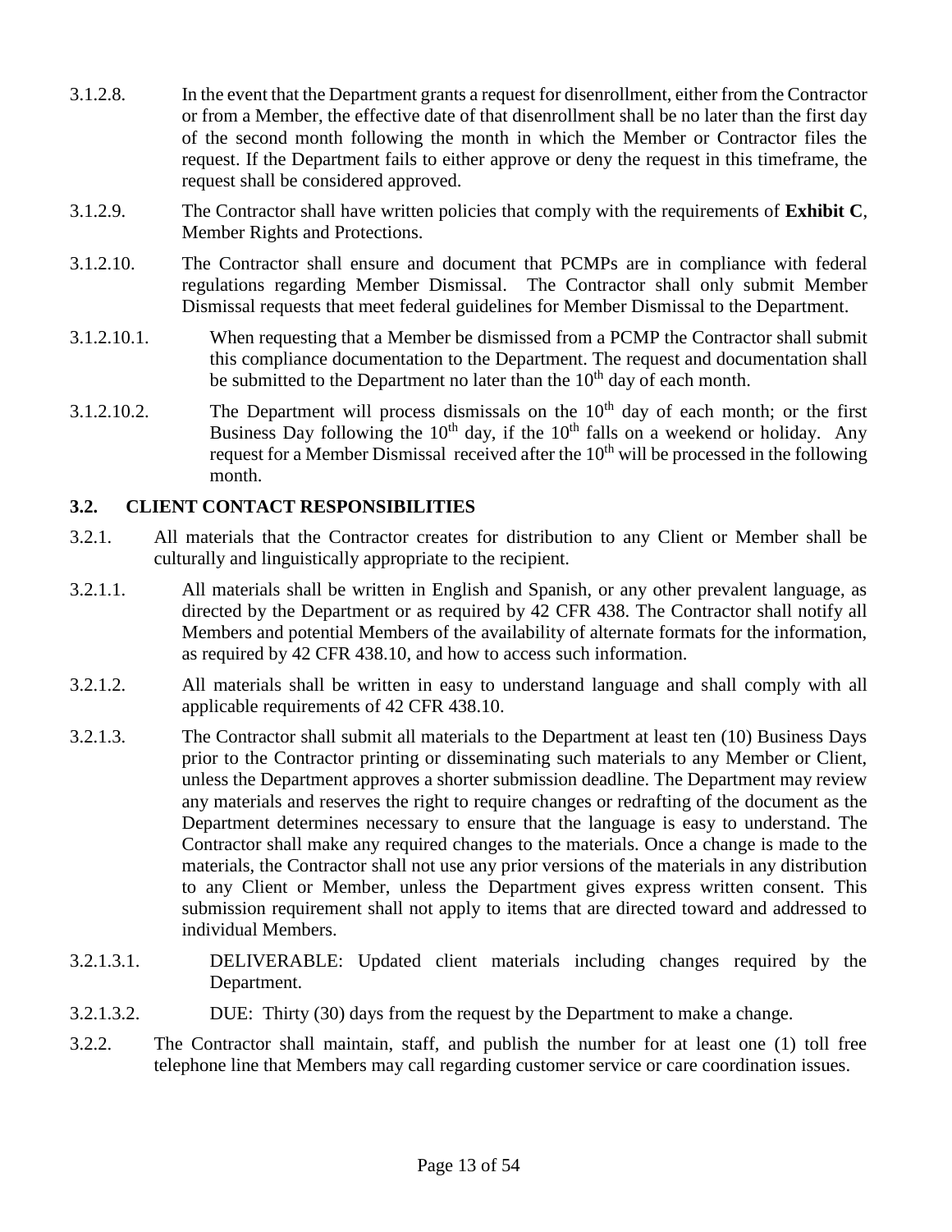3.1.2.8. In the event that the Department grants a request for disenrollment, either from the Contractor or from a Member, the effective date of that disenrollment shall be no later than the first day of the second month following the month in which the Member or Contractor files the request. If the Department fails to either approve or deny the request in this timeframe, the request shall be considered approved.

3.1.2.9. The Contractor shall have written policies that comply with the requirements of **Exhibit C**, Member Rights and Protections.

3.1.2.10. The Contractor shall ensure and document that PCMPs are in compliance with federal regulations regarding Member Dismissal. The Contractor shall only submit Member Dismissal requests that meet federal guidelines for Member Dismissal to the Department.

3.1.2.10.1. When requesting that a Member be dismissed from a PCMP the Contractor shall submit this compliance documentation to the Department. The request and documentation shall be submitted to the Department no later than the 10th day of each month.

3.1.2.10.2. The Department will process dismissals on the 10th day of each month; or the first Business Day following the 10th day, if the 10th falls on a weekend or holiday. Any request for a Member Dismissal received after the 10th will be processed in the following month.

### 3.2. CLIENT CONTACT RESPONSIBILITIES

3.2.1. All materials that the Contractor creates for distribution to any Client or Member shall be culturally and linguistically appropriate to the recipient.

3.2.1.1. All materials shall be written in English and Spanish, or any other prevalent language, as directed by the Department or as required by 42 CFR 438. The Contractor shall notify all Members and potential Members of the availability of alternate formats for the information, as required by 42 CFR 438.10, and how to access such information.

3.2.1.2. All materials shall be written in easy to understand language and shall comply with all applicable requirements of 42 CFR 438.10.

3.2.1.3. The Contractor shall submit all materials to the Department at least ten (10) Business Days prior to the Contractor printing or disseminating such materials to any Member or Client, unless the Department approves a shorter submission deadline. The Department may review any materials and reserves the right to require changes or redrafting of the document as the Department determines necessary to ensure that the language is easy to understand. The Contractor shall make any required changes to the materials. Once a change is made to the materials, the Contractor shall not use any prior versions of the materials in any distribution to any Client or Member, unless the Department gives express written consent. This submission requirement shall not apply to items that are directed toward and addressed to individual Members.

3.2.1.3.1. DELIVERABLE: Updated client materials including changes required by the Department.

3.2.1.3.2. DUE: Thirty (30) days from the request by the Department to make a change.

3.2.2. The Contractor shall maintain, staff, and publish the number for at least one (1) toll free telephone line that Members may call regarding customer service or care coordination issues.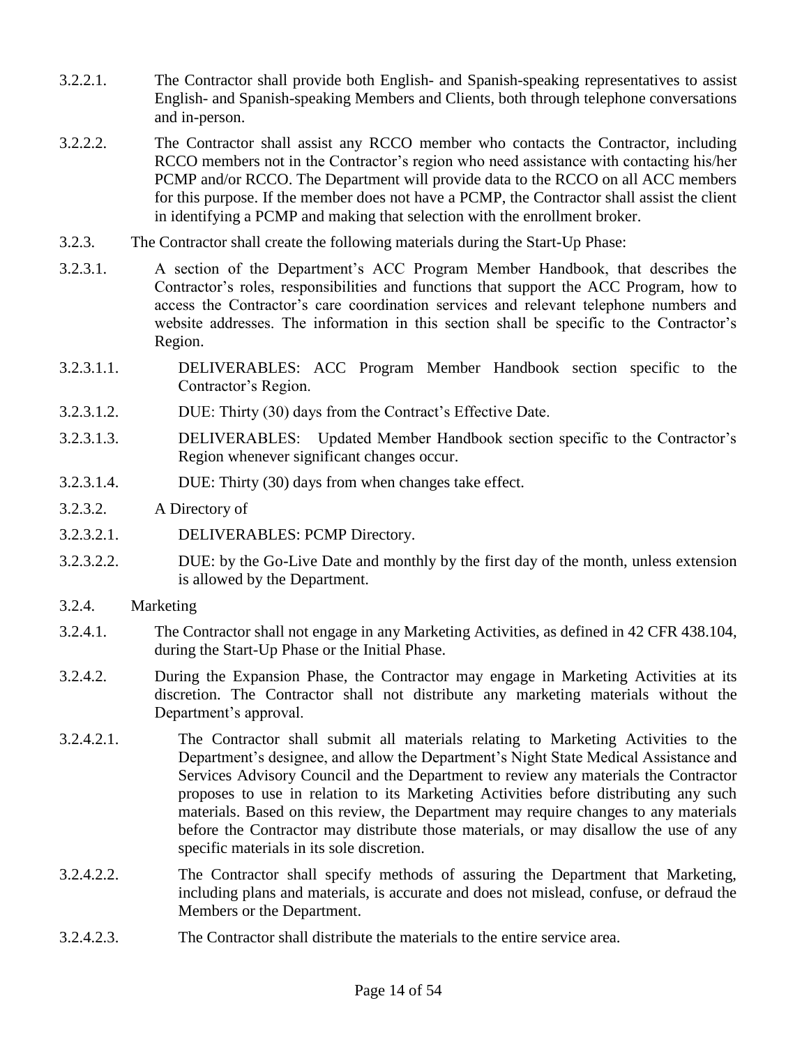3.2.2.1. The Contractor shall provide both English- and Spanish-speaking representatives to assist English- and Spanish-speaking Members and Clients, both through telephone conversations and in-person.

3.2.2.2. The Contractor shall assist any RCCO member who contacts the Contractor, including RCCO members not in the Contractor's region who need assistance with contacting his/her PCMP and/or RCCO. The Department will provide data to the RCCO on all ACC members for this purpose. If the member does not have a PCMP, the Contractor shall assist the client in identifying a PCMP and making that selection with the enrollment broker.

3.2.3. The Contractor shall create the following materials during the Start-Up Phase:

3.2.3.1. A section of the Department's ACC Program Member Handbook, that describes the Contractor's roles, responsibilities and functions that support the ACC Program, how to access the Contractor's care coordination services and relevant telephone numbers and website addresses. The information in this section shall be specific to the Contractor's Region.

3.2.3.1.1. DELIVERABLES: ACC Program Member Handbook section specific to the Contractor's Region.

3.2.3.1.2. DUE: Thirty (30) days from the Contract's Effective Date.

3.2.3.1.3. DELIVERABLES: Updated Member Handbook section specific to the Contractor's Region whenever significant changes occur.

3.2.3.1.4. DUE: Thirty (30) days from when changes take effect.

3.2.3.2. A Directory of

3.2.3.2.1. DELIVERABLES: PCMP Directory.

3.2.3.2.2. DUE: by the Go-Live Date and monthly by the first day of the month, unless extension is allowed by the Department.

3.2.4. Marketing

3.2.4.1. The Contractor shall not engage in any Marketing Activities, as defined in 42 CFR 438.104, during the Start-Up Phase or the Initial Phase.

3.2.4.2. During the Expansion Phase, the Contractor may engage in Marketing Activities at its discretion. The Contractor shall not distribute any marketing materials without the Department's approval.

3.2.4.2.1. The Contractor shall submit all materials relating to Marketing Activities to the Department's designee, and allow the Department's Night State Medical Assistance and Services Advisory Council and the Department to review any materials the Contractor proposes to use in relation to its Marketing Activities before distributing any such materials. Based on this review, the Department may require changes to any materials before the Contractor may distribute those materials, or may disallow the use of any specific materials in its sole discretion.

3.2.4.2.2. The Contractor shall specify methods of assuring the Department that Marketing, including plans and materials, is accurate and does not mislead, confuse, or defraud the Members or the Department.

3.2.4.2.3. The Contractor shall distribute the materials to the entire service area.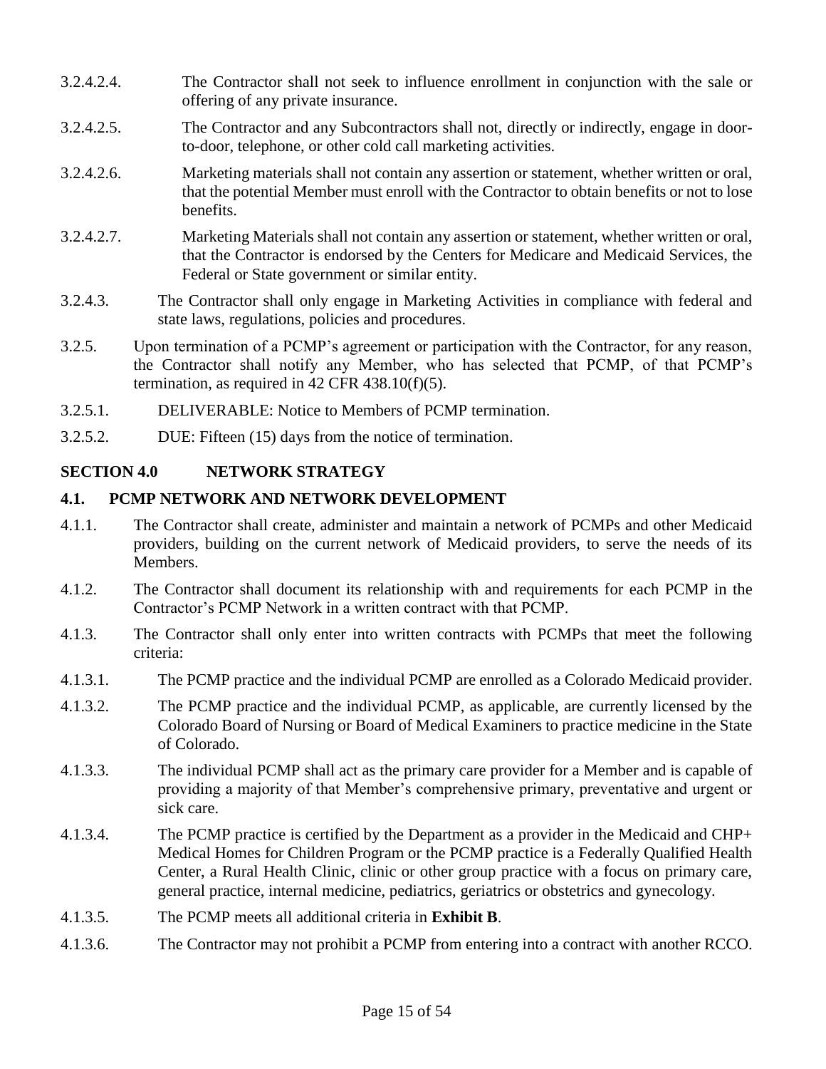3.2.4.2.4. The Contractor shall not seek to influence enrollment in conjunction with the sale or offering of any private insurance.

3.2.4.2.5. The Contractor and any Subcontractors shall not, directly or indirectly, engage in door-to-door, telephone, or other cold call marketing activities.

3.2.4.2.6. Marketing materials shall not contain any assertion or statement, whether written or oral, that the potential Member must enroll with the Contractor to obtain benefits or not to lose benefits.

3.2.4.2.7. Marketing Materials shall not contain any assertion or statement, whether written or oral, that the Contractor is endorsed by the Centers for Medicare and Medicaid Services, the Federal or State government or similar entity.

3.2.4.3. The Contractor shall only engage in Marketing Activities in compliance with federal and state laws, regulations, policies and procedures.

3.2.5. Upon termination of a PCMP's agreement or participation with the Contractor, for any reason, the Contractor shall notify any Member, who has selected that PCMP, of that PCMP's termination, as required in 42 CFR 438.10(f)(5).

3.2.5.1. DELIVERABLE: Notice to Members of PCMP termination.

3.2.5.2. DUE: Fifteen (15) days from the notice of termination.

## SECTION 4.0 NETWORK STRATEGY

### 4.1. PCMP NETWORK AND NETWORK DEVELOPMENT

4.1.1. The Contractor shall create, administer and maintain a network of PCMPs and other Medicaid providers, building on the current network of Medicaid providers, to serve the needs of its Members.

4.1.2. The Contractor shall document its relationship with and requirements for each PCMP in the Contractor's PCMP Network in a written contract with that PCMP.

4.1.3. The Contractor shall only enter into written contracts with PCMPs that meet the following criteria:

4.1.3.1. The PCMP practice and the individual PCMP are enrolled as a Colorado Medicaid provider.

4.1.3.2. The PCMP practice and the individual PCMP, as applicable, are currently licensed by the Colorado Board of Nursing or Board of Medical Examiners to practice medicine in the State of Colorado.

4.1.3.3. The individual PCMP shall act as the primary care provider for a Member and is capable of providing a majority of that Member's comprehensive primary, preventative and urgent or sick care.

4.1.3.4. The PCMP practice is certified by the Department as a provider in the Medicaid and CHP+ Medical Homes for Children Program or the PCMP practice is a Federally Qualified Health Center, a Rural Health Clinic, clinic or other group practice with a focus on primary care, general practice, internal medicine, pediatrics, geriatrics or obstetrics and gynecology.

4.1.3.5. The PCMP meets all additional criteria in **Exhibit B**.

4.1.3.6. The Contractor may not prohibit a PCMP from entering into a contract with another RCCO.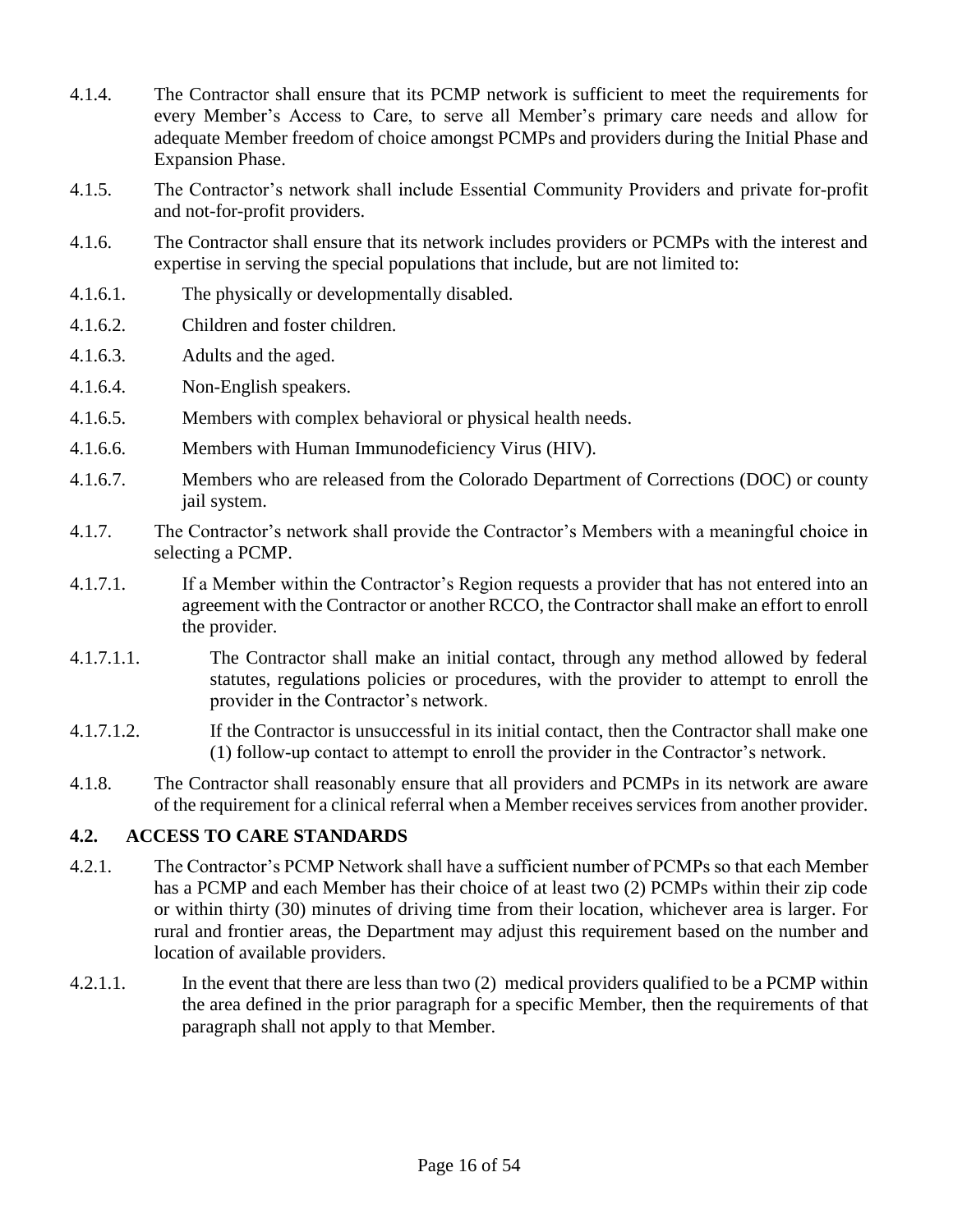4.1.4. The Contractor shall ensure that its PCMP network is sufficient to meet the requirements for every Member's Access to Care, to serve all Member's primary care needs and allow for adequate Member freedom of choice amongst PCMPs and providers during the Initial Phase and Expansion Phase.

4.1.5. The Contractor's network shall include Essential Community Providers and private for-profit and not-for-profit providers.

4.1.6. The Contractor shall ensure that its network includes providers or PCMPs with the interest and expertise in serving the special populations that include, but are not limited to:

4.1.6.1. The physically or developmentally disabled.

4.1.6.2. Children and foster children.

4.1.6.3. Adults and the aged.

4.1.6.4. Non-English speakers.

4.1.6.5. Members with complex behavioral or physical health needs.

4.1.6.6. Members with Human Immunodeficiency Virus (HIV).

4.1.6.7. Members who are released from the Colorado Department of Corrections (DOC) or county jail system.

4.1.7. The Contractor's network shall provide the Contractor's Members with a meaningful choice in selecting a PCMP.

4.1.7.1. If a Member within the Contractor's Region requests a provider that has not entered into an agreement with the Contractor or another RCCO, the Contractor shall make an effort to enroll the provider.

4.1.7.1.1. The Contractor shall make an initial contact, through any method allowed by federal statutes, regulations policies or procedures, with the provider to attempt to enroll the provider in the Contractor's network.

4.1.7.1.2. If the Contractor is unsuccessful in its initial contact, then the Contractor shall make one (1) follow-up contact to attempt to enroll the provider in the Contractor's network.

4.1.8. The Contractor shall reasonably ensure that all providers and PCMPs in its network are aware of the requirement for a clinical referral when a Member receives services from another provider.

## 4.2. ACCESS TO CARE STANDARDS

4.2.1. The Contractor's PCMP Network shall have a sufficient number of PCMPs so that each Member has a PCMP and each Member has their choice of at least two (2) PCMPs within their zip code or within thirty (30) minutes of driving time from their location, whichever area is larger. For rural and frontier areas, the Department may adjust this requirement based on the number and location of available providers.

4.2.1.1. In the event that there are less than two (2) medical providers qualified to be a PCMP within the area defined in the prior paragraph for a specific Member, then the requirements of that paragraph shall not apply to that Member.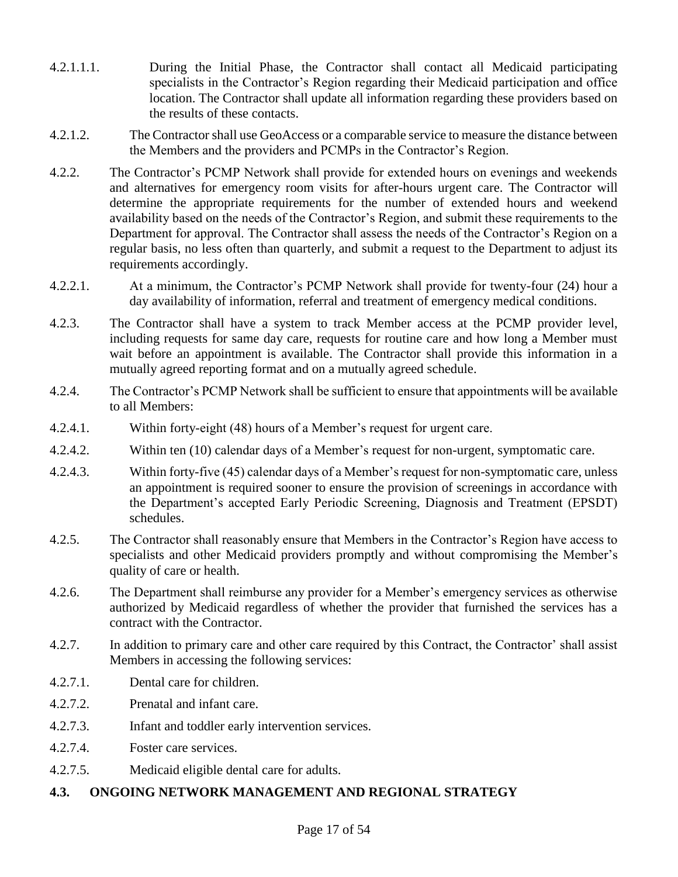4.2.1.1.1. During the Initial Phase, the Contractor shall contact all Medicaid participating specialists in the Contractor's Region regarding their Medicaid participation and office location. The Contractor shall update all information regarding these providers based on the results of these contacts.

4.2.1.2. The Contractor shall use GeoAccess or a comparable service to measure the distance between the Members and the providers and PCMPs in the Contractor's Region.

4.2.2. The Contractor's PCMP Network shall provide for extended hours on evenings and weekends and alternatives for emergency room visits for after-hours urgent care. The Contractor will determine the appropriate requirements for the number of extended hours and weekend availability based on the needs of the Contractor's Region, and submit these requirements to the Department for approval. The Contractor shall assess the needs of the Contractor's Region on a regular basis, no less often than quarterly, and submit a request to the Department to adjust its requirements accordingly.

4.2.2.1. At a minimum, the Contractor's PCMP Network shall provide for twenty-four (24) hour a day availability of information, referral and treatment of emergency medical conditions.

4.2.3. The Contractor shall have a system to track Member access at the PCMP provider level, including requests for same day care, requests for routine care and how long a Member must wait before an appointment is available. The Contractor shall provide this information in a mutually agreed reporting format and on a mutually agreed schedule.

4.2.4. The Contractor's PCMP Network shall be sufficient to ensure that appointments will be available to all Members:

4.2.4.1. Within forty-eight (48) hours of a Member's request for urgent care.

4.2.4.2. Within ten (10) calendar days of a Member's request for non-urgent, symptomatic care.

4.2.4.3. Within forty-five (45) calendar days of a Member's request for non-symptomatic care, unless an appointment is required sooner to ensure the provision of screenings in accordance with the Department's accepted Early Periodic Screening, Diagnosis and Treatment (EPSDT) schedules.

4.2.5. The Contractor shall reasonably ensure that Members in the Contractor's Region have access to specialists and other Medicaid providers promptly and without compromising the Member's quality of care or health.

4.2.6. The Department shall reimburse any provider for a Member's emergency services as otherwise authorized by Medicaid regardless of whether the provider that furnished the services has a contract with the Contractor.

4.2.7. In addition to primary care and other care required by this Contract, the Contractor' shall assist Members in accessing the following services:

4.2.7.1. Dental care for children.

4.2.7.2. Prenatal and infant care.

4.2.7.3. Infant and toddler early intervention services.

4.2.7.4. Foster care services.

4.2.7.5. Medicaid eligible dental care for adults.

## 4.3. ONGOING NETWORK MANAGEMENT AND REGIONAL STRATEGY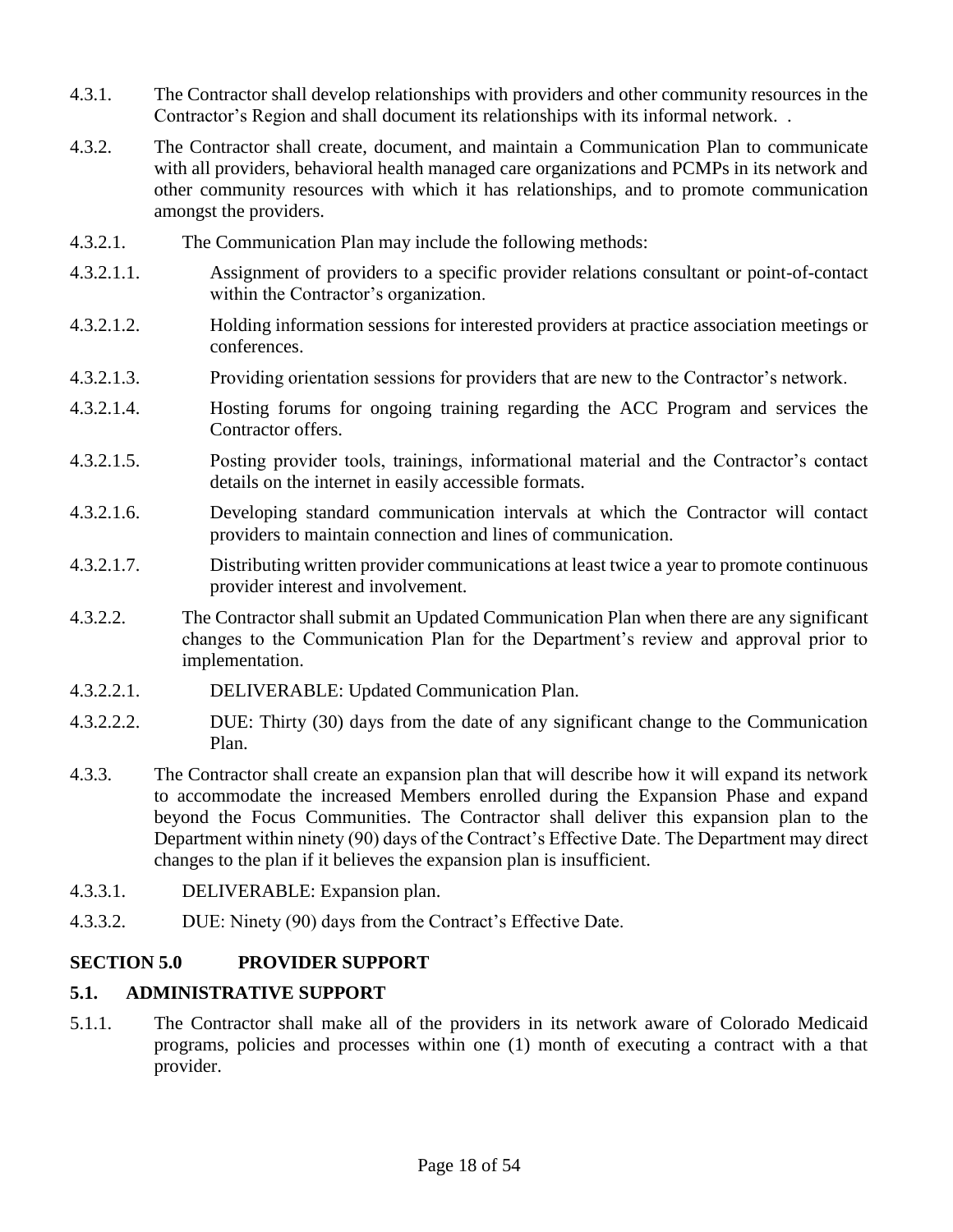4.3.1. The Contractor shall develop relationships with providers and other community resources in the Contractor's Region and shall document its relationships with its informal network. .

4.3.2. The Contractor shall create, document, and maintain a Communication Plan to communicate with all providers, behavioral health managed care organizations and PCMPs in its network and other community resources with which it has relationships, and to promote communication amongst the providers.

4.3.2.1. The Communication Plan may include the following methods:

4.3.2.1.1. Assignment of providers to a specific provider relations consultant or point-of-contact within the Contractor's organization.

4.3.2.1.2. Holding information sessions for interested providers at practice association meetings or conferences.

4.3.2.1.3. Providing orientation sessions for providers that are new to the Contractor's network.

4.3.2.1.4. Hosting forums for ongoing training regarding the ACC Program and services the Contractor offers.

4.3.2.1.5. Posting provider tools, trainings, informational material and the Contractor's contact details on the internet in easily accessible formats.

4.3.2.1.6. Developing standard communication intervals at which the Contractor will contact providers to maintain connection and lines of communication.

4.3.2.1.7. Distributing written provider communications at least twice a year to promote continuous provider interest and involvement.

4.3.2.2. The Contractor shall submit an Updated Communication Plan when there are any significant changes to the Communication Plan for the Department's review and approval prior to implementation.

4.3.2.2.1. DELIVERABLE: Updated Communication Plan.

4.3.2.2.2. DUE: Thirty (30) days from the date of any significant change to the Communication Plan.

4.3.3. The Contractor shall create an expansion plan that will describe how it will expand its network to accommodate the increased Members enrolled during the Expansion Phase and expand beyond the Focus Communities. The Contractor shall deliver this expansion plan to the Department within ninety (90) days of the Contract's Effective Date. The Department may direct changes to the plan if it believes the expansion plan is insufficient.

4.3.3.1. DELIVERABLE: Expansion plan.

4.3.3.2. DUE: Ninety (90) days from the Contract's Effective Date.

## SECTION 5.0 PROVIDER SUPPORT

### 5.1. ADMINISTRATIVE SUPPORT

5.1.1. The Contractor shall make all of the providers in its network aware of Colorado Medicaid programs, policies and processes within one (1) month of executing a contract with a that provider.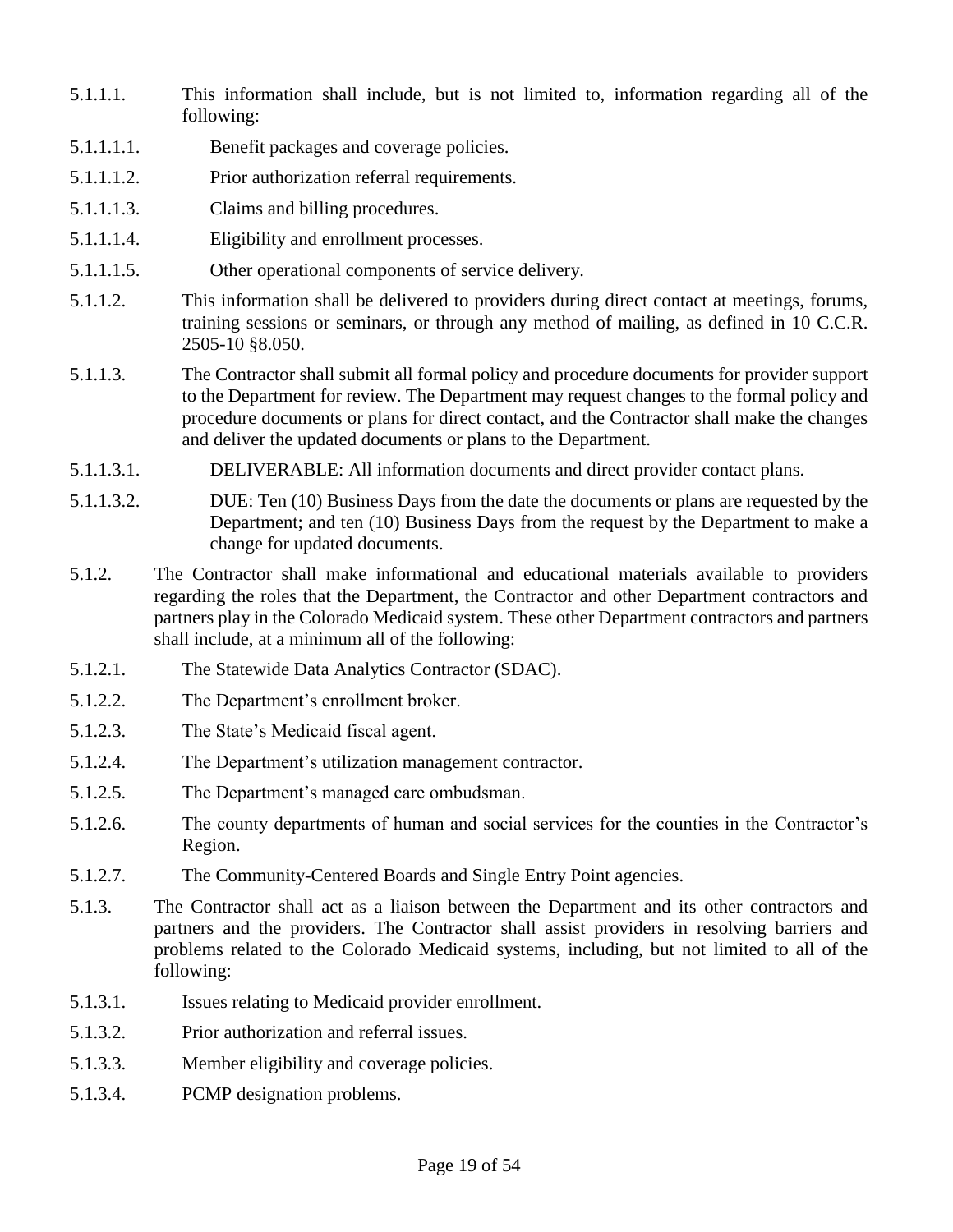5.1.1.1. This information shall include, but is not limited to, information regarding all of the following:

5.1.1.1.1. Benefit packages and coverage policies.

5.1.1.1.2. Prior authorization referral requirements.

5.1.1.1.3. Claims and billing procedures.

5.1.1.1.4. Eligibility and enrollment processes.

5.1.1.1.5. Other operational components of service delivery.

5.1.1.2. This information shall be delivered to providers during direct contact at meetings, forums, training sessions or seminars, or through any method of mailing, as defined in 10 C.C.R. 2505-10 §8.050.

5.1.1.3. The Contractor shall submit all formal policy and procedure documents for provider support to the Department for review. The Department may request changes to the formal policy and procedure documents or plans for direct contact, and the Contractor shall make the changes and deliver the updated documents or plans to the Department.

5.1.1.3.1. DELIVERABLE: All information documents and direct provider contact plans.

5.1.1.3.2. DUE: Ten (10) Business Days from the date the documents or plans are requested by the Department; and ten (10) Business Days from the request by the Department to make a change for updated documents.

5.1.2. The Contractor shall make informational and educational materials available to providers regarding the roles that the Department, the Contractor and other Department contractors and partners play in the Colorado Medicaid system. These other Department contractors and partners shall include, at a minimum all of the following:

5.1.2.1. The Statewide Data Analytics Contractor (SDAC).

5.1.2.2. The Department's enrollment broker.

5.1.2.3. The State's Medicaid fiscal agent.

5.1.2.4. The Department's utilization management contractor.

5.1.2.5. The Department's managed care ombudsman.

5.1.2.6. The county departments of human and social services for the counties in the Contractor's Region.

5.1.2.7. The Community-Centered Boards and Single Entry Point agencies.

5.1.3. The Contractor shall act as a liaison between the Department and its other contractors and partners and the providers. The Contractor shall assist providers in resolving barriers and problems related to the Colorado Medicaid systems, including, but not limited to all of the following:

5.1.3.1. Issues relating to Medicaid provider enrollment.

5.1.3.2. Prior authorization and referral issues.

5.1.3.3. Member eligibility and coverage policies.

5.1.3.4. PCMP designation problems.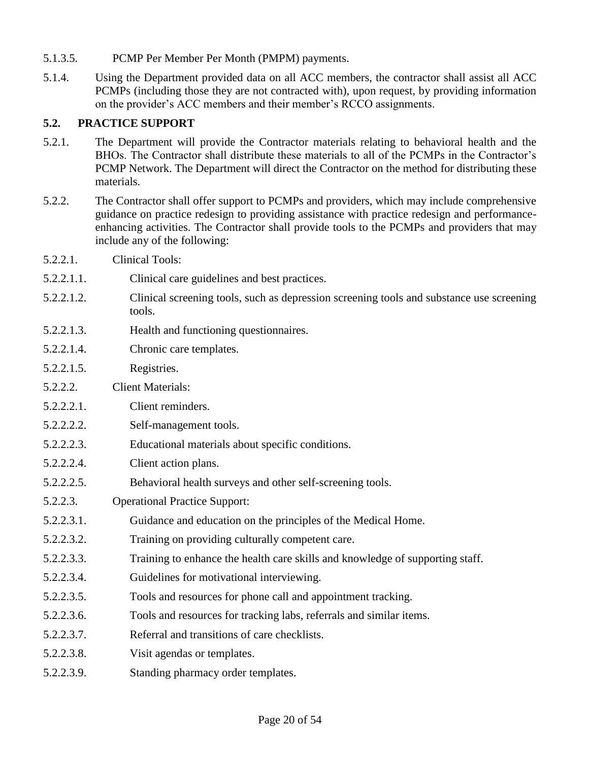5.1.3.5. PCMP Per Member Per Month (PMPM) payments.

5.1.4. Using the Department provided data on all ACC members, the contractor shall assist all ACC PCMPs (including those they are not contracted with), upon request, by providing information on the provider's ACC members and their member's RCCO assignments.

## 5.2. PRACTICE SUPPORT

5.2.1. The Department will provide the Contractor materials relating to behavioral health and the BHOs. The Contractor shall distribute these materials to all of the PCMPs in the Contractor's PCMP Network. The Department will direct the Contractor on the method for distributing these materials.

5.2.2. The Contractor shall offer support to PCMPs and providers, which may include comprehensive guidance on practice redesign to providing assistance with practice redesign and performance-enhancing activities. The Contractor shall provide tools to the PCMPs and providers that may include any of the following:

5.2.2.1. Clinical Tools:

5.2.2.1.1. Clinical care guidelines and best practices.

5.2.2.1.2. Clinical screening tools, such as depression screening tools and substance use screening tools.

5.2.2.1.3. Health and functioning questionnaires.

5.2.2.1.4. Chronic care templates.

5.2.2.1.5. Registries.

5.2.2.2. Client Materials:

5.2.2.2.1. Client reminders.

5.2.2.2.2. Self-management tools.

5.2.2.2.3. Educational materials about specific conditions.

5.2.2.2.4. Client action plans.

5.2.2.2.5. Behavioral health surveys and other self-screening tools.

5.2.2.3. Operational Practice Support:

5.2.2.3.1. Guidance and education on the principles of the Medical Home.

5.2.2.3.2. Training on providing culturally competent care.

5.2.2.3.3. Training to enhance the health care skills and knowledge of supporting staff.

5.2.2.3.4. Guidelines for motivational interviewing.

5.2.2.3.5. Tools and resources for phone call and appointment tracking.

5.2.2.3.6. Tools and resources for tracking labs, referrals and similar items.

5.2.2.3.7. Referral and transitions of care checklists.

5.2.2.3.8. Visit agendas or templates.

5.2.2.3.9. Standing pharmacy order templates.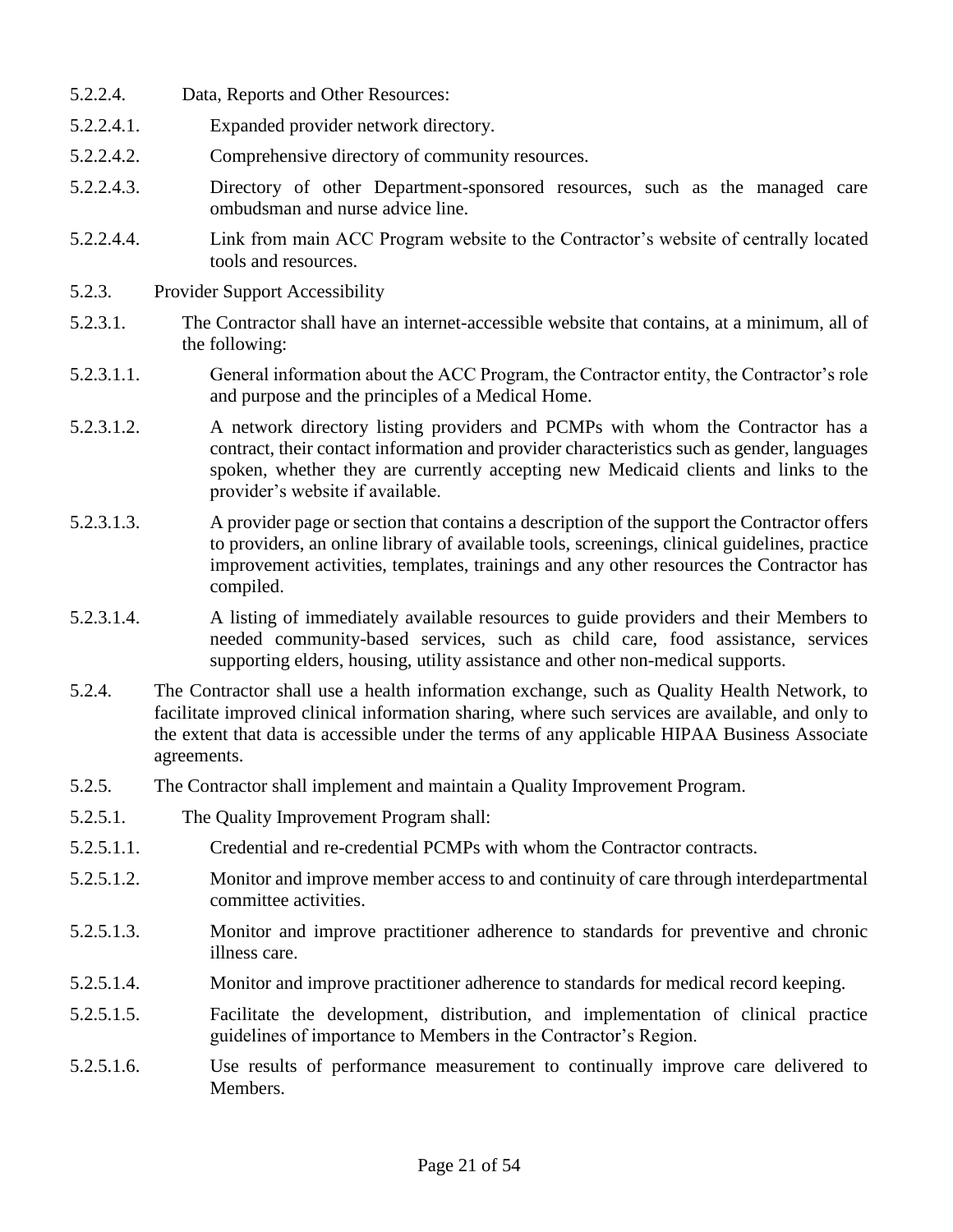5.2.2.4. Data, Reports and Other Resources:

5.2.2.4.1. Expanded provider network directory.

5.2.2.4.2. Comprehensive directory of community resources.

5.2.2.4.3. Directory of other Department-sponsored resources, such as the managed care ombudsman and nurse advice line.

5.2.2.4.4. Link from main ACC Program website to the Contractor's website of centrally located tools and resources.

5.2.3. Provider Support Accessibility

5.2.3.1. The Contractor shall have an internet-accessible website that contains, at a minimum, all of the following:

5.2.3.1.1. General information about the ACC Program, the Contractor entity, the Contractor's role and purpose and the principles of a Medical Home.

5.2.3.1.2. A network directory listing providers and PCMPs with whom the Contractor has a contract, their contact information and provider characteristics such as gender, languages spoken, whether they are currently accepting new Medicaid clients and links to the provider's website if available.

5.2.3.1.3. A provider page or section that contains a description of the support the Contractor offers to providers, an online library of available tools, screenings, clinical guidelines, practice improvement activities, templates, trainings and any other resources the Contractor has compiled.

5.2.3.1.4. A listing of immediately available resources to guide providers and their Members to needed community-based services, such as child care, food assistance, services supporting elders, housing, utility assistance and other non-medical supports.

5.2.4. The Contractor shall use a health information exchange, such as Quality Health Network, to facilitate improved clinical information sharing, where such services are available, and only to the extent that data is accessible under the terms of any applicable HIPAA Business Associate agreements.

5.2.5. The Contractor shall implement and maintain a Quality Improvement Program.

5.2.5.1. The Quality Improvement Program shall:

5.2.5.1.1. Credential and re-credential PCMPs with whom the Contractor contracts.

5.2.5.1.2. Monitor and improve member access to and continuity of care through interdepartmental committee activities.

5.2.5.1.3. Monitor and improve practitioner adherence to standards for preventive and chronic illness care.

5.2.5.1.4. Monitor and improve practitioner adherence to standards for medical record keeping.

5.2.5.1.5. Facilitate the development, distribution, and implementation of clinical practice guidelines of importance to Members in the Contractor's Region.

5.2.5.1.6. Use results of performance measurement to continually improve care delivered to Members.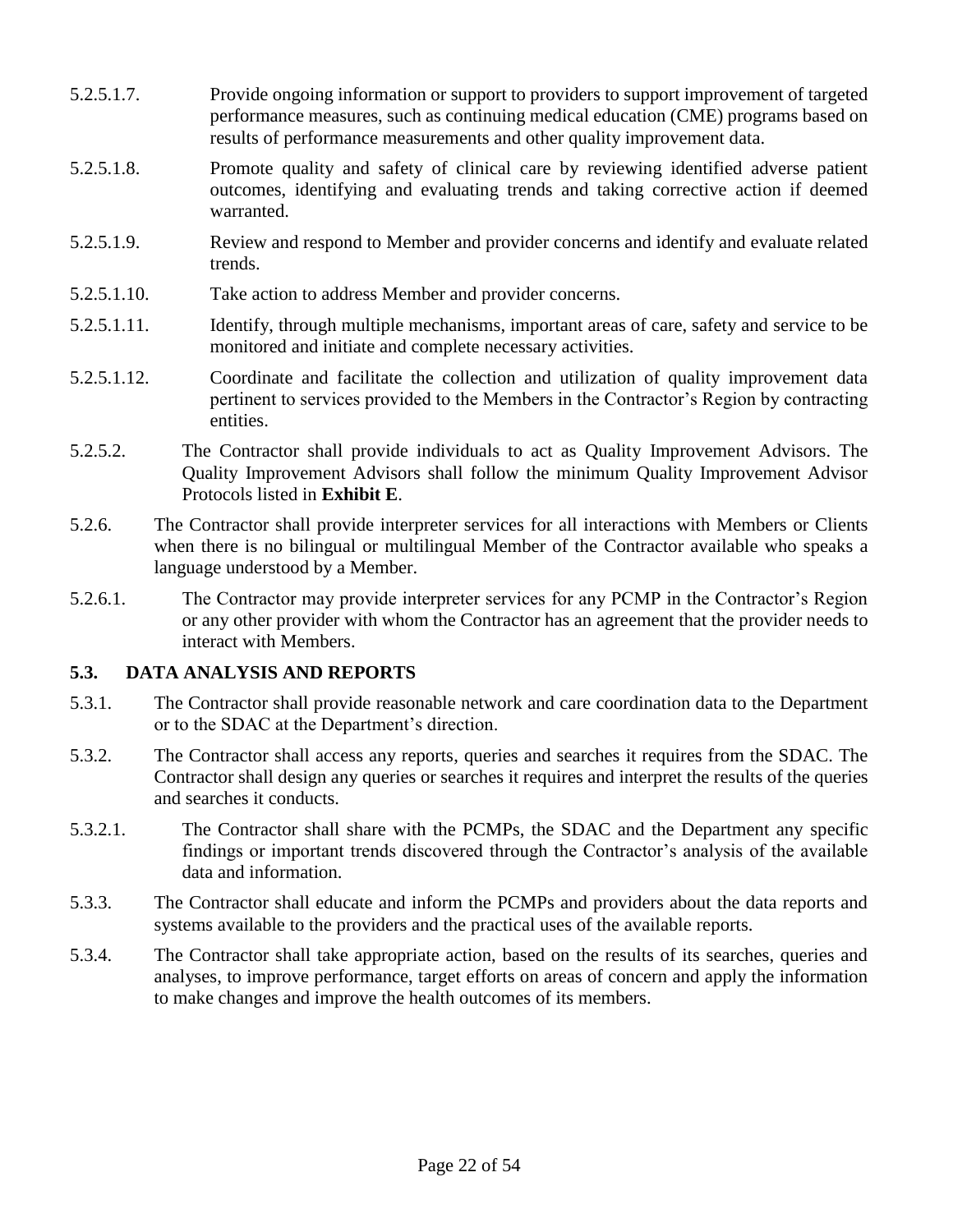5.2.5.1.7. Provide ongoing information or support to providers to support improvement of targeted performance measures, such as continuing medical education (CME) programs based on results of performance measurements and other quality improvement data.

5.2.5.1.8. Promote quality and safety of clinical care by reviewing identified adverse patient outcomes, identifying and evaluating trends and taking corrective action if deemed warranted.

5.2.5.1.9. Review and respond to Member and provider concerns and identify and evaluate related trends.

5.2.5.1.10. Take action to address Member and provider concerns.

5.2.5.1.11. Identify, through multiple mechanisms, important areas of care, safety and service to be monitored and initiate and complete necessary activities.

5.2.5.1.12. Coordinate and facilitate the collection and utilization of quality improvement data pertinent to services provided to the Members in the Contractor's Region by contracting entities.

5.2.5.2. The Contractor shall provide individuals to act as Quality Improvement Advisors. The Quality Improvement Advisors shall follow the minimum Quality Improvement Advisor Protocols listed in **Exhibit E**.

5.2.6. The Contractor shall provide interpreter services for all interactions with Members or Clients when there is no bilingual or multilingual Member of the Contractor available who speaks a language understood by a Member.

5.2.6.1. The Contractor may provide interpreter services for any PCMP in the Contractor's Region or any other provider with whom the Contractor has an agreement that the provider needs to interact with Members.

## 5.3. DATA ANALYSIS AND REPORTS

5.3.1. The Contractor shall provide reasonable network and care coordination data to the Department or to the SDAC at the Department's direction.

5.3.2. The Contractor shall access any reports, queries and searches it requires from the SDAC. The Contractor shall design any queries or searches it requires and interpret the results of the queries and searches it conducts.

5.3.2.1. The Contractor shall share with the PCMPs, the SDAC and the Department any specific findings or important trends discovered through the Contractor's analysis of the available data and information.

5.3.3. The Contractor shall educate and inform the PCMPs and providers about the data reports and systems available to the providers and the practical uses of the available reports.

5.3.4. The Contractor shall take appropriate action, based on the results of its searches, queries and analyses, to improve performance, target efforts on areas of concern and apply the information to make changes and improve the health outcomes of its members.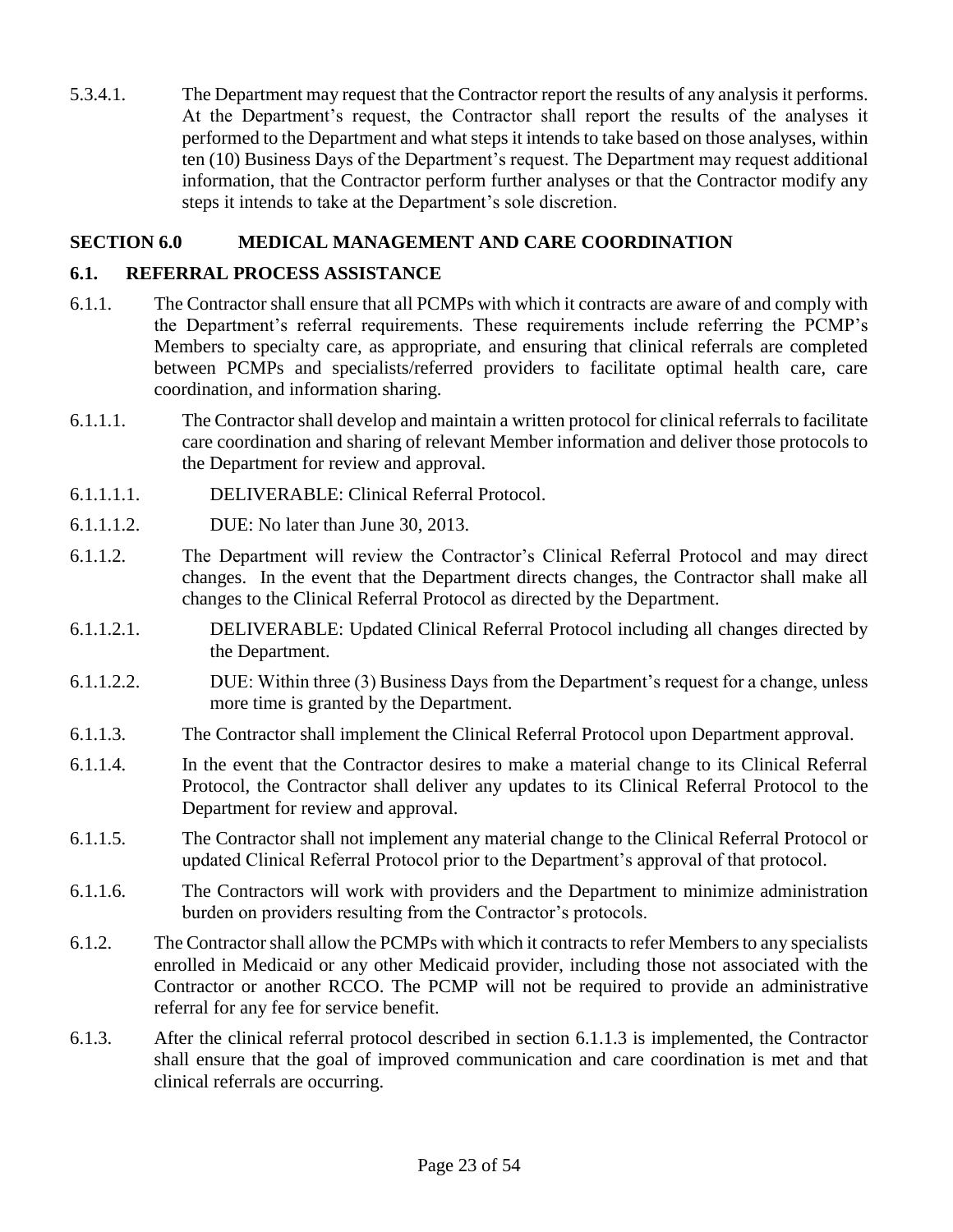5.3.4.1. The Department may request that the Contractor report the results of any analysis it performs. At the Department's request, the Contractor shall report the results of the analyses it performed to the Department and what steps it intends to take based on those analyses, within ten (10) Business Days of the Department's request. The Department may request additional information, that the Contractor perform further analyses or that the Contractor modify any steps it intends to take at the Department's sole discretion.

## SECTION 6.0 MEDICAL MANAGEMENT AND CARE COORDINATION

### 6.1. REFERRAL PROCESS ASSISTANCE

6.1.1. The Contractor shall ensure that all PCMPs with which it contracts are aware of and comply with the Department's referral requirements. These requirements include referring the PCMP's Members to specialty care, as appropriate, and ensuring that clinical referrals are completed between PCMPs and specialists/referred providers to facilitate optimal health care, care coordination, and information sharing.

6.1.1.1. The Contractor shall develop and maintain a written protocol for clinical referrals to facilitate care coordination and sharing of relevant Member information and deliver those protocols to the Department for review and approval.

6.1.1.1.1. DELIVERABLE: Clinical Referral Protocol.

6.1.1.1.2. DUE: No later than June 30, 2013.

6.1.1.2. The Department will review the Contractor's Clinical Referral Protocol and may direct changes. In the event that the Department directs changes, the Contractor shall make all changes to the Clinical Referral Protocol as directed by the Department.

6.1.1.2.1. DELIVERABLE: Updated Clinical Referral Protocol including all changes directed by the Department.

6.1.1.2.2. DUE: Within three (3) Business Days from the Department's request for a change, unless more time is granted by the Department.

6.1.1.3. The Contractor shall implement the Clinical Referral Protocol upon Department approval.

6.1.1.4. In the event that the Contractor desires to make a material change to its Clinical Referral Protocol, the Contractor shall deliver any updates to its Clinical Referral Protocol to the Department for review and approval.

6.1.1.5. The Contractor shall not implement any material change to the Clinical Referral Protocol or updated Clinical Referral Protocol prior to the Department's approval of that protocol.

6.1.1.6. The Contractors will work with providers and the Department to minimize administration burden on providers resulting from the Contractor's protocols.

6.1.2. The Contractor shall allow the PCMPs with which it contracts to refer Members to any specialists enrolled in Medicaid or any other Medicaid provider, including those not associated with the Contractor or another RCCO. The PCMP will not be required to provide an administrative referral for any fee for service benefit.

6.1.3. After the clinical referral protocol described in section 6.1.1.3 is implemented, the Contractor shall ensure that the goal of improved communication and care coordination is met and that clinical referrals are occurring.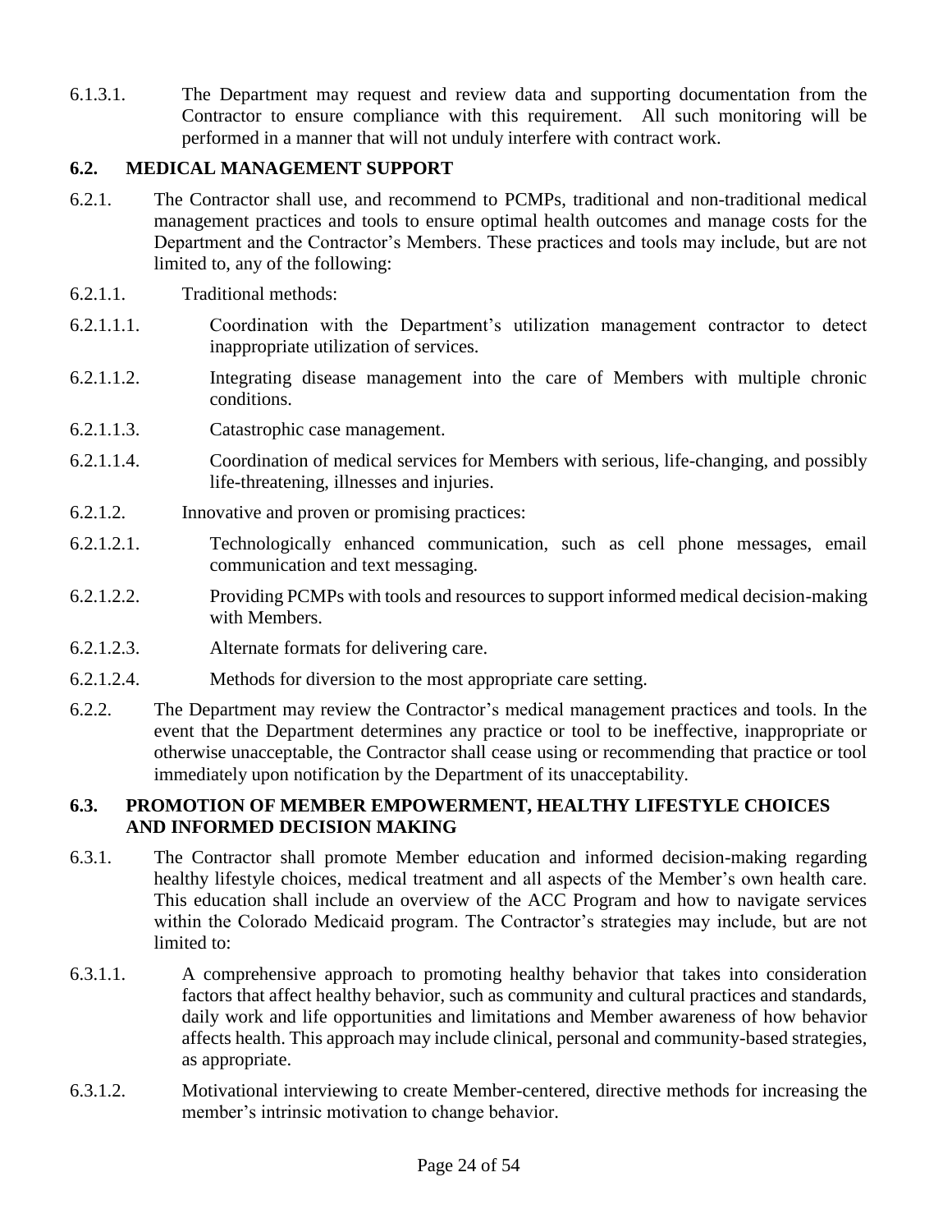6.1.3.1. The Department may request and review data and supporting documentation from the Contractor to ensure compliance with this requirement. All such monitoring will be performed in a manner that will not unduly interfere with contract work.

### 6.2. MEDICAL MANAGEMENT SUPPORT

6.2.1. The Contractor shall use, and recommend to PCMPs, traditional and non-traditional medical management practices and tools to ensure optimal health outcomes and manage costs for the Department and the Contractor's Members. These practices and tools may include, but are not limited to, any of the following:

6.2.1.1. Traditional methods:

6.2.1.1.1. Coordination with the Department's utilization management contractor to detect inappropriate utilization of services.

6.2.1.1.2. Integrating disease management into the care of Members with multiple chronic conditions.

6.2.1.1.3. Catastrophic case management.

6.2.1.1.4. Coordination of medical services for Members with serious, life-changing, and possibly life-threatening, illnesses and injuries.

6.2.1.2. Innovative and proven or promising practices:

6.2.1.2.1. Technologically enhanced communication, such as cell phone messages, email communication and text messaging.

6.2.1.2.2. Providing PCMPs with tools and resources to support informed medical decision-making with Members.

6.2.1.2.3. Alternate formats for delivering care.

6.2.1.2.4. Methods for diversion to the most appropriate care setting.

6.2.2. The Department may review the Contractor's medical management practices and tools. In the event that the Department determines any practice or tool to be ineffective, inappropriate or otherwise unacceptable, the Contractor shall cease using or recommending that practice or tool immediately upon notification by the Department of its unacceptability.

### 6.3. PROMOTION OF MEMBER EMPOWERMENT, HEALTHY LIFESTYLE CHOICES AND INFORMED DECISION MAKING

6.3.1. The Contractor shall promote Member education and informed decision-making regarding healthy lifestyle choices, medical treatment and all aspects of the Member's own health care. This education shall include an overview of the ACC Program and how to navigate services within the Colorado Medicaid program. The Contractor's strategies may include, but are not limited to:

6.3.1.1. A comprehensive approach to promoting healthy behavior that takes into consideration factors that affect healthy behavior, such as community and cultural practices and standards, daily work and life opportunities and limitations and Member awareness of how behavior affects health. This approach may include clinical, personal and community-based strategies, as appropriate.

6.3.1.2. Motivational interviewing to create Member-centered, directive methods for increasing the member's intrinsic motivation to change behavior.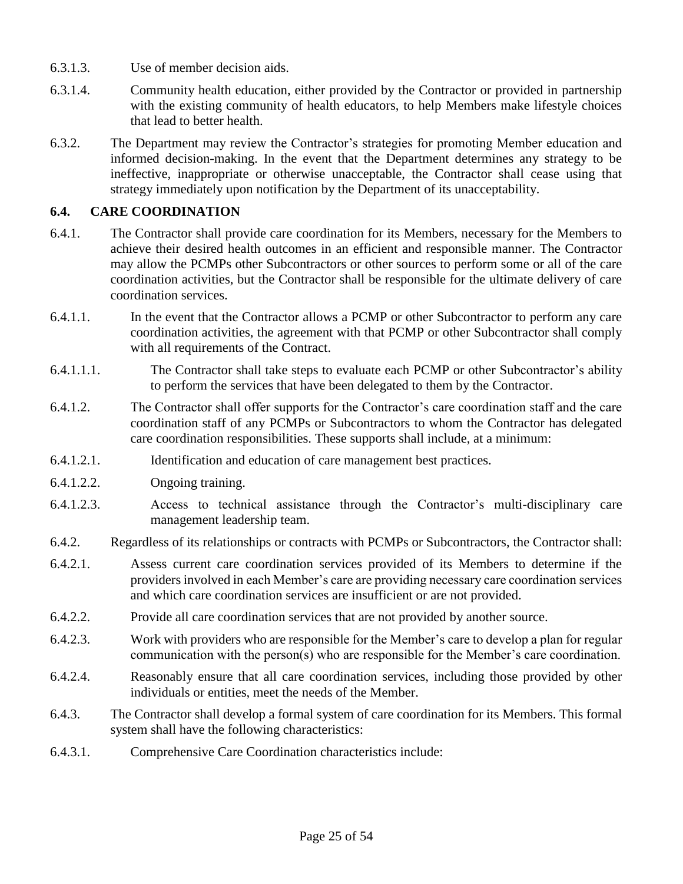6.3.1.3. Use of member decision aids.

6.3.1.4. Community health education, either provided by the Contractor or provided in partnership with the existing community of health educators, to help Members make lifestyle choices that lead to better health.

6.3.2. The Department may review the Contractor's strategies for promoting Member education and informed decision-making. In the event that the Department determines any strategy to be ineffective, inappropriate or otherwise unacceptable, the Contractor shall cease using that strategy immediately upon notification by the Department of its unacceptability.

## 6.4. CARE COORDINATION

6.4.1. The Contractor shall provide care coordination for its Members, necessary for the Members to achieve their desired health outcomes in an efficient and responsible manner. The Contractor may allow the PCMPs other Subcontractors or other sources to perform some or all of the care coordination activities, but the Contractor shall be responsible for the ultimate delivery of care coordination services.

6.4.1.1. In the event that the Contractor allows a PCMP or other Subcontractor to perform any care coordination activities, the agreement with that PCMP or other Subcontractor shall comply with all requirements of the Contract.

6.4.1.1.1. The Contractor shall take steps to evaluate each PCMP or other Subcontractor's ability to perform the services that have been delegated to them by the Contractor.

6.4.1.2. The Contractor shall offer supports for the Contractor's care coordination staff and the care coordination staff of any PCMPs or Subcontractors to whom the Contractor has delegated care coordination responsibilities. These supports shall include, at a minimum:

6.4.1.2.1. Identification and education of care management best practices.

6.4.1.2.2. Ongoing training.

6.4.1.2.3. Access to technical assistance through the Contractor's multi-disciplinary care management leadership team.

6.4.2. Regardless of its relationships or contracts with PCMPs or Subcontractors, the Contractor shall:

6.4.2.1. Assess current care coordination services provided of its Members to determine if the providers involved in each Member's care are providing necessary care coordination services and which care coordination services are insufficient or are not provided.

6.4.2.2. Provide all care coordination services that are not provided by another source.

6.4.2.3. Work with providers who are responsible for the Member's care to develop a plan for regular communication with the person(s) who are responsible for the Member's care coordination.

6.4.2.4. Reasonably ensure that all care coordination services, including those provided by other individuals or entities, meet the needs of the Member.

6.4.3. The Contractor shall develop a formal system of care coordination for its Members. This formal system shall have the following characteristics:

6.4.3.1. Comprehensive Care Coordination characteristics include: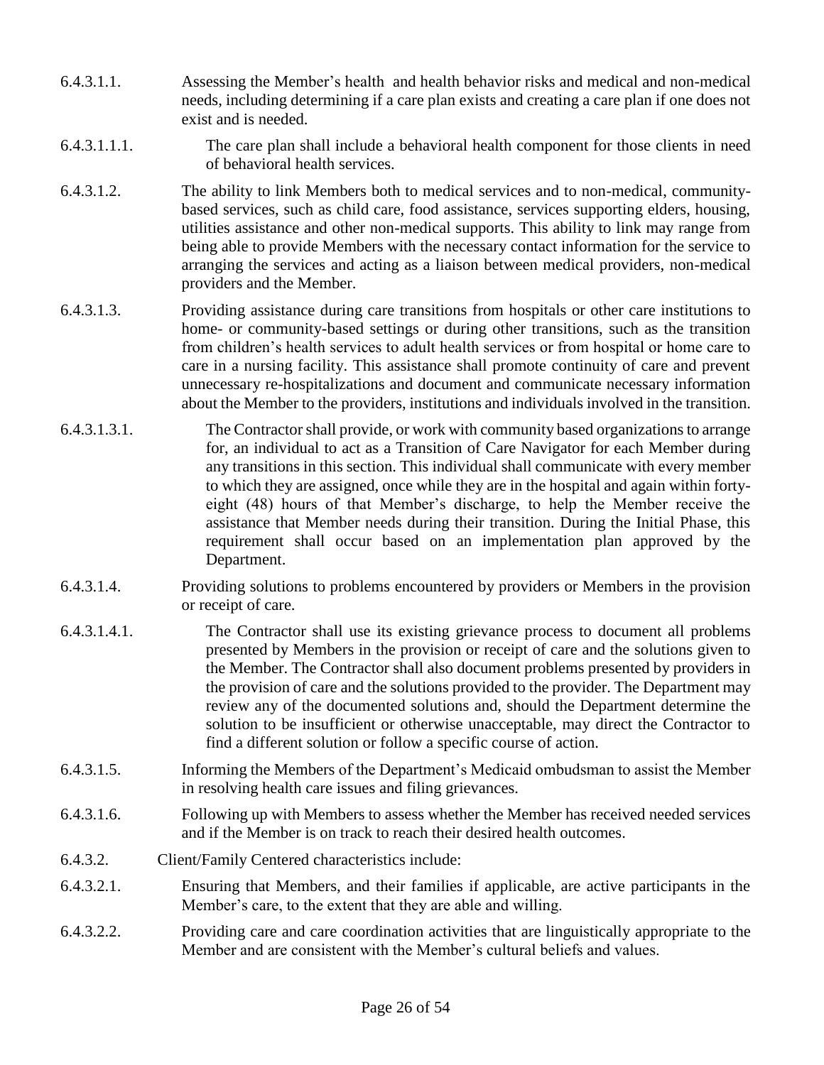6.4.3.1.1. Assessing the Member's health and health behavior risks and medical and non-medical needs, including determining if a care plan exists and creating a care plan if one does not exist and is needed.

6.4.3.1.1.1. The care plan shall include a behavioral health component for those clients in need of behavioral health services.

6.4.3.1.2. The ability to link Members both to medical services and to non-medical, community-based services, such as child care, food assistance, services supporting elders, housing, utilities assistance and other non-medical supports. This ability to link may range from being able to provide Members with the necessary contact information for the service to arranging the services and acting as a liaison between medical providers, non-medical providers and the Member.

6.4.3.1.3. Providing assistance during care transitions from hospitals or other care institutions to home- or community-based settings or during other transitions, such as the transition from children's health services to adult health services or from hospital or home care to care in a nursing facility. This assistance shall promote continuity of care and prevent unnecessary re-hospitalizations and document and communicate necessary information about the Member to the providers, institutions and individuals involved in the transition.

6.4.3.1.3.1. The Contractor shall provide, or work with community based organizations to arrange for, an individual to act as a Transition of Care Navigator for each Member during any transitions in this section. This individual shall communicate with every member to which they are assigned, once while they are in the hospital and again within forty-eight (48) hours of that Member's discharge, to help the Member receive the assistance that Member needs during their transition. During the Initial Phase, this requirement shall occur based on an implementation plan approved by the Department.

6.4.3.1.4. Providing solutions to problems encountered by providers or Members in the provision or receipt of care.

6.4.3.1.4.1. The Contractor shall use its existing grievance process to document all problems presented by Members in the provision or receipt of care and the solutions given to the Member. The Contractor shall also document problems presented by providers in the provision of care and the solutions provided to the provider. The Department may review any of the documented solutions and, should the Department determine the solution to be insufficient or otherwise unacceptable, may direct the Contractor to find a different solution or follow a specific course of action.

6.4.3.1.5. Informing the Members of the Department's Medicaid ombudsman to assist the Member in resolving health care issues and filing grievances.

6.4.3.1.6. Following up with Members to assess whether the Member has received needed services and if the Member is on track to reach their desired health outcomes.

6.4.3.2. Client/Family Centered characteristics include:

6.4.3.2.1. Ensuring that Members, and their families if applicable, are active participants in the Member's care, to the extent that they are able and willing.

6.4.3.2.2. Providing care and care coordination activities that are linguistically appropriate to the Member and are consistent with the Member's cultural beliefs and values.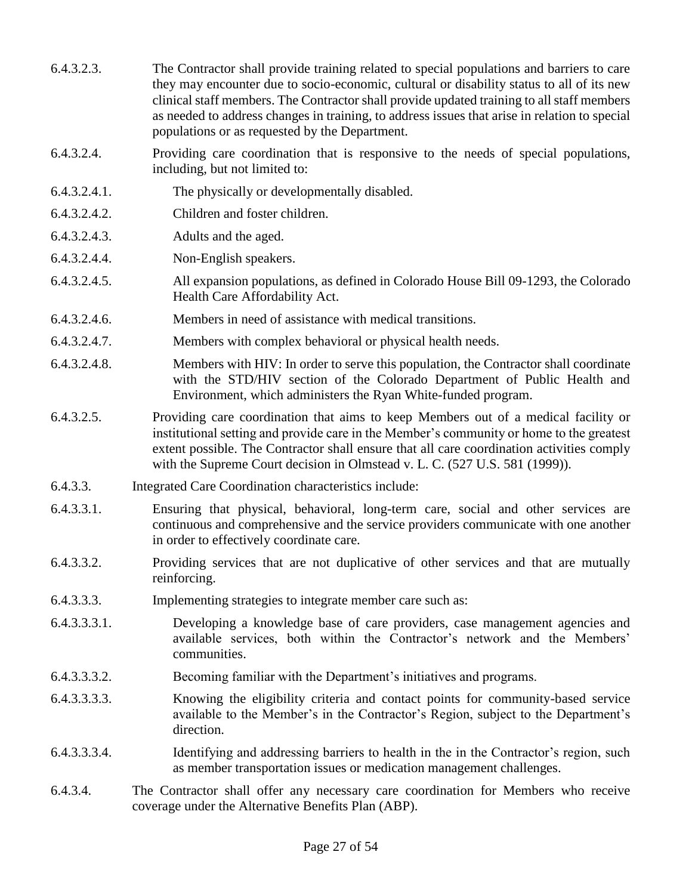6.4.3.2.3. The Contractor shall provide training related to special populations and barriers to care they may encounter due to socio-economic, cultural or disability status to all of its new clinical staff members. The Contractor shall provide updated training to all staff members as needed to address changes in training, to address issues that arise in relation to special populations or as requested by the Department.

6.4.3.2.4. Providing care coordination that is responsive to the needs of special populations, including, but not limited to:

6.4.3.2.4.1. The physically or developmentally disabled.

6.4.3.2.4.2. Children and foster children.

6.4.3.2.4.3. Adults and the aged.

6.4.3.2.4.4. Non-English speakers.

6.4.3.2.4.5. All expansion populations, as defined in Colorado House Bill 09-1293, the Colorado Health Care Affordability Act.

6.4.3.2.4.6. Members in need of assistance with medical transitions.

6.4.3.2.4.7. Members with complex behavioral or physical health needs.

6.4.3.2.4.8. Members with HIV: In order to serve this population, the Contractor shall coordinate with the STD/HIV section of the Colorado Department of Public Health and Environment, which administers the Ryan White-funded program.

6.4.3.2.5. Providing care coordination that aims to keep Members out of a medical facility or institutional setting and provide care in the Member's community or home to the greatest extent possible. The Contractor shall ensure that all care coordination activities comply with the Supreme Court decision in Olmstead v. L. C. (527 U.S. 581 (1999)).

6.4.3.3. Integrated Care Coordination characteristics include:

6.4.3.3.1. Ensuring that physical, behavioral, long-term care, social and other services are continuous and comprehensive and the service providers communicate with one another in order to effectively coordinate care.

6.4.3.3.2. Providing services that are not duplicative of other services and that are mutually reinforcing.

6.4.3.3.3. Implementing strategies to integrate member care such as:

6.4.3.3.3.1. Developing a knowledge base of care providers, case management agencies and available services, both within the Contractor's network and the Members' communities.

6.4.3.3.3.2. Becoming familiar with the Department's initiatives and programs.

6.4.3.3.3.3. Knowing the eligibility criteria and contact points for community-based service available to the Member's in the Contractor's Region, subject to the Department's direction.

6.4.3.3.3.4. Identifying and addressing barriers to health in the in the Contractor's region, such as member transportation issues or medication management challenges.

6.4.3.4. The Contractor shall offer any necessary care coordination for Members who receive coverage under the Alternative Benefits Plan (ABP).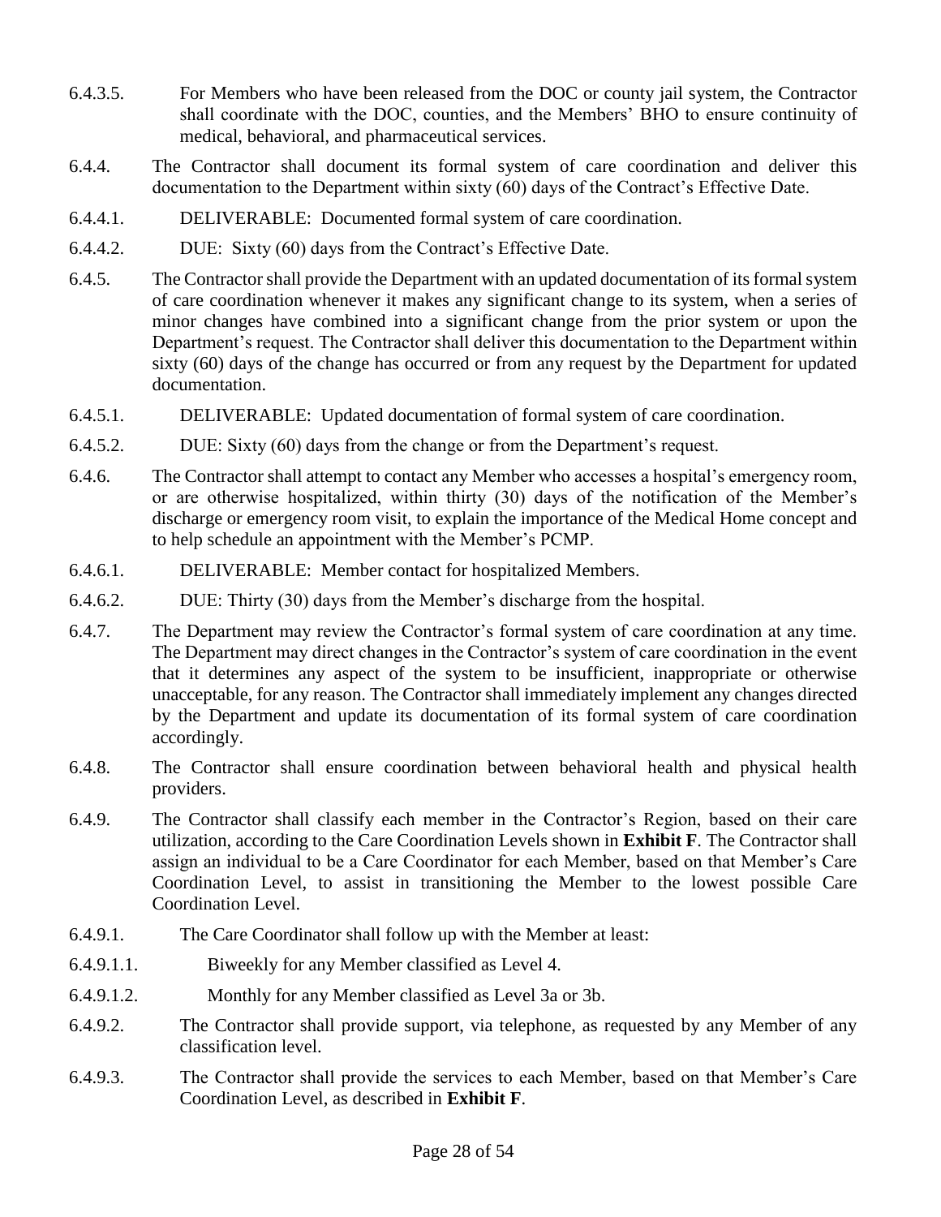6.4.3.5. For Members who have been released from the DOC or county jail system, the Contractor shall coordinate with the DOC, counties, and the Members' BHO to ensure continuity of medical, behavioral, and pharmaceutical services.

6.4.4. The Contractor shall document its formal system of care coordination and deliver this documentation to the Department within sixty (60) days of the Contract's Effective Date.

6.4.4.1. DELIVERABLE: Documented formal system of care coordination.

6.4.4.2. DUE: Sixty (60) days from the Contract's Effective Date.

6.4.5. The Contractor shall provide the Department with an updated documentation of its formal system of care coordination whenever it makes any significant change to its system, when a series of minor changes have combined into a significant change from the prior system or upon the Department's request. The Contractor shall deliver this documentation to the Department within sixty (60) days of the change has occurred or from any request by the Department for updated documentation.

6.4.5.1. DELIVERABLE: Updated documentation of formal system of care coordination.

6.4.5.2. DUE: Sixty (60) days from the change or from the Department's request.

6.4.6. The Contractor shall attempt to contact any Member who accesses a hospital's emergency room, or are otherwise hospitalized, within thirty (30) days of the notification of the Member's discharge or emergency room visit, to explain the importance of the Medical Home concept and to help schedule an appointment with the Member's PCMP.

6.4.6.1. DELIVERABLE: Member contact for hospitalized Members.

6.4.6.2. DUE: Thirty (30) days from the Member's discharge from the hospital.

6.4.7. The Department may review the Contractor's formal system of care coordination at any time. The Department may direct changes in the Contractor's system of care coordination in the event that it determines any aspect of the system to be insufficient, inappropriate or otherwise unacceptable, for any reason. The Contractor shall immediately implement any changes directed by the Department and update its documentation of its formal system of care coordination accordingly.

6.4.8. The Contractor shall ensure coordination between behavioral health and physical health providers.

6.4.9. The Contractor shall classify each member in the Contractor's Region, based on their care utilization, according to the Care Coordination Levels shown in **Exhibit F**. The Contractor shall assign an individual to be a Care Coordinator for each Member, based on that Member's Care Coordination Level, to assist in transitioning the Member to the lowest possible Care Coordination Level.

6.4.9.1. The Care Coordinator shall follow up with the Member at least:

6.4.9.1.1. Biweekly for any Member classified as Level 4.

6.4.9.1.2. Monthly for any Member classified as Level 3a or 3b.

6.4.9.2. The Contractor shall provide support, via telephone, as requested by any Member of any classification level.

6.4.9.3. The Contractor shall provide the services to each Member, based on that Member's Care Coordination Level, as described in **Exhibit F**.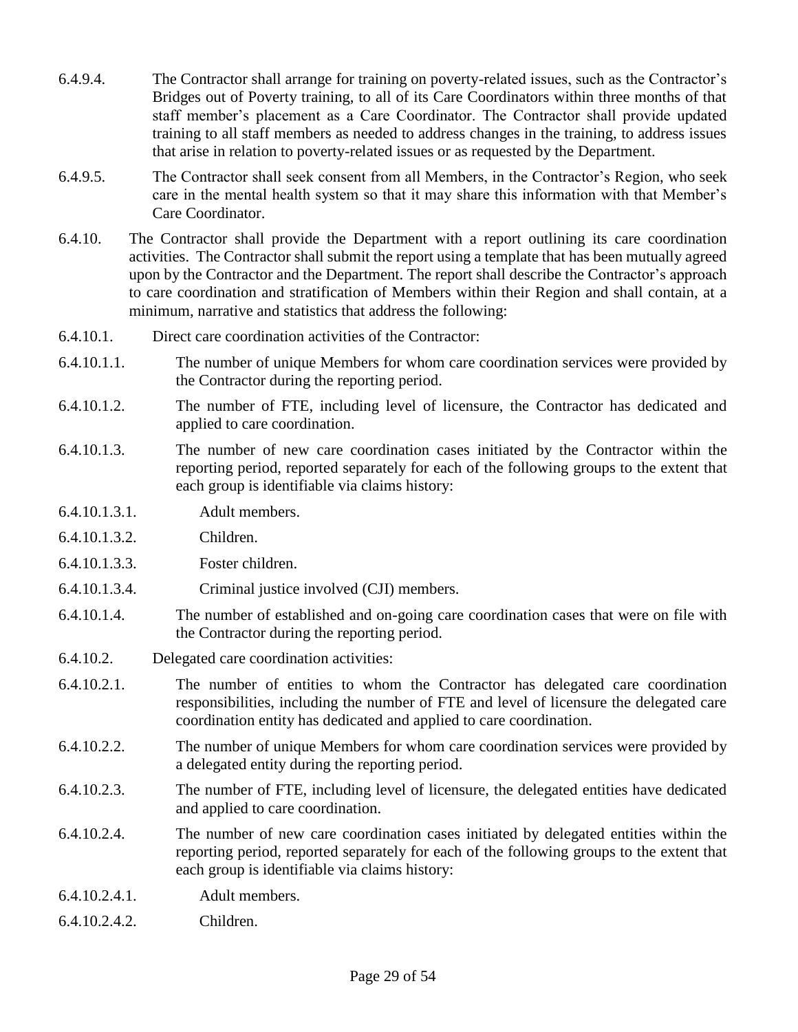6.4.9.4. The Contractor shall arrange for training on poverty-related issues, such as the Contractor's Bridges out of Poverty training, to all of its Care Coordinators within three months of that staff member's placement as a Care Coordinator. The Contractor shall provide updated training to all staff members as needed to address changes in the training, to address issues that arise in relation to poverty-related issues or as requested by the Department.

6.4.9.5. The Contractor shall seek consent from all Members, in the Contractor's Region, who seek care in the mental health system so that it may share this information with that Member's Care Coordinator.

6.4.10. The Contractor shall provide the Department with a report outlining its care coordination activities. The Contractor shall submit the report using a template that has been mutually agreed upon by the Contractor and the Department. The report shall describe the Contractor's approach to care coordination and stratification of Members within their Region and shall contain, at a minimum, narrative and statistics that address the following:

6.4.10.1. Direct care coordination activities of the Contractor:

6.4.10.1.1. The number of unique Members for whom care coordination services were provided by the Contractor during the reporting period.

6.4.10.1.2. The number of FTE, including level of licensure, the Contractor has dedicated and applied to care coordination.

6.4.10.1.3. The number of new care coordination cases initiated by the Contractor within the reporting period, reported separately for each of the following groups to the extent that each group is identifiable via claims history:

6.4.10.1.3.1. Adult members.

6.4.10.1.3.2. Children.

6.4.10.1.3.3. Foster children.

6.4.10.1.3.4. Criminal justice involved (CJI) members.

6.4.10.1.4. The number of established and on-going care coordination cases that were on file with the Contractor during the reporting period.

6.4.10.2. Delegated care coordination activities:

6.4.10.2.1. The number of entities to whom the Contractor has delegated care coordination responsibilities, including the number of FTE and level of licensure the delegated care coordination entity has dedicated and applied to care coordination.

6.4.10.2.2. The number of unique Members for whom care coordination services were provided by a delegated entity during the reporting period.

6.4.10.2.3. The number of FTE, including level of licensure, the delegated entities have dedicated and applied to care coordination.

6.4.10.2.4. The number of new care coordination cases initiated by delegated entities within the reporting period, reported separately for each of the following groups to the extent that each group is identifiable via claims history:

6.4.10.2.4.1. Adult members.

6.4.10.2.4.2. Children.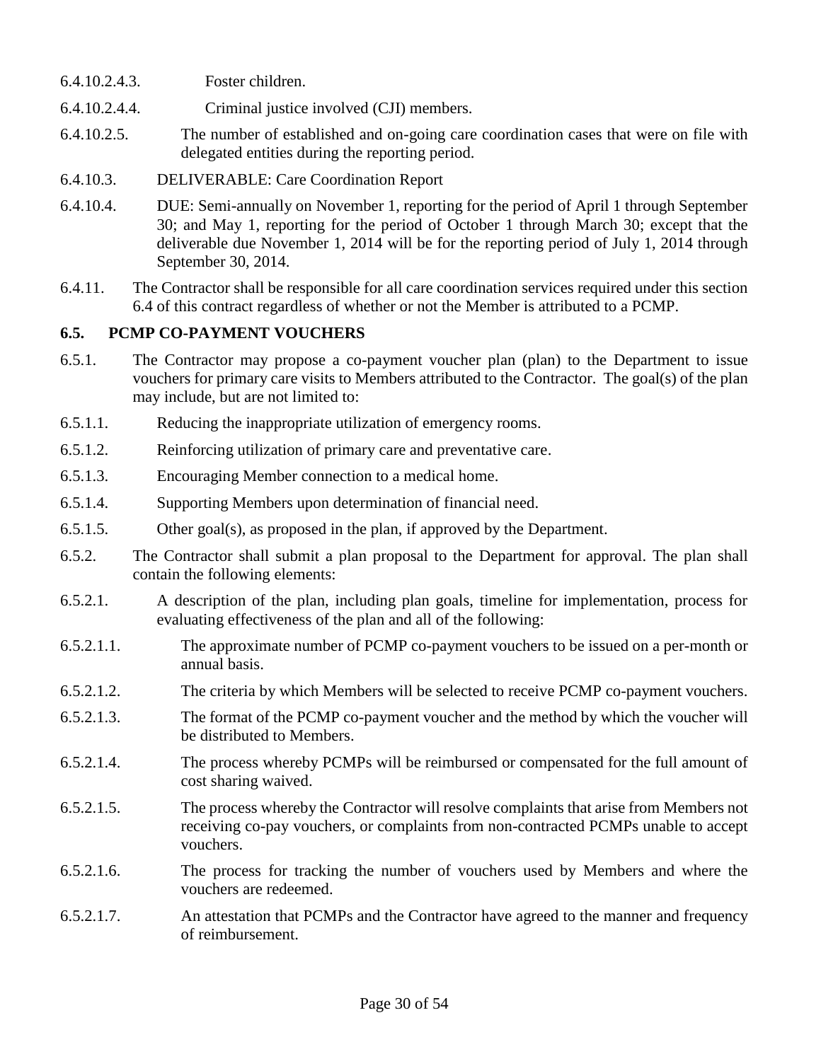6.4.10.2.4.3. Foster children.

6.4.10.2.4.4. Criminal justice involved (CJI) members.

6.4.10.2.5. The number of established and on-going care coordination cases that were on file with delegated entities during the reporting period.

6.4.10.3. DELIVERABLE: Care Coordination Report

6.4.10.4. DUE: Semi-annually on November 1, reporting for the period of April 1 through September 30; and May 1, reporting for the period of October 1 through March 30; except that the deliverable due November 1, 2014 will be for the reporting period of July 1, 2014 through September 30, 2014.

6.4.11. The Contractor shall be responsible for all care coordination services required under this section 6.4 of this contract regardless of whether or not the Member is attributed to a PCMP.

## 6.5. PCMP CO-PAYMENT VOUCHERS

6.5.1. The Contractor may propose a co-payment voucher plan (plan) to the Department to issue vouchers for primary care visits to Members attributed to the Contractor. The goal(s) of the plan may include, but are not limited to:

6.5.1.1. Reducing the inappropriate utilization of emergency rooms.

6.5.1.2. Reinforcing utilization of primary care and preventative care.

6.5.1.3. Encouraging Member connection to a medical home.

6.5.1.4. Supporting Members upon determination of financial need.

6.5.1.5. Other goal(s), as proposed in the plan, if approved by the Department.

6.5.2. The Contractor shall submit a plan proposal to the Department for approval. The plan shall contain the following elements:

6.5.2.1. A description of the plan, including plan goals, timeline for implementation, process for evaluating effectiveness of the plan and all of the following:

6.5.2.1.1. The approximate number of PCMP co-payment vouchers to be issued on a per-month or annual basis.

6.5.2.1.2. The criteria by which Members will be selected to receive PCMP co-payment vouchers.

6.5.2.1.3. The format of the PCMP co-payment voucher and the method by which the voucher will be distributed to Members.

6.5.2.1.4. The process whereby PCMPs will be reimbursed or compensated for the full amount of cost sharing waived.

6.5.2.1.5. The process whereby the Contractor will resolve complaints that arise from Members not receiving co-pay vouchers, or complaints from non-contracted PCMPs unable to accept vouchers.

6.5.2.1.6. The process for tracking the number of vouchers used by Members and where the vouchers are redeemed.

6.5.2.1.7. An attestation that PCMPs and the Contractor have agreed to the manner and frequency of reimbursement.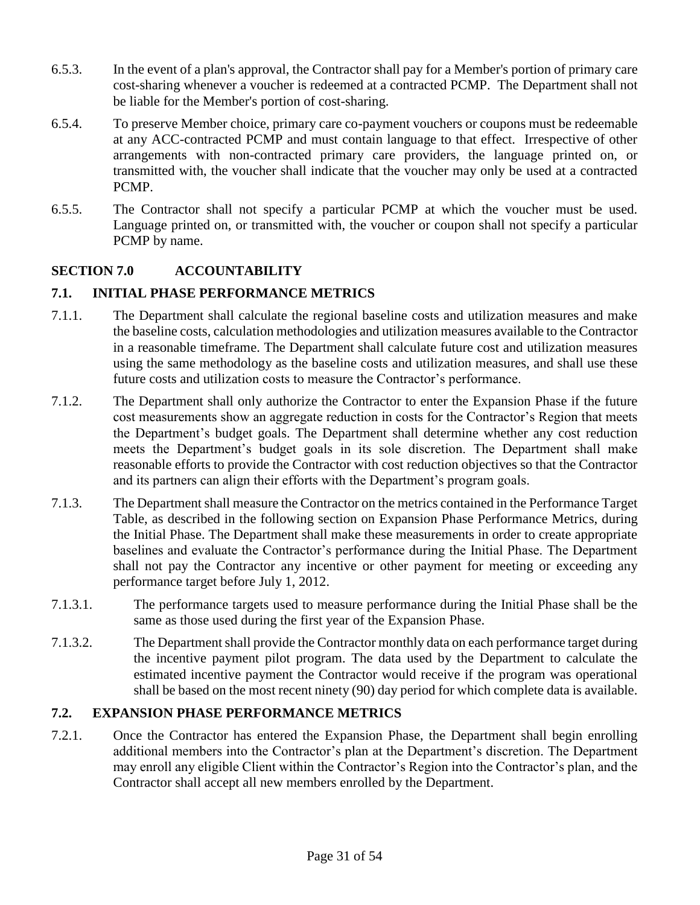6.5.3. In the event of a plan's approval, the Contractor shall pay for a Member's portion of primary care cost-sharing whenever a voucher is redeemed at a contracted PCMP. The Department shall not be liable for the Member's portion of cost-sharing.

6.5.4. To preserve Member choice, primary care co-payment vouchers or coupons must be redeemable at any ACC-contracted PCMP and must contain language to that effect. Irrespective of other arrangements with non-contracted primary care providers, the language printed on, or transmitted with, the voucher shall indicate that the voucher may only be used at a contracted PCMP.

6.5.5. The Contractor shall not specify a particular PCMP at which the voucher must be used. Language printed on, or transmitted with, the voucher or coupon shall not specify a particular PCMP by name.

## SECTION 7.0 ACCOUNTABILITY

### 7.1. INITIAL PHASE PERFORMANCE METRICS

7.1.1. The Department shall calculate the regional baseline costs and utilization measures and make the baseline costs, calculation methodologies and utilization measures available to the Contractor in a reasonable timeframe. The Department shall calculate future cost and utilization measures using the same methodology as the baseline costs and utilization measures, and shall use these future costs and utilization costs to measure the Contractor's performance.

7.1.2. The Department shall only authorize the Contractor to enter the Expansion Phase if the future cost measurements show an aggregate reduction in costs for the Contractor's Region that meets the Department's budget goals. The Department shall determine whether any cost reduction meets the Department's budget goals in its sole discretion. The Department shall make reasonable efforts to provide the Contractor with cost reduction objectives so that the Contractor and its partners can align their efforts with the Department's program goals.

7.1.3. The Department shall measure the Contractor on the metrics contained in the Performance Target Table, as described in the following section on Expansion Phase Performance Metrics, during the Initial Phase. The Department shall make these measurements in order to create appropriate baselines and evaluate the Contractor's performance during the Initial Phase. The Department shall not pay the Contractor any incentive or other payment for meeting or exceeding any performance target before July 1, 2012.

7.1.3.1. The performance targets used to measure performance during the Initial Phase shall be the same as those used during the first year of the Expansion Phase.

7.1.3.2. The Department shall provide the Contractor monthly data on each performance target during the incentive payment pilot program. The data used by the Department to calculate the estimated incentive payment the Contractor would receive if the program was operational shall be based on the most recent ninety (90) day period for which complete data is available.

### 7.2. EXPANSION PHASE PERFORMANCE METRICS

7.2.1. Once the Contractor has entered the Expansion Phase, the Department shall begin enrolling additional members into the Contractor's plan at the Department's discretion. The Department may enroll any eligible Client within the Contractor's Region into the Contractor's plan, and the Contractor shall accept all new members enrolled by the Department.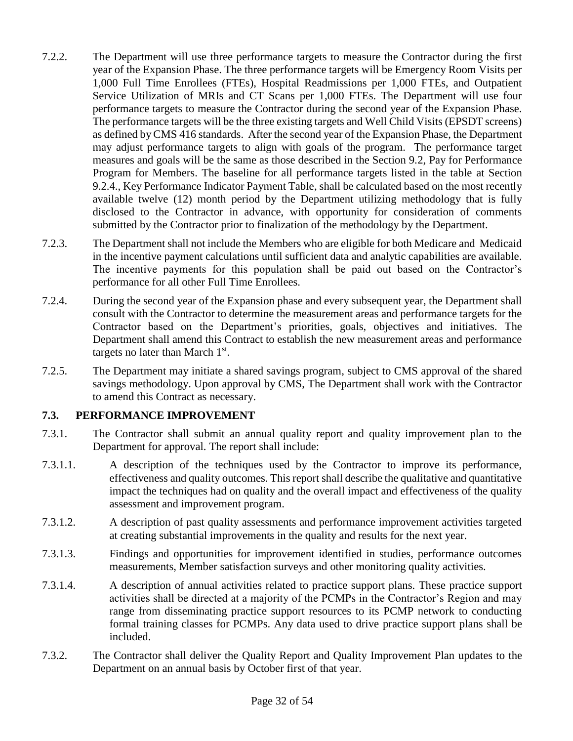7.2.2. The Department will use three performance targets to measure the Contractor during the first year of the Expansion Phase. The three performance targets will be Emergency Room Visits per 1,000 Full Time Enrollees (FTEs), Hospital Readmissions per 1,000 FTEs, and Outpatient Service Utilization of MRIs and CT Scans per 1,000 FTEs. The Department will use four performance targets to measure the Contractor during the second year of the Expansion Phase. The performance targets will be the three existing targets and Well Child Visits (EPSDT screens) as defined by CMS 416 standards. After the second year of the Expansion Phase, the Department may adjust performance targets to align with goals of the program. The performance target measures and goals will be the same as those described in the Section 9.2, Pay for Performance Program for Members. The baseline for all performance targets listed in the table at Section 9.2.4., Key Performance Indicator Payment Table, shall be calculated based on the most recently available twelve (12) month period by the Department utilizing methodology that is fully disclosed to the Contractor in advance, with opportunity for consideration of comments submitted by the Contractor prior to finalization of the methodology by the Department.

7.2.3. The Department shall not include the Members who are eligible for both Medicare and Medicaid in the incentive payment calculations until sufficient data and analytic capabilities are available. The incentive payments for this population shall be paid out based on the Contractor's performance for all other Full Time Enrollees.

7.2.4. During the second year of the Expansion phase and every subsequent year, the Department shall consult with the Contractor to determine the measurement areas and performance targets for the Contractor based on the Department's priorities, goals, objectives and initiatives. The Department shall amend this Contract to establish the new measurement areas and performance targets no later than March 1st.

7.2.5. The Department may initiate a shared savings program, subject to CMS approval of the shared savings methodology. Upon approval by CMS, The Department shall work with the Contractor to amend this Contract as necessary.

### 7.3. PERFORMANCE IMPROVEMENT

7.3.1. The Contractor shall submit an annual quality report and quality improvement plan to the Department for approval. The report shall include:

7.3.1.1. A description of the techniques used by the Contractor to improve its performance, effectiveness and quality outcomes. This report shall describe the qualitative and quantitative impact the techniques had on quality and the overall impact and effectiveness of the quality assessment and improvement program.

7.3.1.2. A description of past quality assessments and performance improvement activities targeted at creating substantial improvements in the quality and results for the next year.

7.3.1.3. Findings and opportunities for improvement identified in studies, performance outcomes measurements, Member satisfaction surveys and other monitoring quality activities.

7.3.1.4. A description of annual activities related to practice support plans. These practice support activities shall be directed at a majority of the PCMPs in the Contractor's Region and may range from disseminating practice support resources to its PCMP network to conducting formal training classes for PCMPs. Any data used to drive practice support plans shall be included.

7.3.2. The Contractor shall deliver the Quality Report and Quality Improvement Plan updates to the Department on an annual basis by October first of that year.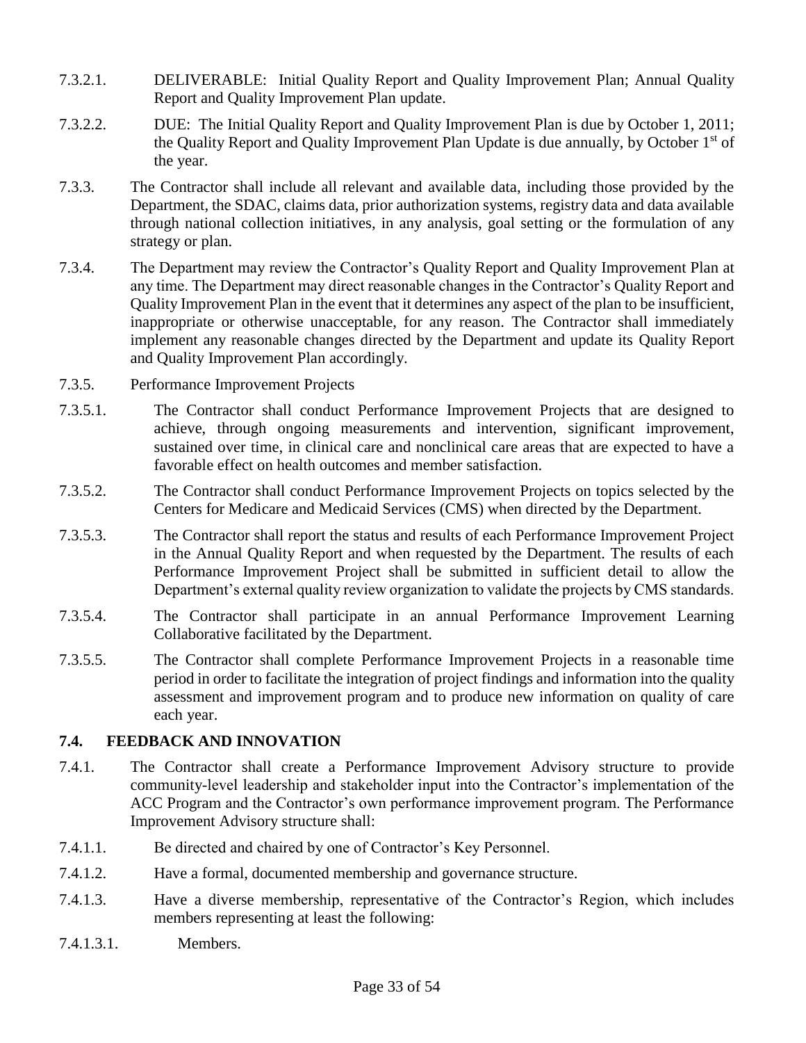7.3.2.1. DELIVERABLE: Initial Quality Report and Quality Improvement Plan; Annual Quality Report and Quality Improvement Plan update.

7.3.2.2. DUE: The Initial Quality Report and Quality Improvement Plan is due by October 1, 2011; the Quality Report and Quality Improvement Plan Update is due annually, by October 1st of the year.

7.3.3. The Contractor shall include all relevant and available data, including those provided by the Department, the SDAC, claims data, prior authorization systems, registry data and data available through national collection initiatives, in any analysis, goal setting or the formulation of any strategy or plan.

7.3.4. The Department may review the Contractor's Quality Report and Quality Improvement Plan at any time. The Department may direct reasonable changes in the Contractor's Quality Report and Quality Improvement Plan in the event that it determines any aspect of the plan to be insufficient, inappropriate or otherwise unacceptable, for any reason. The Contractor shall immediately implement any reasonable changes directed by the Department and update its Quality Report and Quality Improvement Plan accordingly.

7.3.5. Performance Improvement Projects

7.3.5.1. The Contractor shall conduct Performance Improvement Projects that are designed to achieve, through ongoing measurements and intervention, significant improvement, sustained over time, in clinical care and nonclinical care areas that are expected to have a favorable effect on health outcomes and member satisfaction.

7.3.5.2. The Contractor shall conduct Performance Improvement Projects on topics selected by the Centers for Medicare and Medicaid Services (CMS) when directed by the Department.

7.3.5.3. The Contractor shall report the status and results of each Performance Improvement Project in the Annual Quality Report and when requested by the Department. The results of each Performance Improvement Project shall be submitted in sufficient detail to allow the Department's external quality review organization to validate the projects by CMS standards.

7.3.5.4. The Contractor shall participate in an annual Performance Improvement Learning Collaborative facilitated by the Department.

7.3.5.5. The Contractor shall complete Performance Improvement Projects in a reasonable time period in order to facilitate the integration of project findings and information into the quality assessment and improvement program and to produce new information on quality of care each year.

### 7.4. FEEDBACK AND INNOVATION

7.4.1. The Contractor shall create a Performance Improvement Advisory structure to provide community-level leadership and stakeholder input into the Contractor's implementation of the ACC Program and the Contractor's own performance improvement program. The Performance Improvement Advisory structure shall:

7.4.1.1. Be directed and chaired by one of Contractor's Key Personnel.

7.4.1.2. Have a formal, documented membership and governance structure.

7.4.1.3. Have a diverse membership, representative of the Contractor's Region, which includes members representing at least the following:

7.4.1.3.1. Members.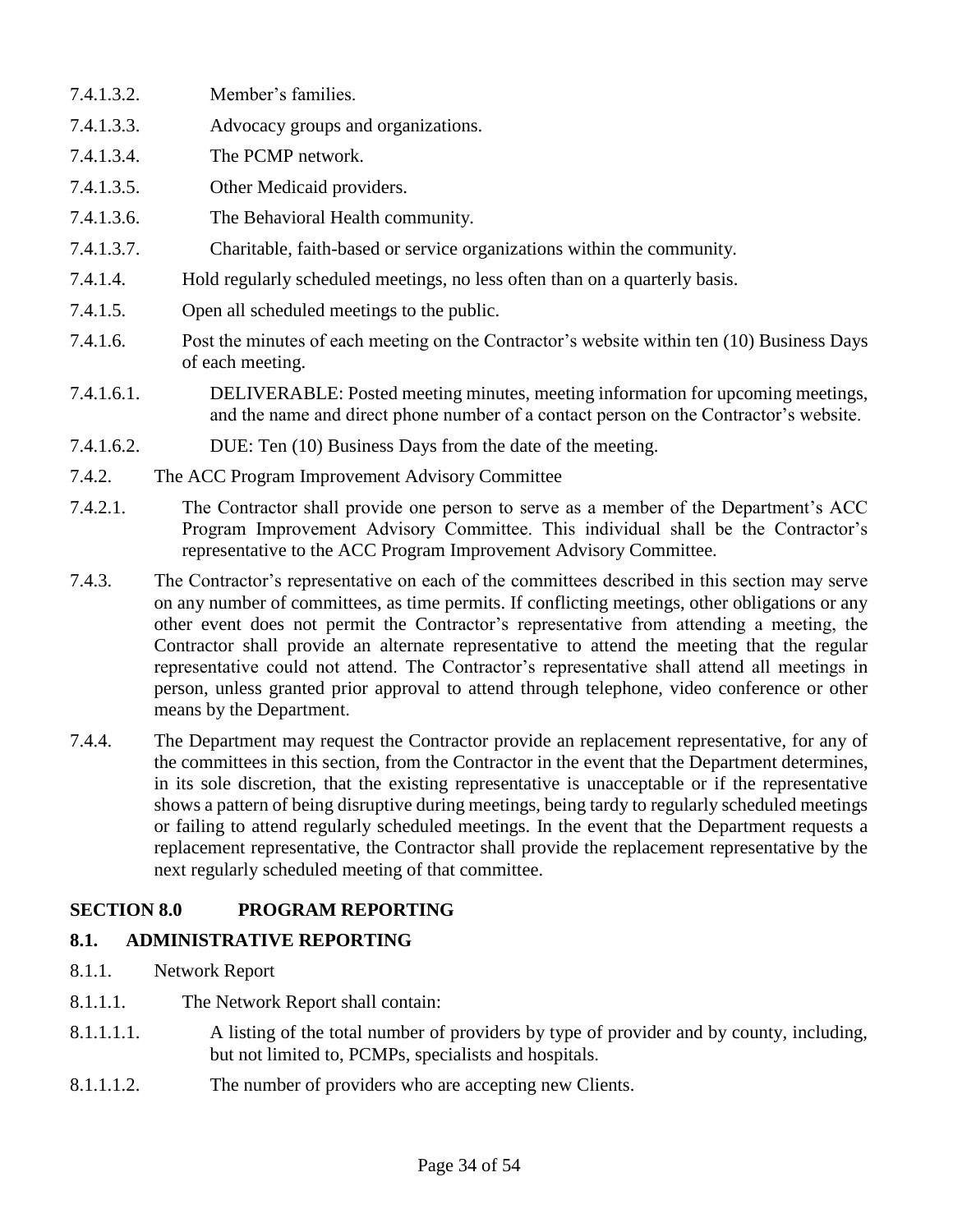7.4.1.3.2. Member's families.

7.4.1.3.3. Advocacy groups and organizations.

7.4.1.3.4. The PCMP network.

7.4.1.3.5. Other Medicaid providers.

7.4.1.3.6. The Behavioral Health community.

7.4.1.3.7. Charitable, faith-based or service organizations within the community.

7.4.1.4. Hold regularly scheduled meetings, no less often than on a quarterly basis.

7.4.1.5. Open all scheduled meetings to the public.

7.4.1.6. Post the minutes of each meeting on the Contractor's website within ten (10) Business Days of each meeting.

7.4.1.6.1. DELIVERABLE: Posted meeting minutes, meeting information for upcoming meetings, and the name and direct phone number of a contact person on the Contractor's website.

7.4.1.6.2. DUE: Ten (10) Business Days from the date of the meeting.

7.4.2. The ACC Program Improvement Advisory Committee

7.4.2.1. The Contractor shall provide one person to serve as a member of the Department's ACC Program Improvement Advisory Committee. This individual shall be the Contractor's representative to the ACC Program Improvement Advisory Committee.

7.4.3. The Contractor's representative on each of the committees described in this section may serve on any number of committees, as time permits. If conflicting meetings, other obligations or any other event does not permit the Contractor's representative from attending a meeting, the Contractor shall provide an alternate representative to attend the meeting that the regular representative could not attend. The Contractor's representative shall attend all meetings in person, unless granted prior approval to attend through telephone, video conference or other means by the Department.

7.4.4. The Department may request the Contractor provide an replacement representative, for any of the committees in this section, from the Contractor in the event that the Department determines, in its sole discretion, that the existing representative is unacceptable or if the representative shows a pattern of being disruptive during meetings, being tardy to regularly scheduled meetings or failing to attend regularly scheduled meetings. In the event that the Department requests a replacement representative, the Contractor shall provide the replacement representative by the next regularly scheduled meeting of that committee.

## SECTION 8.0 PROGRAM REPORTING

### 8.1. ADMINISTRATIVE REPORTING

8.1.1. Network Report

8.1.1.1. The Network Report shall contain:

8.1.1.1.1. A listing of the total number of providers by type of provider and by county, including, but not limited to, PCMPs, specialists and hospitals.

8.1.1.1.2. The number of providers who are accepting new Clients.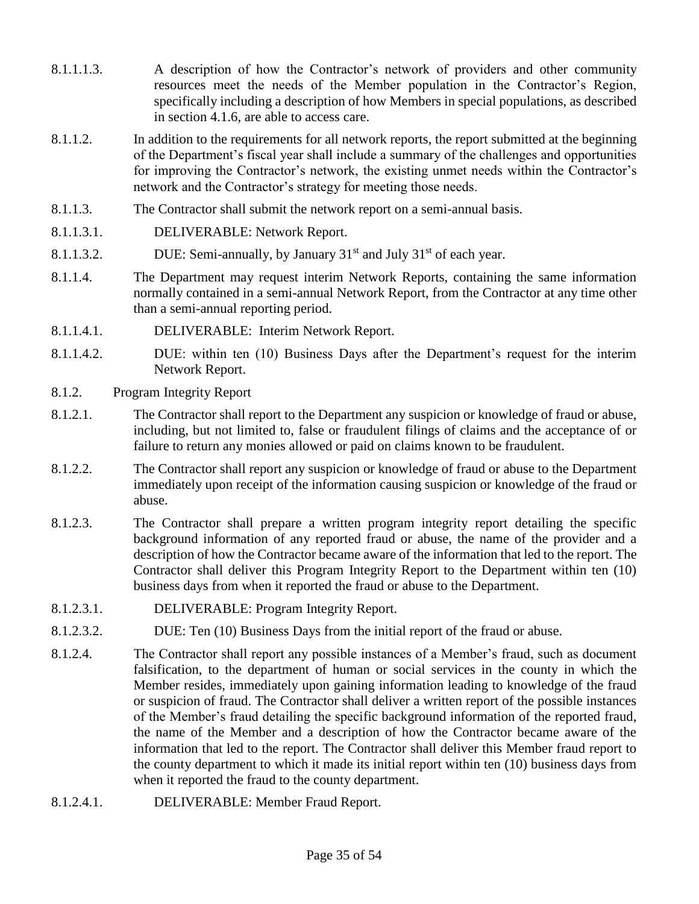8.1.1.1.3. A description of how the Contractor's network of providers and other community resources meet the needs of the Member population in the Contractor's Region, specifically including a description of how Members in special populations, as described in section 4.1.6, are able to access care.

8.1.1.2. In addition to the requirements for all network reports, the report submitted at the beginning of the Department's fiscal year shall include a summary of the challenges and opportunities for improving the Contractor's network, the existing unmet needs within the Contractor's network and the Contractor's strategy for meeting those needs.

8.1.1.3. The Contractor shall submit the network report on a semi-annual basis.

8.1.1.3.1. DELIVERABLE: Network Report.

8.1.1.3.2. DUE: Semi-annually, by January 31st and July 31st of each year.

8.1.1.4. The Department may request interim Network Reports, containing the same information normally contained in a semi-annual Network Report, from the Contractor at any time other than a semi-annual reporting period.

8.1.1.4.1. DELIVERABLE: Interim Network Report.

8.1.1.4.2. DUE: within ten (10) Business Days after the Department's request for the interim Network Report.

8.1.2. Program Integrity Report

8.1.2.1. The Contractor shall report to the Department any suspicion or knowledge of fraud or abuse, including, but not limited to, false or fraudulent filings of claims and the acceptance of or failure to return any monies allowed or paid on claims known to be fraudulent.

8.1.2.2. The Contractor shall report any suspicion or knowledge of fraud or abuse to the Department immediately upon receipt of the information causing suspicion or knowledge of the fraud or abuse.

8.1.2.3. The Contractor shall prepare a written program integrity report detailing the specific background information of any reported fraud or abuse, the name of the provider and a description of how the Contractor became aware of the information that led to the report. The Contractor shall deliver this Program Integrity Report to the Department within ten (10) business days from when it reported the fraud or abuse to the Department.

8.1.2.3.1. DELIVERABLE: Program Integrity Report.

8.1.2.3.2. DUE: Ten (10) Business Days from the initial report of the fraud or abuse.

8.1.2.4. The Contractor shall report any possible instances of a Member's fraud, such as document falsification, to the department of human or social services in the county in which the Member resides, immediately upon gaining information leading to knowledge of the fraud or suspicion of fraud. The Contractor shall deliver a written report of the possible instances of the Member's fraud detailing the specific background information of the reported fraud, the name of the Member and a description of how the Contractor became aware of the information that led to the report. The Contractor shall deliver this Member fraud report to the county department to which it made its initial report within ten (10) business days from when it reported the fraud to the county department.

8.1.2.4.1. DELIVERABLE: Member Fraud Report.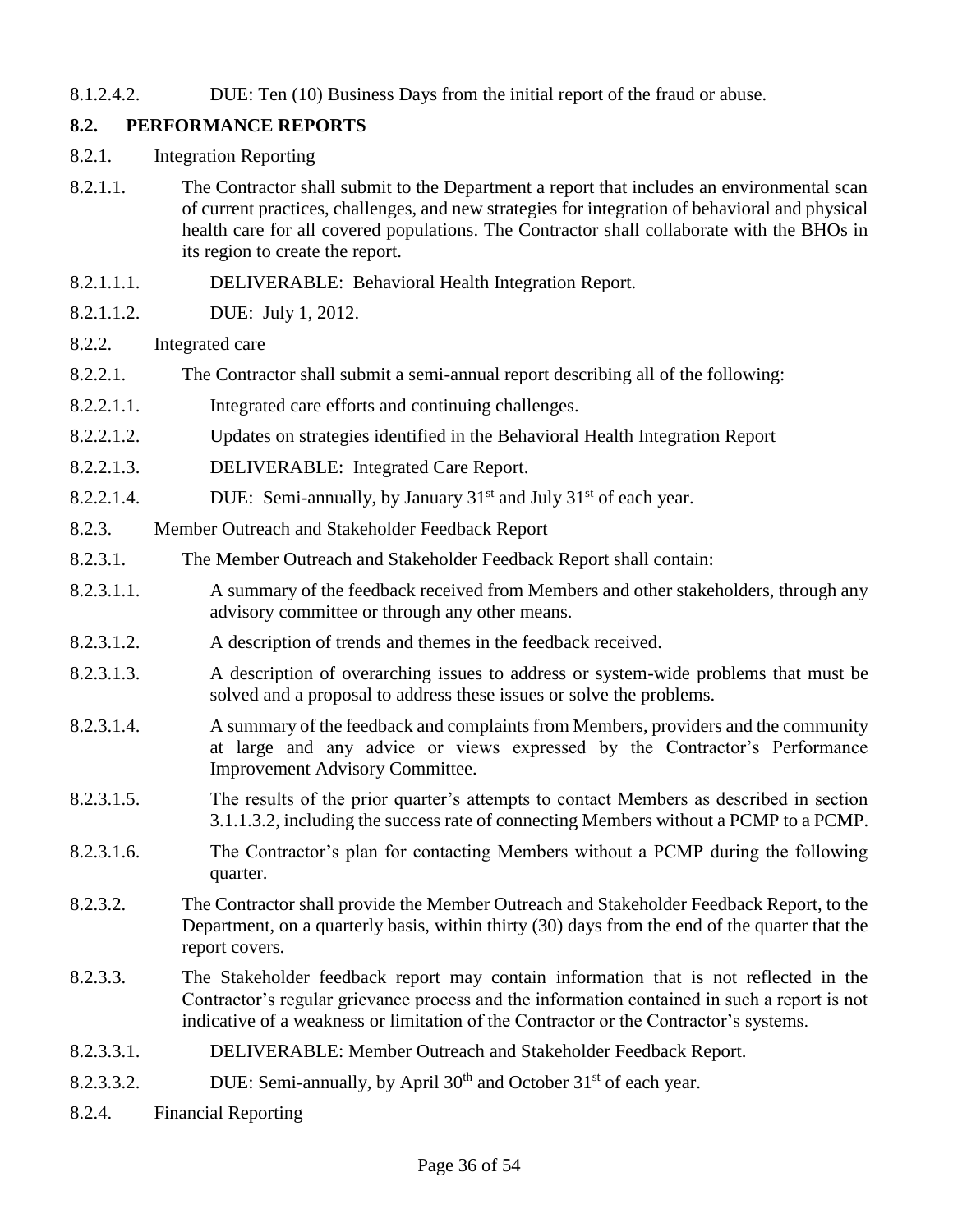8.1.2.4.2. DUE: Ten (10) Business Days from the initial report of the fraud or abuse.

## 8.2. PERFORMANCE REPORTS

8.2.1. Integration Reporting

8.2.1.1. The Contractor shall submit to the Department a report that includes an environmental scan of current practices, challenges, and new strategies for integration of behavioral and physical health care for all covered populations. The Contractor shall collaborate with the BHOs in its region to create the report.

8.2.1.1.1. DELIVERABLE: Behavioral Health Integration Report.

8.2.1.1.2. DUE: July 1, 2012.

8.2.2. Integrated care

8.2.2.1. The Contractor shall submit a semi-annual report describing all of the following:

8.2.2.1.1. Integrated care efforts and continuing challenges.

8.2.2.1.2. Updates on strategies identified in the Behavioral Health Integration Report

8.2.2.1.3. DELIVERABLE: Integrated Care Report.

8.2.2.1.4. DUE: Semi-annually, by January 31st and July 31st of each year.

8.2.3. Member Outreach and Stakeholder Feedback Report

8.2.3.1. The Member Outreach and Stakeholder Feedback Report shall contain:

8.2.3.1.1. A summary of the feedback received from Members and other stakeholders, through any advisory committee or through any other means.

8.2.3.1.2. A description of trends and themes in the feedback received.

8.2.3.1.3. A description of overarching issues to address or system-wide problems that must be solved and a proposal to address these issues or solve the problems.

8.2.3.1.4. A summary of the feedback and complaints from Members, providers and the community at large and any advice or views expressed by the Contractor's Performance Improvement Advisory Committee.

8.2.3.1.5. The results of the prior quarter's attempts to contact Members as described in section 3.1.1.3.2, including the success rate of connecting Members without a PCMP to a PCMP.

8.2.3.1.6. The Contractor's plan for contacting Members without a PCMP during the following quarter.

8.2.3.2. The Contractor shall provide the Member Outreach and Stakeholder Feedback Report, to the Department, on a quarterly basis, within thirty (30) days from the end of the quarter that the report covers.

8.2.3.3. The Stakeholder feedback report may contain information that is not reflected in the Contractor's regular grievance process and the information contained in such a report is not indicative of a weakness or limitation of the Contractor or the Contractor's systems.

8.2.3.3.1. DELIVERABLE: Member Outreach and Stakeholder Feedback Report.

8.2.3.3.2. DUE: Semi-annually, by April 30th and October 31st of each year.

8.2.4. Financial Reporting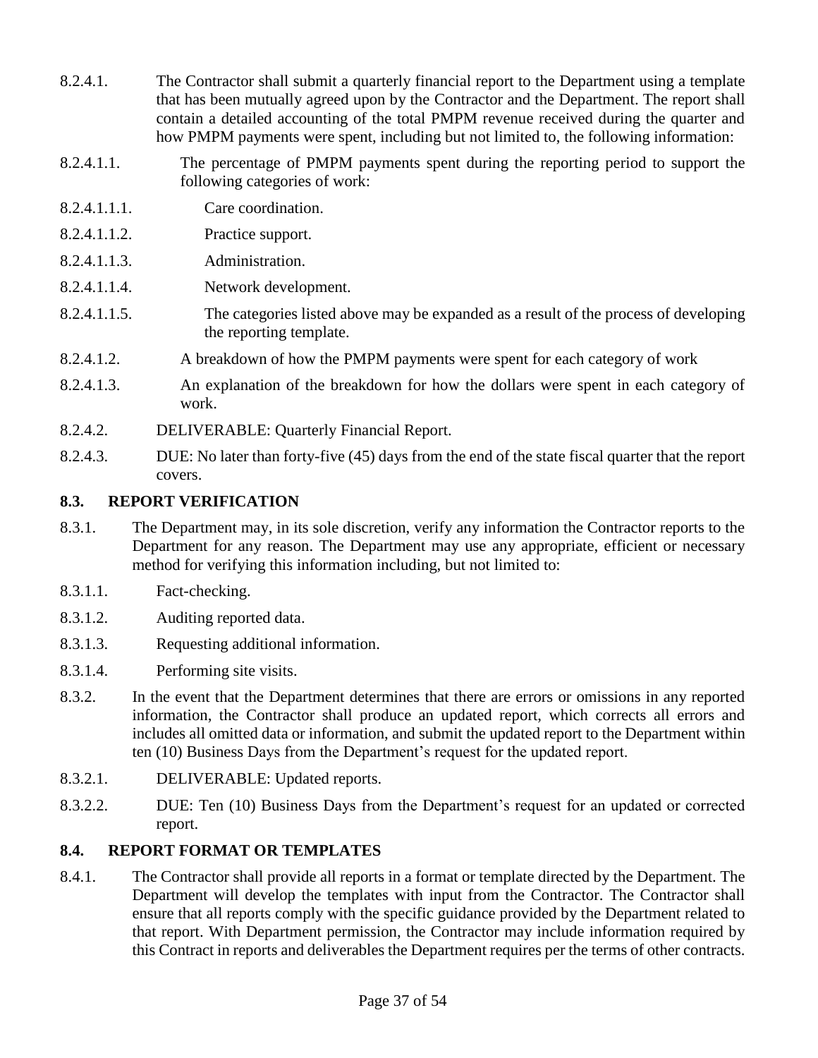8.2.4.1. The Contractor shall submit a quarterly financial report to the Department using a template that has been mutually agreed upon by the Contractor and the Department. The report shall contain a detailed accounting of the total PMPM revenue received during the quarter and how PMPM payments were spent, including but not limited to, the following information:

8.2.4.1.1. The percentage of PMPM payments spent during the reporting period to support the following categories of work:

8.2.4.1.1.1. Care coordination.

8.2.4.1.1.2. Practice support.

8.2.4.1.1.3. Administration.

8.2.4.1.1.4. Network development.

8.2.4.1.1.5. The categories listed above may be expanded as a result of the process of developing the reporting template.

8.2.4.1.2. A breakdown of how the PMPM payments were spent for each category of work

8.2.4.1.3. An explanation of the breakdown for how the dollars were spent in each category of work.

8.2.4.2. DELIVERABLE: Quarterly Financial Report.

8.2.4.3. DUE: No later than forty-five (45) days from the end of the state fiscal quarter that the report covers.

## 8.3. REPORT VERIFICATION

8.3.1. The Department may, in its sole discretion, verify any information the Contractor reports to the Department for any reason. The Department may use any appropriate, efficient or necessary method for verifying this information including, but not limited to:

8.3.1.1. Fact-checking.

8.3.1.2. Auditing reported data.

8.3.1.3. Requesting additional information.

8.3.1.4. Performing site visits.

8.3.2. In the event that the Department determines that there are errors or omissions in any reported information, the Contractor shall produce an updated report, which corrects all errors and includes all omitted data or information, and submit the updated report to the Department within ten (10) Business Days from the Department's request for the updated report.

8.3.2.1. DELIVERABLE: Updated reports.

8.3.2.2. DUE: Ten (10) Business Days from the Department's request for an updated or corrected report.

## 8.4. REPORT FORMAT OR TEMPLATES

8.4.1. The Contractor shall provide all reports in a format or template directed by the Department. The Department will develop the templates with input from the Contractor. The Contractor shall ensure that all reports comply with the specific guidance provided by the Department related to that report. With Department permission, the Contractor may include information required by this Contract in reports and deliverables the Department requires per the terms of other contracts.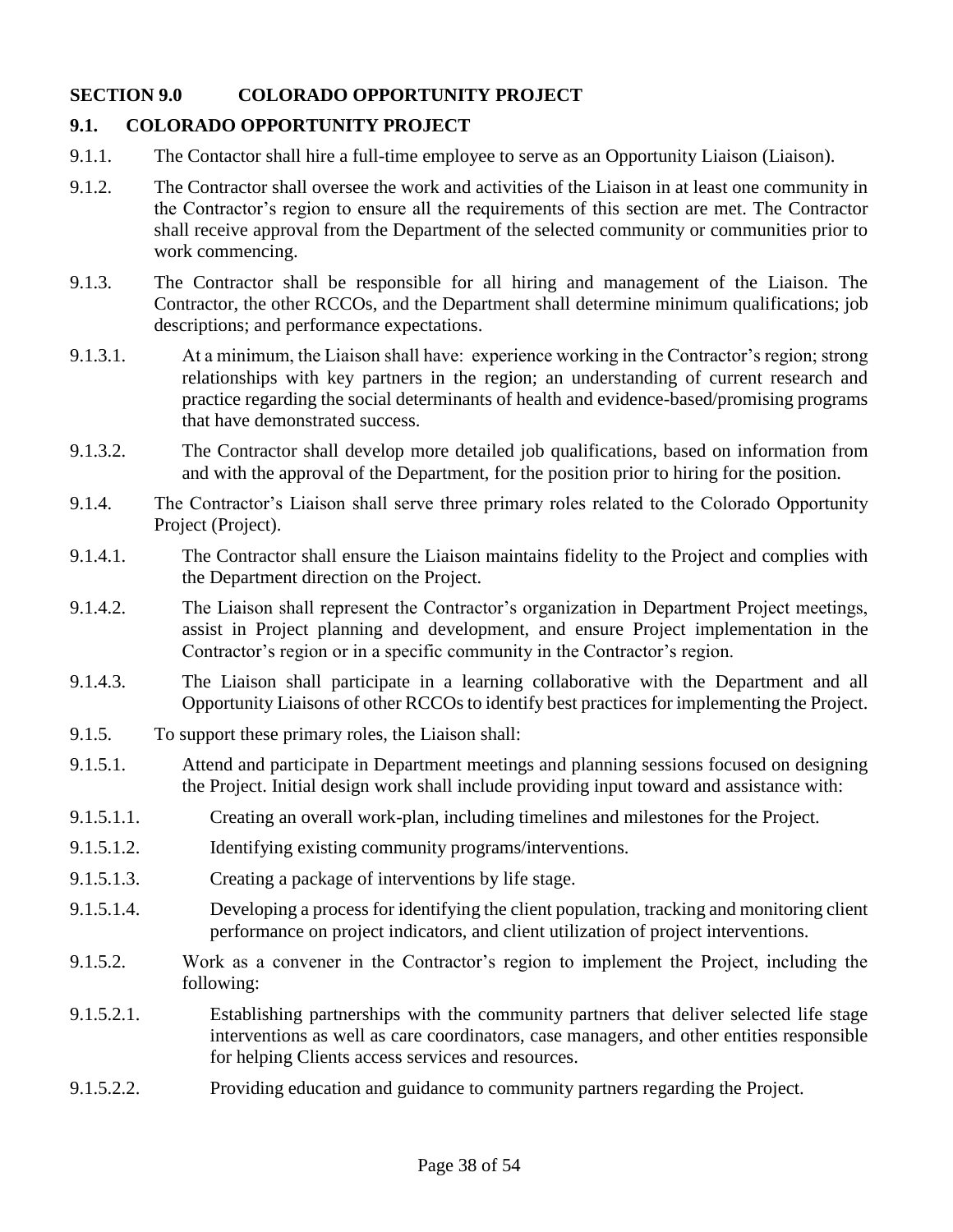## SECTION 9.0 COLORADO OPPORTUNITY PROJECT

### 9.1. COLORADO OPPORTUNITY PROJECT

9.1.1. The Contactor shall hire a full-time employee to serve as an Opportunity Liaison (Liaison).

9.1.2. The Contractor shall oversee the work and activities of the Liaison in at least one community in the Contractor's region to ensure all the requirements of this section are met. The Contractor shall receive approval from the Department of the selected community or communities prior to work commencing.

9.1.3. The Contractor shall be responsible for all hiring and management of the Liaison. The Contractor, the other RCCOs, and the Department shall determine minimum qualifications; job descriptions; and performance expectations.

9.1.3.1. At a minimum, the Liaison shall have: experience working in the Contractor's region; strong relationships with key partners in the region; an understanding of current research and practice regarding the social determinants of health and evidence-based/promising programs that have demonstrated success.

9.1.3.2. The Contractor shall develop more detailed job qualifications, based on information from and with the approval of the Department, for the position prior to hiring for the position.

9.1.4. The Contractor's Liaison shall serve three primary roles related to the Colorado Opportunity Project (Project).

9.1.4.1. The Contractor shall ensure the Liaison maintains fidelity to the Project and complies with the Department direction on the Project.

9.1.4.2. The Liaison shall represent the Contractor's organization in Department Project meetings, assist in Project planning and development, and ensure Project implementation in the Contractor's region or in a specific community in the Contractor's region.

9.1.4.3. The Liaison shall participate in a learning collaborative with the Department and all Opportunity Liaisons of other RCCOs to identify best practices for implementing the Project.

9.1.5. To support these primary roles, the Liaison shall:

9.1.5.1. Attend and participate in Department meetings and planning sessions focused on designing the Project. Initial design work shall include providing input toward and assistance with:

9.1.5.1.1. Creating an overall work-plan, including timelines and milestones for the Project.

9.1.5.1.2. Identifying existing community programs/interventions.

9.1.5.1.3. Creating a package of interventions by life stage.

9.1.5.1.4. Developing a process for identifying the client population, tracking and monitoring client performance on project indicators, and client utilization of project interventions.

9.1.5.2. Work as a convener in the Contractor's region to implement the Project, including the following:

9.1.5.2.1. Establishing partnerships with the community partners that deliver selected life stage interventions as well as care coordinators, case managers, and other entities responsible for helping Clients access services and resources.

9.1.5.2.2. Providing education and guidance to community partners regarding the Project.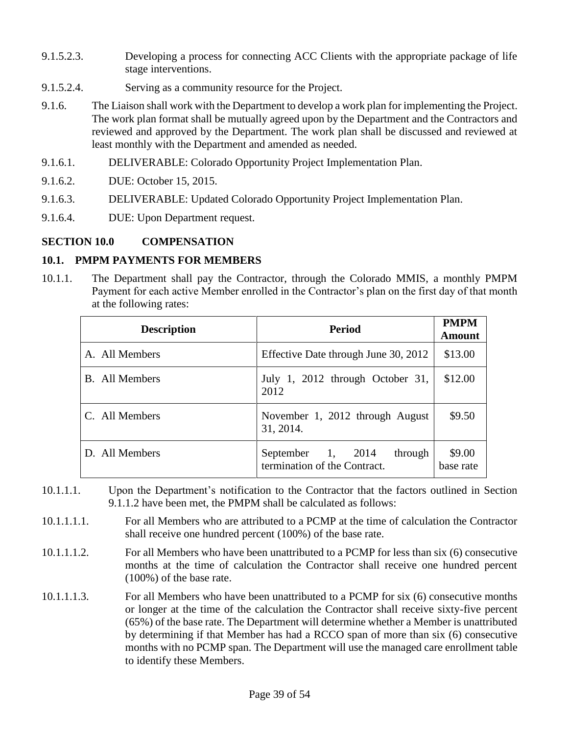9.1.5.2.3. Developing a process for connecting ACC Clients with the appropriate package of life stage interventions.

9.1.5.2.4. Serving as a community resource for the Project.

9.1.6. The Liaison shall work with the Department to develop a work plan for implementing the Project. The work plan format shall be mutually agreed upon by the Department and the Contractors and reviewed and approved by the Department. The work plan shall be discussed and reviewed at least monthly with the Department and amended as needed.

9.1.6.1. DELIVERABLE: Colorado Opportunity Project Implementation Plan.

9.1.6.2. DUE: October 15, 2015.

9.1.6.3. DELIVERABLE: Updated Colorado Opportunity Project Implementation Plan.

9.1.6.4. DUE: Upon Department request.

## SECTION 10.0 COMPENSATION

### 10.1. PMPM PAYMENTS FOR MEMBERS

10.1.1. The Department shall pay the Contractor, through the Colorado MMIS, a monthly PMPM Payment for each active Member enrolled in the Contractor's plan on the first day of that month at the following rates:

| Description | Period | PMPM Amount |
|---|---|---|
| A. All Members | Effective Date through June 30, 2012 | $13.00 |
| B. All Members | July 1, 2012 through October 31, 2012 | $12.00 |
| C. All Members | November 1, 2012 through August 31, 2014. | $9.50 |
| D. All Members | September 1, 2014 through termination of the Contract. | $9.00 base rate |

10.1.1.1. Upon the Department's notification to the Contractor that the factors outlined in Section 9.1.1.2 have been met, the PMPM shall be calculated as follows:

10.1.1.1.1. For all Members who are attributed to a PCMP at the time of calculation the Contractor shall receive one hundred percent (100%) of the base rate.

10.1.1.1.2. For all Members who have been unattributed to a PCMP for less than six (6) consecutive months at the time of calculation the Contractor shall receive one hundred percent (100%) of the base rate.

10.1.1.1.3. For all Members who have been unattributed to a PCMP for six (6) consecutive months or longer at the time of the calculation the Contractor shall receive sixty-five percent (65%) of the base rate. The Department will determine whether a Member is unattributed by determining if that Member has had a RCCO span of more than six (6) consecutive months with no PCMP span. The Department will use the managed care enrollment table to identify these Members.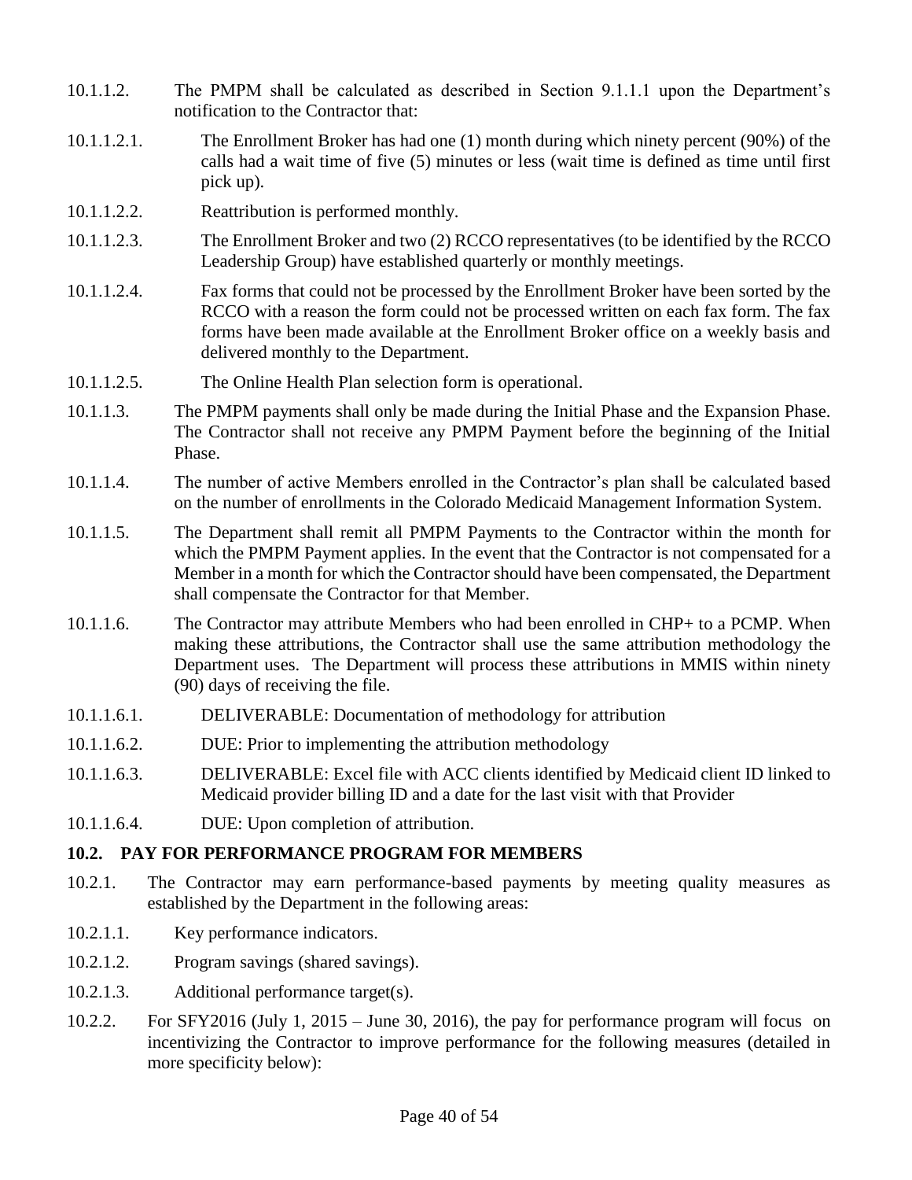10.1.1.2. The PMPM shall be calculated as described in Section 9.1.1.1 upon the Department's notification to the Contractor that:

10.1.1.2.1. The Enrollment Broker has had one (1) month during which ninety percent (90%) of the calls had a wait time of five (5) minutes or less (wait time is defined as time until first pick up).

10.1.1.2.2. Reattribution is performed monthly.

10.1.1.2.3. The Enrollment Broker and two (2) RCCO representatives (to be identified by the RCCO Leadership Group) have established quarterly or monthly meetings.

10.1.1.2.4. Fax forms that could not be processed by the Enrollment Broker have been sorted by the RCCO with a reason the form could not be processed written on each fax form. The fax forms have been made available at the Enrollment Broker office on a weekly basis and delivered monthly to the Department.

10.1.1.2.5. The Online Health Plan selection form is operational.

10.1.1.3. The PMPM payments shall only be made during the Initial Phase and the Expansion Phase. The Contractor shall not receive any PMPM Payment before the beginning of the Initial Phase.

10.1.1.4. The number of active Members enrolled in the Contractor's plan shall be calculated based on the number of enrollments in the Colorado Medicaid Management Information System.

10.1.1.5. The Department shall remit all PMPM Payments to the Contractor within the month for which the PMPM Payment applies. In the event that the Contractor is not compensated for a Member in a month for which the Contractor should have been compensated, the Department shall compensate the Contractor for that Member.

10.1.1.6. The Contractor may attribute Members who had been enrolled in CHP+ to a PCMP. When making these attributions, the Contractor shall use the same attribution methodology the Department uses. The Department will process these attributions in MMIS within ninety (90) days of receiving the file.

10.1.1.6.1. DELIVERABLE: Documentation of methodology for attribution

10.1.1.6.2. DUE: Prior to implementing the attribution methodology

10.1.1.6.3. DELIVERABLE: Excel file with ACC clients identified by Medicaid client ID linked to Medicaid provider billing ID and a date for the last visit with that Provider

10.1.1.6.4. DUE: Upon completion of attribution.

## 10.2. PAY FOR PERFORMANCE PROGRAM FOR MEMBERS

10.2.1. The Contractor may earn performance-based payments by meeting quality measures as established by the Department in the following areas:

10.2.1.1. Key performance indicators.

10.2.1.2. Program savings (shared savings).

10.2.1.3. Additional performance target(s).

10.2.2. For SFY2016 (July 1, 2015 – June 30, 2016), the pay for performance program will focus on incentivizing the Contractor to improve performance for the following measures (detailed in more specificity below):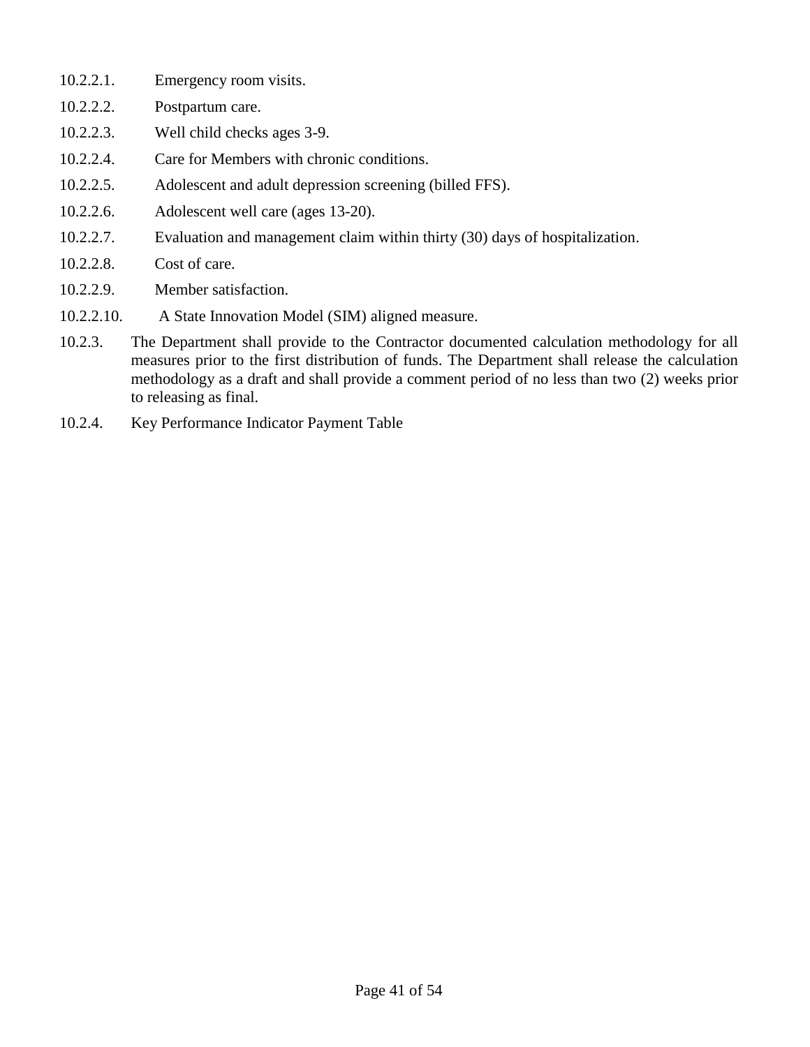10.2.2.1. Emergency room visits.

10.2.2.2. Postpartum care.

10.2.2.3. Well child checks ages 3-9.

10.2.2.4. Care for Members with chronic conditions.

10.2.2.5. Adolescent and adult depression screening (billed FFS).

10.2.2.6. Adolescent well care (ages 13-20).

10.2.2.7. Evaluation and management claim within thirty (30) days of hospitalization.

10.2.2.8. Cost of care.

10.2.2.9. Member satisfaction.

10.2.2.10. A State Innovation Model (SIM) aligned measure.

10.2.3. The Department shall provide to the Contractor documented calculation methodology for all measures prior to the first distribution of funds. The Department shall release the calculation methodology as a draft and shall provide a comment period of no less than two (2) weeks prior to releasing as final.

10.2.4. Key Performance Indicator Payment Table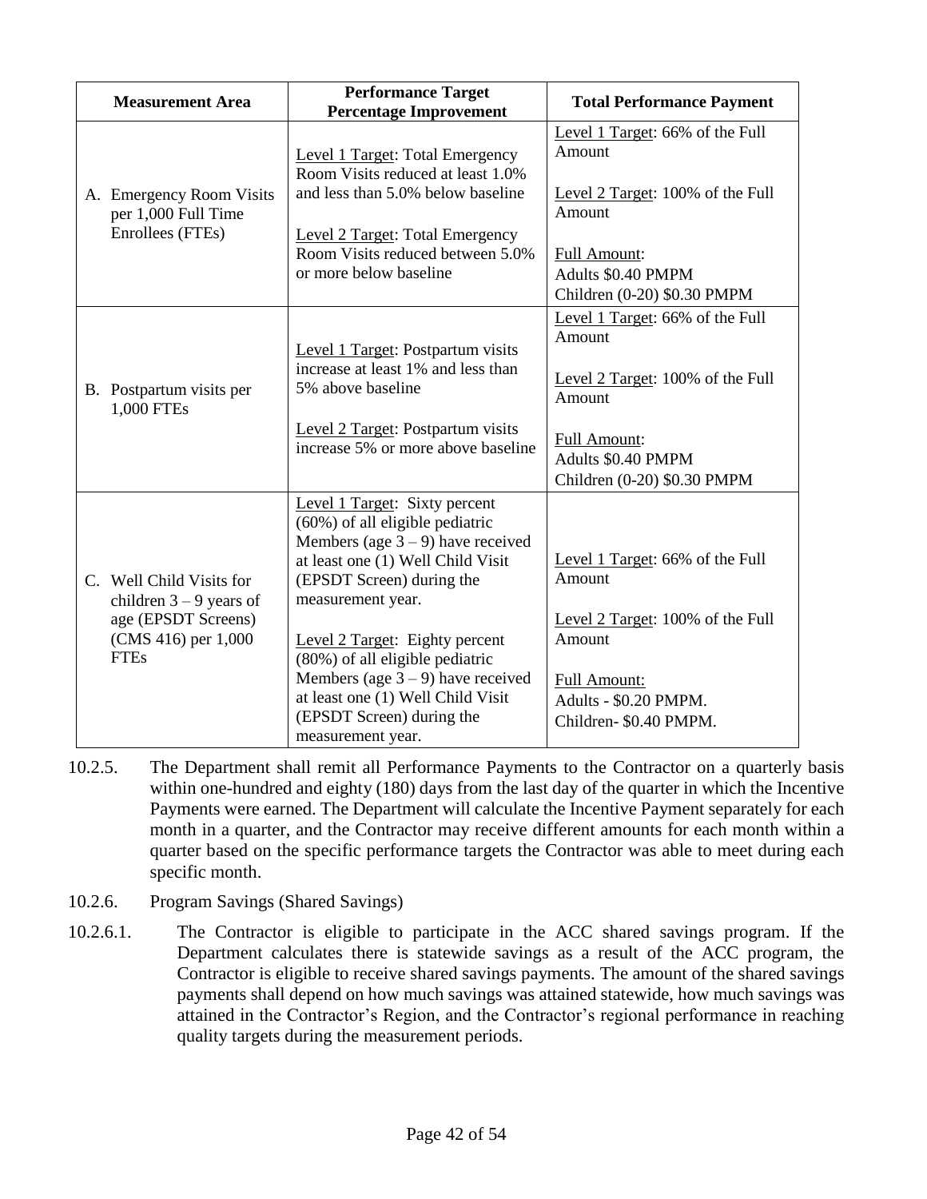| Measurement Area | Performance Target Percentage Improvement | Total Performance Payment |
| --- | --- | --- |
| A. Emergency Room Visits per 1,000 Full Time Enrollees (FTEs) | Level 1 Target: Total Emergency Room Visits reduced at least 1.0% and less than 5.0% below baseline<br><br>Level 2 Target: Total Emergency Room Visits reduced between 5.0% or more below baseline | Level 1 Target: 66% of the Full Amount<br><br>Level 2 Target: 100% of the Full Amount<br><br>Full Amount:<br>Adults $0.40 PMPM<br>Children (0-20) $0.30 PMPM |
| B. Postpartum visits per 1,000 FTEs | Level 1 Target: Postpartum visits increase at least 1% and less than 5% above baseline<br><br>Level 2 Target: Postpartum visits increase 5% or more above baseline | Level 1 Target: 66% of the Full Amount<br><br>Level 2 Target: 100% of the Full Amount<br><br>Full Amount:<br>Adults $0.40 PMPM<br>Children (0-20) $0.30 PMPM |
| C. Well Child Visits for children 3 – 9 years of age (EPSDT Screens) (CMS 416) per 1,000 FTEs | Level 1 Target: Sixty percent (60%) of all eligible pediatric Members (age 3 – 9) have received at least one (1) Well Child Visit (EPSDT Screen) during the measurement year.<br><br>Level 2 Target: Eighty percent (80%) of all eligible pediatric Members (age 3 – 9) have received at least one (1) Well Child Visit (EPSDT Screen) during the measurement year. | Level 1 Target: 66% of the Full Amount<br><br>Level 2 Target: 100% of the Full Amount<br><br>Full Amount:<br>Adults - $0.20 PMPM.<br>Children- $0.40 PMPM. |

10.2.5. The Department shall remit all Performance Payments to the Contractor on a quarterly basis within one-hundred and eighty (180) days from the last day of the quarter in which the Incentive Payments were earned. The Department will calculate the Incentive Payment separately for each month in a quarter, and the Contractor may receive different amounts for each month within a quarter based on the specific performance targets the Contractor was able to meet during each specific month.

10.2.6. Program Savings (Shared Savings)

10.2.6.1. The Contractor is eligible to participate in the ACC shared savings program. If the Department calculates there is statewide savings as a result of the ACC program, the Contractor is eligible to receive shared savings payments. The amount of the shared savings payments shall depend on how much savings was attained statewide, how much savings was attained in the Contractor's Region, and the Contractor's regional performance in reaching quality targets during the measurement periods.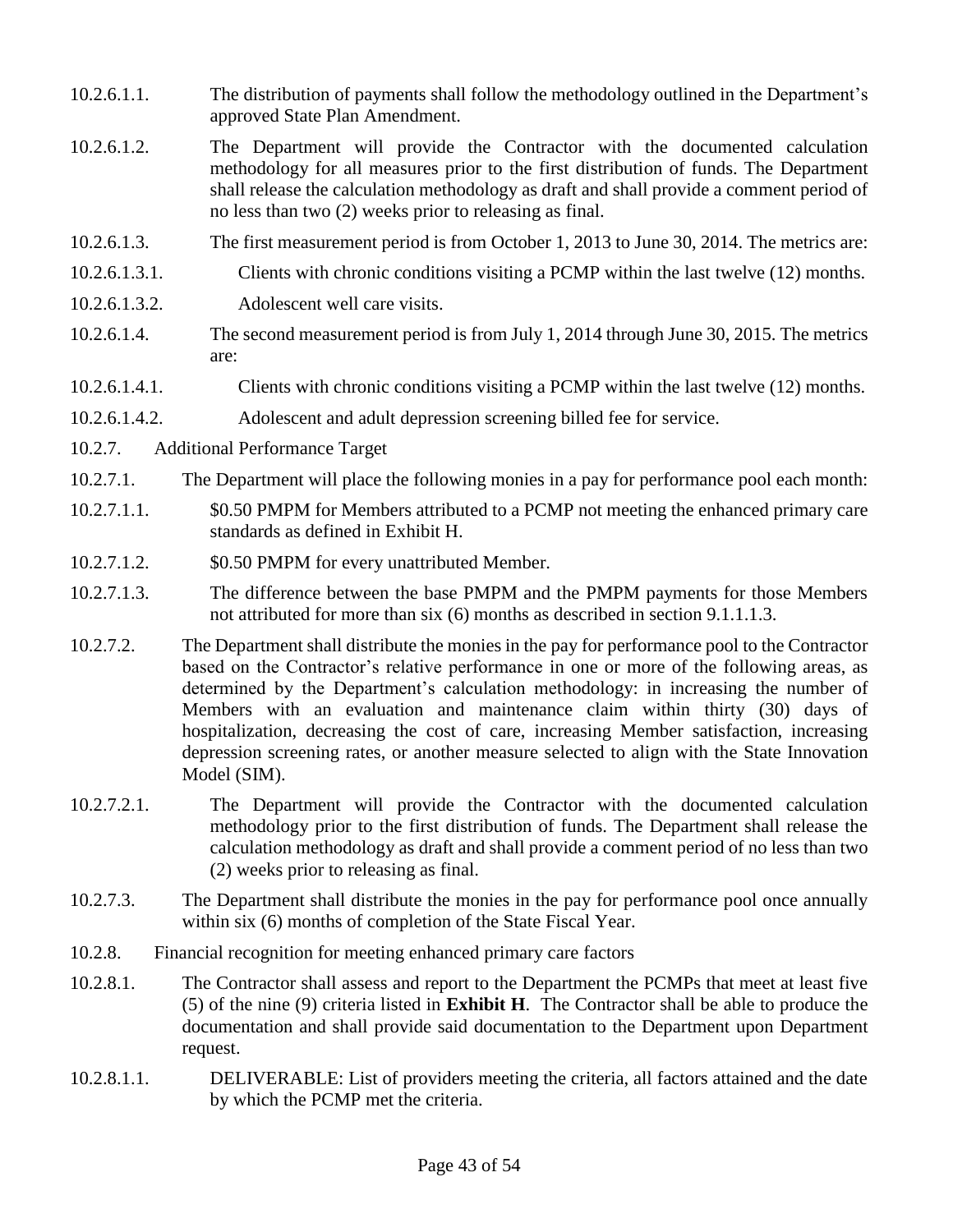10.2.6.1.1. The distribution of payments shall follow the methodology outlined in the Department's approved State Plan Amendment.

10.2.6.1.2. The Department will provide the Contractor with the documented calculation methodology for all measures prior to the first distribution of funds. The Department shall release the calculation methodology as draft and shall provide a comment period of no less than two (2) weeks prior to releasing as final.

10.2.6.1.3. The first measurement period is from October 1, 2013 to June 30, 2014. The metrics are:

10.2.6.1.3.1. Clients with chronic conditions visiting a PCMP within the last twelve (12) months.

10.2.6.1.3.2. Adolescent well care visits.

10.2.6.1.4. The second measurement period is from July 1, 2014 through June 30, 2015. The metrics are:

10.2.6.1.4.1. Clients with chronic conditions visiting a PCMP within the last twelve (12) months.

10.2.6.1.4.2. Adolescent and adult depression screening billed fee for service.

10.2.7. Additional Performance Target

10.2.7.1. The Department will place the following monies in a pay for performance pool each month:

10.2.7.1.1. $0.50 PMPM for Members attributed to a PCMP not meeting the enhanced primary care standards as defined in Exhibit H.

10.2.7.1.2. $0.50 PMPM for every unattributed Member.

10.2.7.1.3. The difference between the base PMPM and the PMPM payments for those Members not attributed for more than six (6) months as described in section 9.1.1.1.3.

10.2.7.2. The Department shall distribute the monies in the pay for performance pool to the Contractor based on the Contractor's relative performance in one or more of the following areas, as determined by the Department's calculation methodology: in increasing the number of Members with an evaluation and maintenance claim within thirty (30) days of hospitalization, decreasing the cost of care, increasing Member satisfaction, increasing depression screening rates, or another measure selected to align with the State Innovation Model (SIM).

10.2.7.2.1. The Department will provide the Contractor with the documented calculation methodology prior to the first distribution of funds. The Department shall release the calculation methodology as draft and shall provide a comment period of no less than two (2) weeks prior to releasing as final.

10.2.7.3. The Department shall distribute the monies in the pay for performance pool once annually within six (6) months of completion of the State Fiscal Year.

10.2.8. Financial recognition for meeting enhanced primary care factors

10.2.8.1. The Contractor shall assess and report to the Department the PCMPs that meet at least five (5) of the nine (9) criteria listed in **Exhibit H**. The Contractor shall be able to produce the documentation and shall provide said documentation to the Department upon Department request.

10.2.8.1.1. DELIVERABLE: List of providers meeting the criteria, all factors attained and the date by which the PCMP met the criteria.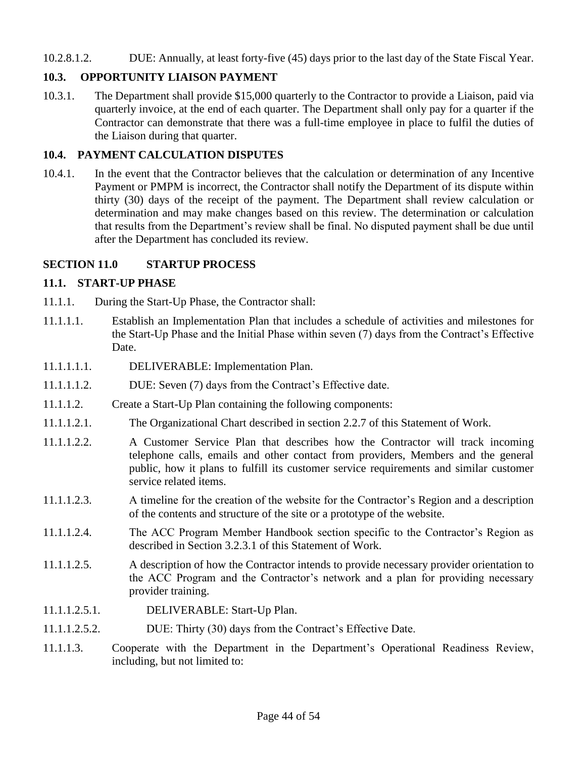10.2.8.1.2. DUE: Annually, at least forty-five (45) days prior to the last day of the State Fiscal Year.

### 10.3. OPPORTUNITY LIAISON PAYMENT

10.3.1. The Department shall provide $15,000 quarterly to the Contractor to provide a Liaison, paid via quarterly invoice, at the end of each quarter. The Department shall only pay for a quarter if the Contractor can demonstrate that there was a full-time employee in place to fulfil the duties of the Liaison during that quarter.

### 10.4. PAYMENT CALCULATION DISPUTES

10.4.1. In the event that the Contractor believes that the calculation or determination of any Incentive Payment or PMPM is incorrect, the Contractor shall notify the Department of its dispute within thirty (30) days of the receipt of the payment. The Department shall review calculation or determination and may make changes based on this review. The determination or calculation that results from the Department's review shall be final. No disputed payment shall be due until after the Department has concluded its review.

## SECTION 11.0 STARTUP PROCESS

### 11.1. START-UP PHASE

11.1.1. During the Start-Up Phase, the Contractor shall:

11.1.1.1. Establish an Implementation Plan that includes a schedule of activities and milestones for the Start-Up Phase and the Initial Phase within seven (7) days from the Contract's Effective Date.

11.1.1.1.1. DELIVERABLE: Implementation Plan.

11.1.1.1.2. DUE: Seven (7) days from the Contract's Effective date.

11.1.1.2. Create a Start-Up Plan containing the following components:

11.1.1.2.1. The Organizational Chart described in section 2.2.7 of this Statement of Work.

11.1.1.2.2. A Customer Service Plan that describes how the Contractor will track incoming telephone calls, emails and other contact from providers, Members and the general public, how it plans to fulfill its customer service requirements and similar customer service related items.

11.1.1.2.3. A timeline for the creation of the website for the Contractor's Region and a description of the contents and structure of the site or a prototype of the website.

11.1.1.2.4. The ACC Program Member Handbook section specific to the Contractor's Region as described in Section 3.2.3.1 of this Statement of Work.

11.1.1.2.5. A description of how the Contractor intends to provide necessary provider orientation to the ACC Program and the Contractor's network and a plan for providing necessary provider training.

11.1.1.2.5.1. DELIVERABLE: Start-Up Plan.

11.1.1.2.5.2. DUE: Thirty (30) days from the Contract's Effective Date.

11.1.1.3. Cooperate with the Department in the Department's Operational Readiness Review, including, but not limited to: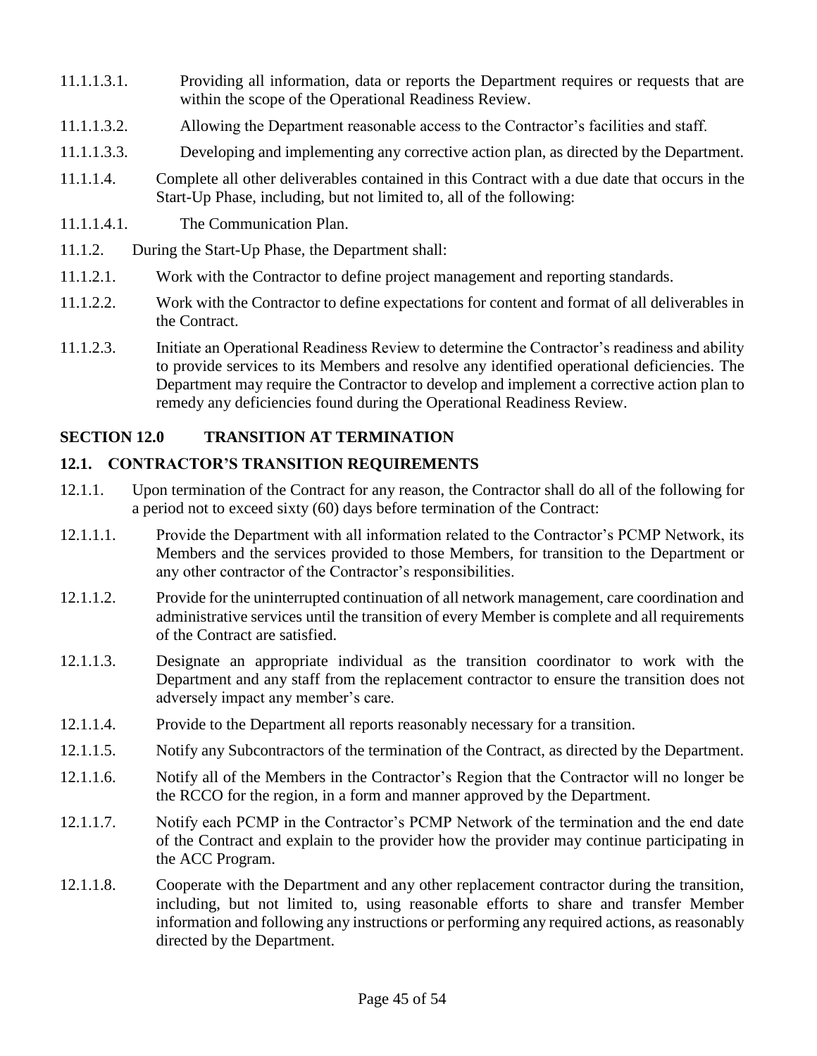11.1.1.3.1. Providing all information, data or reports the Department requires or requests that are within the scope of the Operational Readiness Review.

11.1.1.3.2. Allowing the Department reasonable access to the Contractor's facilities and staff.

11.1.1.3.3. Developing and implementing any corrective action plan, as directed by the Department.

11.1.1.4. Complete all other deliverables contained in this Contract with a due date that occurs in the Start-Up Phase, including, but not limited to, all of the following:

11.1.1.4.1. The Communication Plan.

11.1.2. During the Start-Up Phase, the Department shall:

11.1.2.1. Work with the Contractor to define project management and reporting standards.

11.1.2.2. Work with the Contractor to define expectations for content and format of all deliverables in the Contract.

11.1.2.3. Initiate an Operational Readiness Review to determine the Contractor's readiness and ability to provide services to its Members and resolve any identified operational deficiencies. The Department may require the Contractor to develop and implement a corrective action plan to remedy any deficiencies found during the Operational Readiness Review.

## SECTION 12.0 TRANSITION AT TERMINATION

### 12.1. CONTRACTOR'S TRANSITION REQUIREMENTS

12.1.1. Upon termination of the Contract for any reason, the Contractor shall do all of the following for a period not to exceed sixty (60) days before termination of the Contract:

12.1.1.1. Provide the Department with all information related to the Contractor's PCMP Network, its Members and the services provided to those Members, for transition to the Department or any other contractor of the Contractor's responsibilities.

12.1.1.2. Provide for the uninterrupted continuation of all network management, care coordination and administrative services until the transition of every Member is complete and all requirements of the Contract are satisfied.

12.1.1.3. Designate an appropriate individual as the transition coordinator to work with the Department and any staff from the replacement contractor to ensure the transition does not adversely impact any member's care.

12.1.1.4. Provide to the Department all reports reasonably necessary for a transition.

12.1.1.5. Notify any Subcontractors of the termination of the Contract, as directed by the Department.

12.1.1.6. Notify all of the Members in the Contractor's Region that the Contractor will no longer be the RCCO for the region, in a form and manner approved by the Department.

12.1.1.7. Notify each PCMP in the Contractor's PCMP Network of the termination and the end date of the Contract and explain to the provider how the provider may continue participating in the ACC Program.

12.1.1.8. Cooperate with the Department and any other replacement contractor during the transition, including, but not limited to, using reasonable efforts to share and transfer Member information and following any instructions or performing any required actions, as reasonably directed by the Department.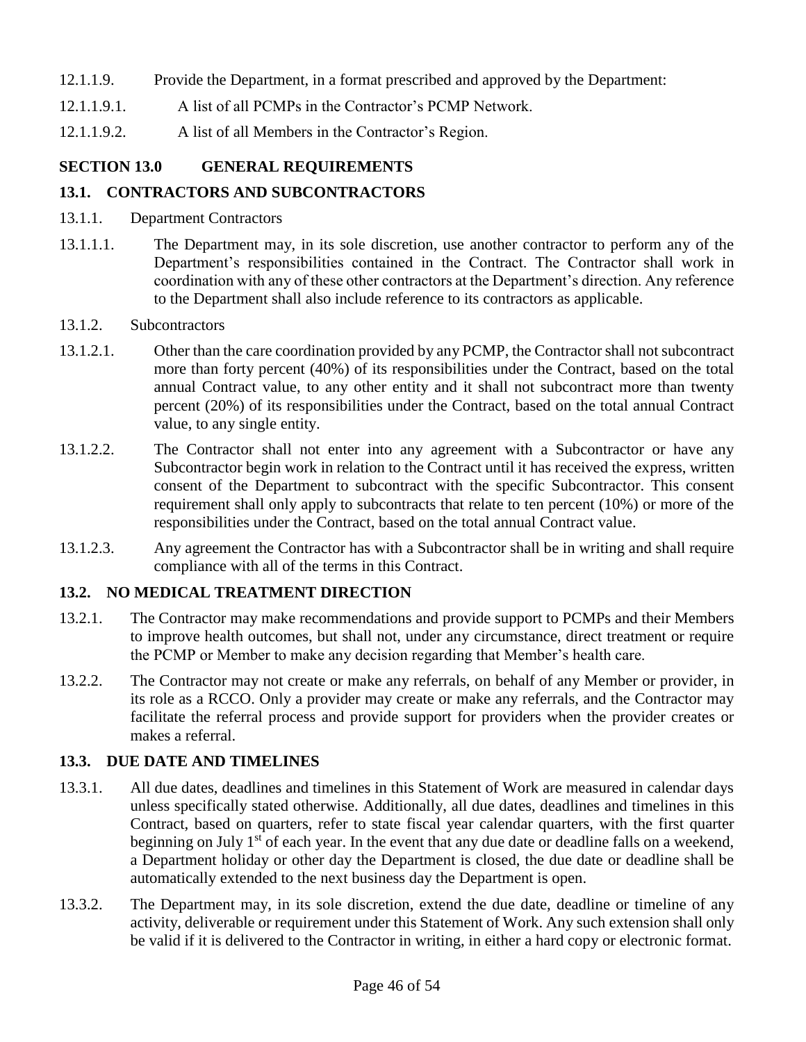12.1.1.9. Provide the Department, in a format prescribed and approved by the Department:

12.1.1.9.1. A list of all PCMPs in the Contractor's PCMP Network.

12.1.1.9.2. A list of all Members in the Contractor's Region.

## SECTION 13.0 GENERAL REQUIREMENTS

### 13.1. CONTRACTORS AND SUBCONTRACTORS

13.1.1. Department Contractors

13.1.1.1. The Department may, in its sole discretion, use another contractor to perform any of the Department's responsibilities contained in the Contract. The Contractor shall work in coordination with any of these other contractors at the Department's direction. Any reference to the Department shall also include reference to its contractors as applicable.

13.1.2. Subcontractors

13.1.2.1. Other than the care coordination provided by any PCMP, the Contractor shall not subcontract more than forty percent (40%) of its responsibilities under the Contract, based on the total annual Contract value, to any other entity and it shall not subcontract more than twenty percent (20%) of its responsibilities under the Contract, based on the total annual Contract value, to any single entity.

13.1.2.2. The Contractor shall not enter into any agreement with a Subcontractor or have any Subcontractor begin work in relation to the Contract until it has received the express, written consent of the Department to subcontract with the specific Subcontractor. This consent requirement shall only apply to subcontracts that relate to ten percent (10%) or more of the responsibilities under the Contract, based on the total annual Contract value.

13.1.2.3. Any agreement the Contractor has with a Subcontractor shall be in writing and shall require compliance with all of the terms in this Contract.

### 13.2. NO MEDICAL TREATMENT DIRECTION

13.2.1. The Contractor may make recommendations and provide support to PCMPs and their Members to improve health outcomes, but shall not, under any circumstance, direct treatment or require the PCMP or Member to make any decision regarding that Member's health care.

13.2.2. The Contractor may not create or make any referrals, on behalf of any Member or provider, in its role as a RCCO. Only a provider may create or make any referrals, and the Contractor may facilitate the referral process and provide support for providers when the provider creates or makes a referral.

### 13.3. DUE DATE AND TIMELINES

13.3.1. All due dates, deadlines and timelines in this Statement of Work are measured in calendar days unless specifically stated otherwise. Additionally, all due dates, deadlines and timelines in this Contract, based on quarters, refer to state fiscal year calendar quarters, with the first quarter beginning on July 1st of each year. In the event that any due date or deadline falls on a weekend, a Department holiday or other day the Department is closed, the due date or deadline shall be automatically extended to the next business day the Department is open.

13.3.2. The Department may, in its sole discretion, extend the due date, deadline or timeline of any activity, deliverable or requirement under this Statement of Work. Any such extension shall only be valid if it is delivered to the Contractor in writing, in either a hard copy or electronic format.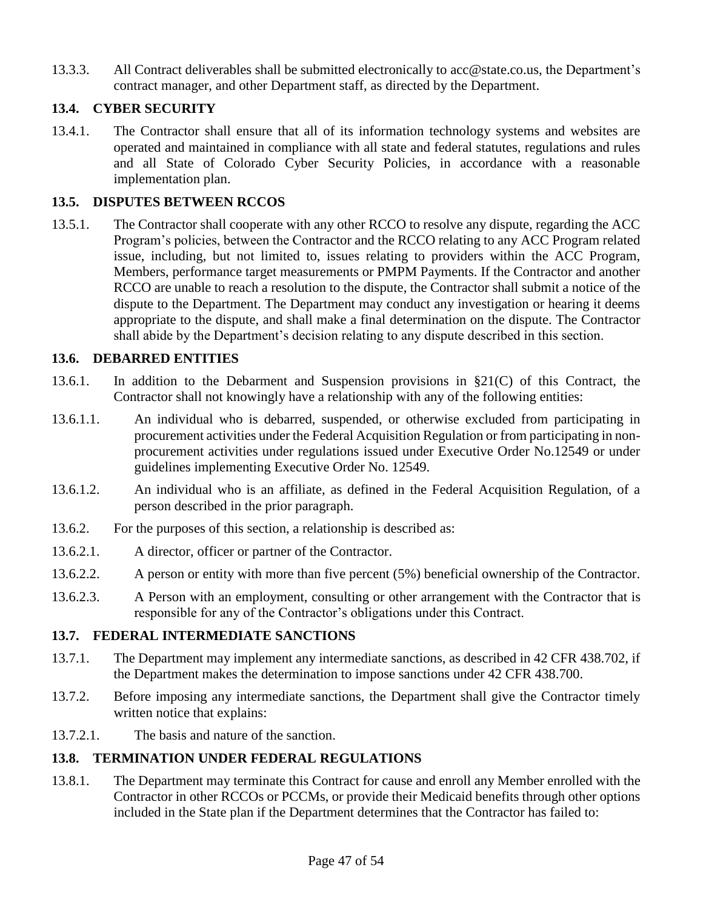13.3.3. All Contract deliverables shall be submitted electronically to acc@state.co.us, the Department's contract manager, and other Department staff, as directed by the Department.

### 13.4. CYBER SECURITY

13.4.1. The Contractor shall ensure that all of its information technology systems and websites are operated and maintained in compliance with all state and federal statutes, regulations and rules and all State of Colorado Cyber Security Policies, in accordance with a reasonable implementation plan.

### 13.5. DISPUTES BETWEEN RCCOS

13.5.1. The Contractor shall cooperate with any other RCCO to resolve any dispute, regarding the ACC Program's policies, between the Contractor and the RCCO relating to any ACC Program related issue, including, but not limited to, issues relating to providers within the ACC Program, Members, performance target measurements or PMPM Payments. If the Contractor and another RCCO are unable to reach a resolution to the dispute, the Contractor shall submit a notice of the dispute to the Department. The Department may conduct any investigation or hearing it deems appropriate to the dispute, and shall make a final determination on the dispute. The Contractor shall abide by the Department's decision relating to any dispute described in this section.

### 13.6. DEBARRED ENTITIES

13.6.1. In addition to the Debarment and Suspension provisions in §21(C) of this Contract, the Contractor shall not knowingly have a relationship with any of the following entities:

13.6.1.1. An individual who is debarred, suspended, or otherwise excluded from participating in procurement activities under the Federal Acquisition Regulation or from participating in non-procurement activities under regulations issued under Executive Order No.12549 or under guidelines implementing Executive Order No. 12549.

13.6.1.2. An individual who is an affiliate, as defined in the Federal Acquisition Regulation, of a person described in the prior paragraph.

13.6.2. For the purposes of this section, a relationship is described as:

13.6.2.1. A director, officer or partner of the Contractor.

13.6.2.2. A person or entity with more than five percent (5%) beneficial ownership of the Contractor.

13.6.2.3. A Person with an employment, consulting or other arrangement with the Contractor that is responsible for any of the Contractor's obligations under this Contract.

### 13.7. FEDERAL INTERMEDIATE SANCTIONS

13.7.1. The Department may implement any intermediate sanctions, as described in 42 CFR 438.702, if the Department makes the determination to impose sanctions under 42 CFR 438.700.

13.7.2. Before imposing any intermediate sanctions, the Department shall give the Contractor timely written notice that explains:

13.7.2.1. The basis and nature of the sanction.

### 13.8. TERMINATION UNDER FEDERAL REGULATIONS

13.8.1. The Department may terminate this Contract for cause and enroll any Member enrolled with the Contractor in other RCCOs or PCCMs, or provide their Medicaid benefits through other options included in the State plan if the Department determines that the Contractor has failed to: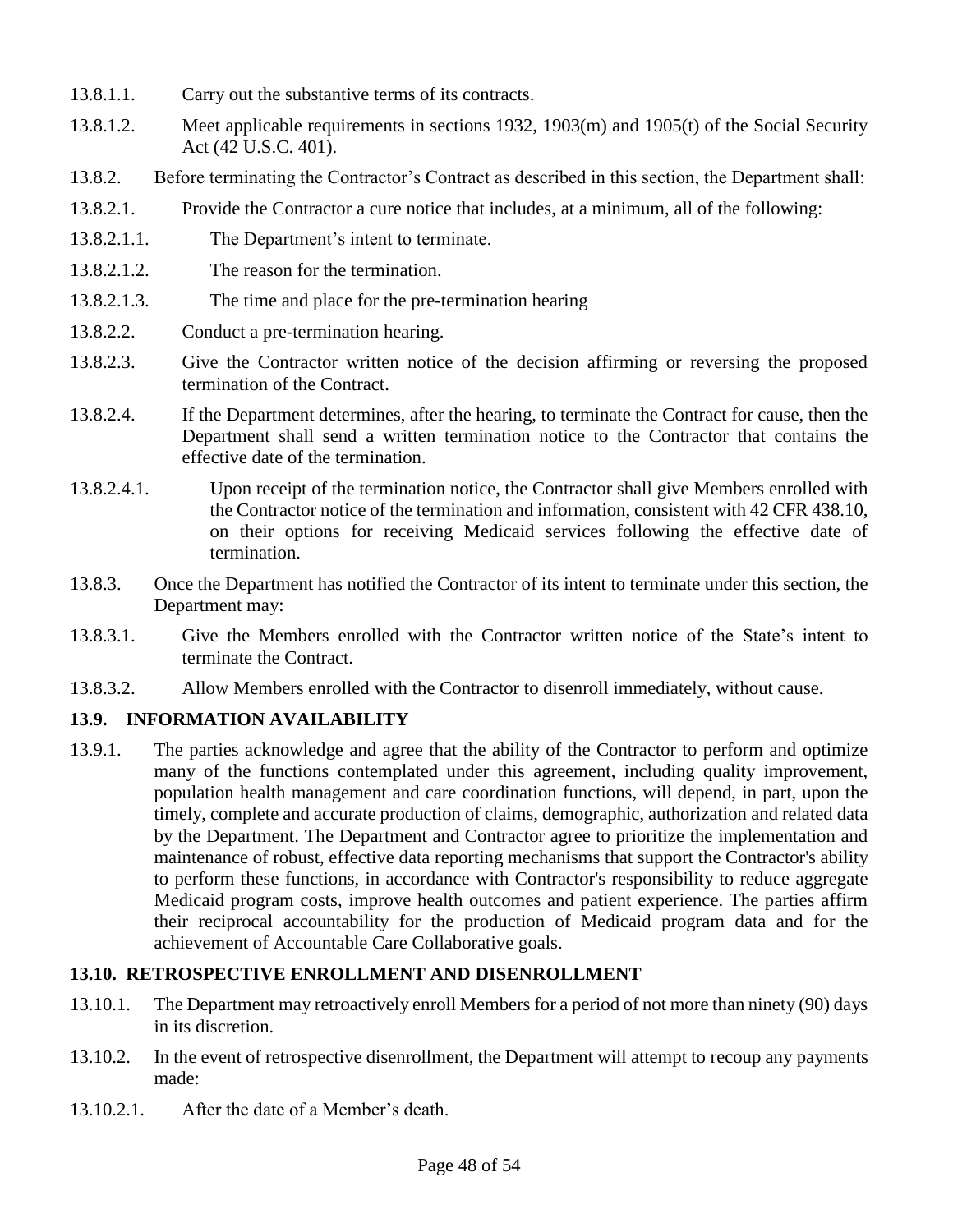13.8.1.1. Carry out the substantive terms of its contracts.

13.8.1.2. Meet applicable requirements in sections 1932, 1903(m) and 1905(t) of the Social Security Act (42 U.S.C. 401).

13.8.2. Before terminating the Contractor's Contract as described in this section, the Department shall:

13.8.2.1. Provide the Contractor a cure notice that includes, at a minimum, all of the following:

13.8.2.1.1. The Department's intent to terminate.

13.8.2.1.2. The reason for the termination.

13.8.2.1.3. The time and place for the pre-termination hearing

13.8.2.2. Conduct a pre-termination hearing.

13.8.2.3. Give the Contractor written notice of the decision affirming or reversing the proposed termination of the Contract.

13.8.2.4. If the Department determines, after the hearing, to terminate the Contract for cause, then the Department shall send a written termination notice to the Contractor that contains the effective date of the termination.

13.8.2.4.1. Upon receipt of the termination notice, the Contractor shall give Members enrolled with the Contractor notice of the termination and information, consistent with 42 CFR 438.10, on their options for receiving Medicaid services following the effective date of termination.

13.8.3. Once the Department has notified the Contractor of its intent to terminate under this section, the Department may:

13.8.3.1. Give the Members enrolled with the Contractor written notice of the State's intent to terminate the Contract.

13.8.3.2. Allow Members enrolled with the Contractor to disenroll immediately, without cause.

### 13.9. INFORMATION AVAILABILITY

13.9.1. The parties acknowledge and agree that the ability of the Contractor to perform and optimize many of the functions contemplated under this agreement, including quality improvement, population health management and care coordination functions, will depend, in part, upon the timely, complete and accurate production of claims, demographic, authorization and related data by the Department. The Department and Contractor agree to prioritize the implementation and maintenance of robust, effective data reporting mechanisms that support the Contractor's ability to perform these functions, in accordance with Contractor's responsibility to reduce aggregate Medicaid program costs, improve health outcomes and patient experience. The parties affirm their reciprocal accountability for the production of Medicaid program data and for the achievement of Accountable Care Collaborative goals.

### 13.10. RETROSPECTIVE ENROLLMENT AND DISENROLLMENT

13.10.1. The Department may retroactively enroll Members for a period of not more than ninety (90) days in its discretion.

13.10.2. In the event of retrospective disenrollment, the Department will attempt to recoup any payments made:

13.10.2.1. After the date of a Member's death.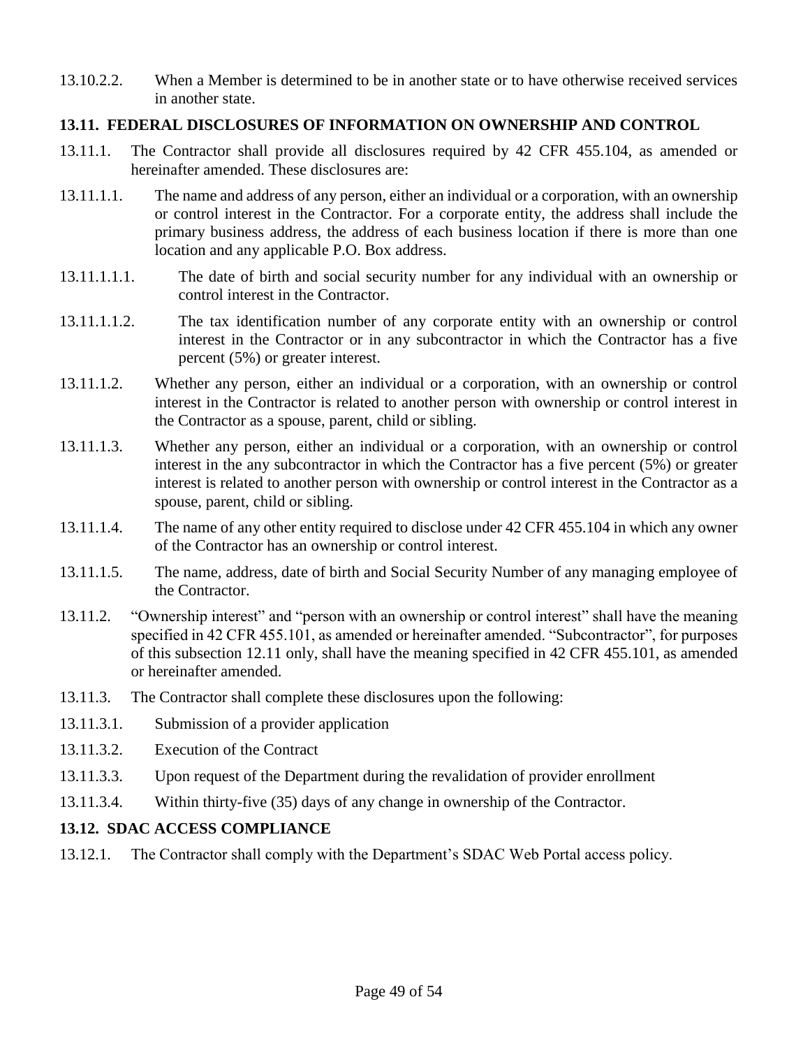13.10.2.2. When a Member is determined to be in another state or to have otherwise received services in another state.

### 13.11. FEDERAL DISCLOSURES OF INFORMATION ON OWNERSHIP AND CONTROL

13.11.1. The Contractor shall provide all disclosures required by 42 CFR 455.104, as amended or hereinafter amended. These disclosures are:

13.11.1.1. The name and address of any person, either an individual or a corporation, with an ownership or control interest in the Contractor. For a corporate entity, the address shall include the primary business address, the address of each business location if there is more than one location and any applicable P.O. Box address.

13.11.1.1.1. The date of birth and social security number for any individual with an ownership or control interest in the Contractor.

13.11.1.1.2. The tax identification number of any corporate entity with an ownership or control interest in the Contractor or in any subcontractor in which the Contractor has a five percent (5%) or greater interest.

13.11.1.2. Whether any person, either an individual or a corporation, with an ownership or control interest in the Contractor is related to another person with ownership or control interest in the Contractor as a spouse, parent, child or sibling.

13.11.1.3. Whether any person, either an individual or a corporation, with an ownership or control interest in the any subcontractor in which the Contractor has a five percent (5%) or greater interest is related to another person with ownership or control interest in the Contractor as a spouse, parent, child or sibling.

13.11.1.4. The name of any other entity required to disclose under 42 CFR 455.104 in which any owner of the Contractor has an ownership or control interest.

13.11.1.5. The name, address, date of birth and Social Security Number of any managing employee of the Contractor.

13.11.2. "Ownership interest" and "person with an ownership or control interest" shall have the meaning specified in 42 CFR 455.101, as amended or hereinafter amended. "Subcontractor", for purposes of this subsection 12.11 only, shall have the meaning specified in 42 CFR 455.101, as amended or hereinafter amended.

13.11.3. The Contractor shall complete these disclosures upon the following:

13.11.3.1. Submission of a provider application

13.11.3.2. Execution of the Contract

13.11.3.3. Upon request of the Department during the revalidation of provider enrollment

13.11.3.4. Within thirty-five (35) days of any change in ownership of the Contractor.

### 13.12. SDAC ACCESS COMPLIANCE

13.12.1. The Contractor shall comply with the Department's SDAC Web Portal access policy.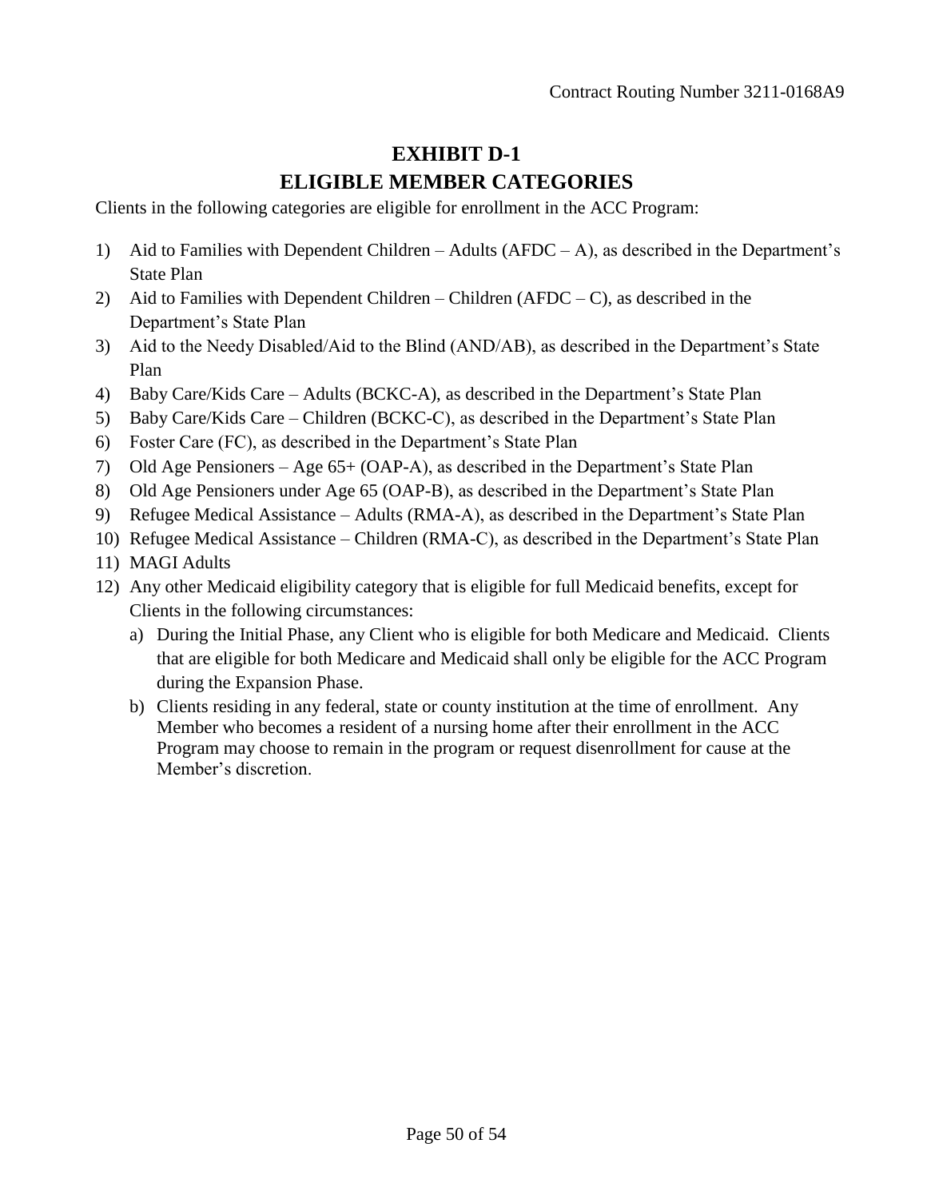Contract Routing Number 3211-0168A9

# EXHIBIT D-1
# ELIGIBLE MEMBER CATEGORIES

Clients in the following categories are eligible for enrollment in the ACC Program:

1) Aid to Families with Dependent Children – Adults (AFDC – A), as described in the Department's State Plan
2) Aid to Families with Dependent Children – Children (AFDC – C), as described in the Department's State Plan
3) Aid to the Needy Disabled/Aid to the Blind (AND/AB), as described in the Department's State Plan
4) Baby Care/Kids Care – Adults (BCKC-A), as described in the Department's State Plan
5) Baby Care/Kids Care – Children (BCKC-C), as described in the Department's State Plan
6) Foster Care (FC), as described in the Department's State Plan
7) Old Age Pensioners – Age 65+ (OAP-A), as described in the Department's State Plan
8) Old Age Pensioners under Age 65 (OAP-B), as described in the Department's State Plan
9) Refugee Medical Assistance – Adults (RMA-A), as described in the Department's State Plan
10) Refugee Medical Assistance – Children (RMA-C), as described in the Department's State Plan
11) MAGI Adults
12) Any other Medicaid eligibility category that is eligible for full Medicaid benefits, except for Clients in the following circumstances:
    a) During the Initial Phase, any Client who is eligible for both Medicare and Medicaid. Clients that are eligible for both Medicare and Medicaid shall only be eligible for the ACC Program during the Expansion Phase.
    b) Clients residing in any federal, state or county institution at the time of enrollment. Any Member who becomes a resident of a nursing home after their enrollment in the ACC Program may choose to remain in the program or request disenrollment for cause at the Member's discretion.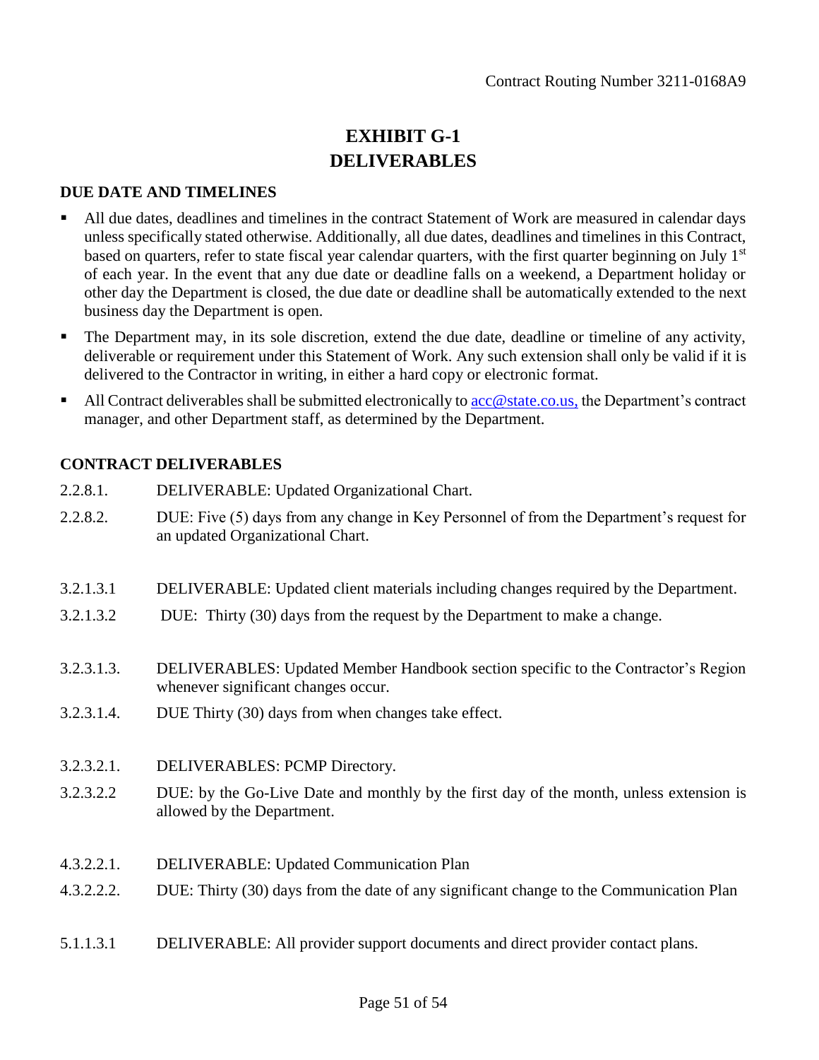# EXHIBIT G-1
# DELIVERABLES

## DUE DATE AND TIMELINES

- All due dates, deadlines and timelines in the contract Statement of Work are measured in calendar days unless specifically stated otherwise. Additionally, all due dates, deadlines and timelines in this Contract, based on quarters, refer to state fiscal year calendar quarters, with the first quarter beginning on July 1st of each year. In the event that any due date or deadline falls on a weekend, a Department holiday or other day the Department is closed, the due date or deadline shall be automatically extended to the next business day the Department is open.
- The Department may, in its sole discretion, extend the due date, deadline or timeline of any activity, deliverable or requirement under this Statement of Work. Any such extension shall only be valid if it is delivered to the Contractor in writing, in either a hard copy or electronic format.
- All Contract deliverables shall be submitted electronically to acc@state.co.us, the Department's contract manager, and other Department staff, as determined by the Department.

## CONTRACT DELIVERABLES

2.2.8.1. DELIVERABLE: Updated Organizational Chart.

2.2.8.2. DUE: Five (5) days from any change in Key Personnel of from the Department's request for an updated Organizational Chart.

3.2.1.3.1 DELIVERABLE: Updated client materials including changes required by the Department.

3.2.1.3.2 DUE: Thirty (30) days from the request by the Department to make a change.

3.2.3.1.3. DELIVERABLES: Updated Member Handbook section specific to the Contractor's Region whenever significant changes occur.

3.2.3.1.4. DUE Thirty (30) days from when changes take effect.

3.2.3.2.1. DELIVERABLES: PCMP Directory.

3.2.3.2.2 DUE: by the Go-Live Date and monthly by the first day of the month, unless extension is allowed by the Department.

4.3.2.2.1. DELIVERABLE: Updated Communication Plan

4.3.2.2.2. DUE: Thirty (30) days from the date of any significant change to the Communication Plan

5.1.1.3.1 DELIVERABLE: All provider support documents and direct provider contact plans.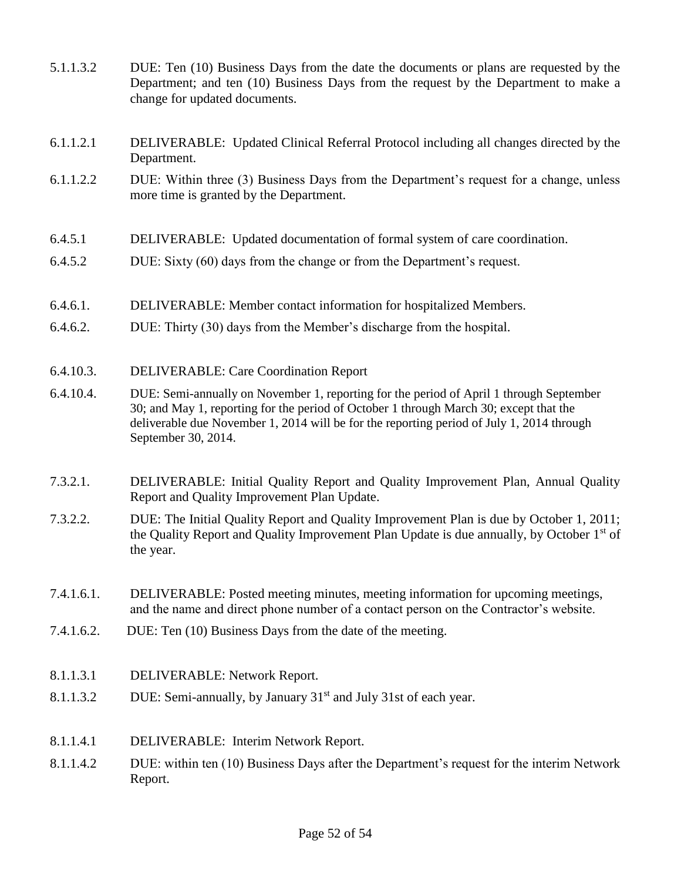5.1.1.3.2 DUE: Ten (10) Business Days from the date the documents or plans are requested by the Department; and ten (10) Business Days from the request by the Department to make a change for updated documents.

6.1.1.2.1 DELIVERABLE: Updated Clinical Referral Protocol including all changes directed by the Department.

6.1.1.2.2 DUE: Within three (3) Business Days from the Department's request for a change, unless more time is granted by the Department.

6.4.5.1 DELIVERABLE: Updated documentation of formal system of care coordination.

6.4.5.2 DUE: Sixty (60) days from the change or from the Department's request.

6.4.6.1. DELIVERABLE: Member contact information for hospitalized Members.

6.4.6.2. DUE: Thirty (30) days from the Member's discharge from the hospital.

6.4.10.3. DELIVERABLE: Care Coordination Report

6.4.10.4. DUE: Semi-annually on November 1, reporting for the period of April 1 through September 30; and May 1, reporting for the period of October 1 through March 30; except that the deliverable due November 1, 2014 will be for the reporting period of July 1, 2014 through September 30, 2014.

7.3.2.1. DELIVERABLE: Initial Quality Report and Quality Improvement Plan, Annual Quality Report and Quality Improvement Plan Update.

7.3.2.2. DUE: The Initial Quality Report and Quality Improvement Plan is due by October 1, 2011; the Quality Report and Quality Improvement Plan Update is due annually, by October 1st of the year.

7.4.1.6.1. DELIVERABLE: Posted meeting minutes, meeting information for upcoming meetings, and the name and direct phone number of a contact person on the Contractor's website.

7.4.1.6.2. DUE: Ten (10) Business Days from the date of the meeting.

8.1.1.3.1 DELIVERABLE: Network Report.

8.1.1.3.2 DUE: Semi-annually, by January 31st and July 31st of each year.

8.1.1.4.1 DELIVERABLE: Interim Network Report.

8.1.1.4.2 DUE: within ten (10) Business Days after the Department's request for the interim Network Report.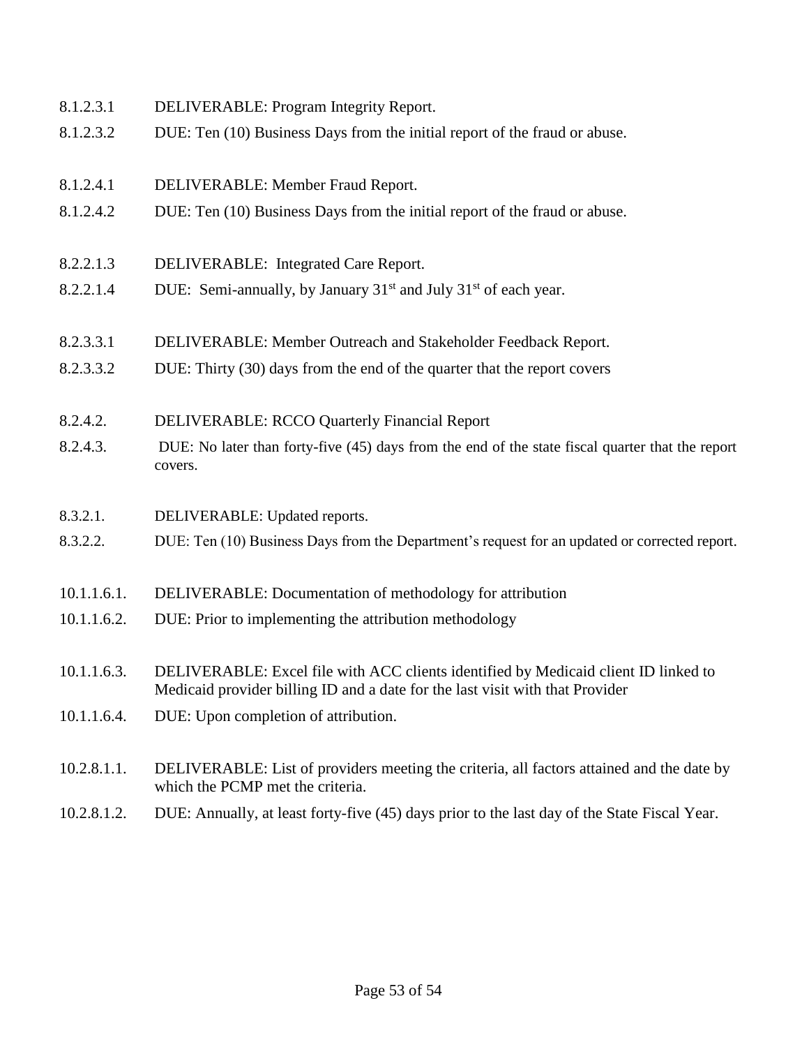8.1.2.3.1 DELIVERABLE: Program Integrity Report.

8.1.2.3.2 DUE: Ten (10) Business Days from the initial report of the fraud or abuse.

8.1.2.4.1 DELIVERABLE: Member Fraud Report.

8.1.2.4.2 DUE: Ten (10) Business Days from the initial report of the fraud or abuse.

8.2.2.1.3 DELIVERABLE: Integrated Care Report.

8.2.2.1.4 DUE: Semi-annually, by January 31st and July 31st of each year.

8.2.3.3.1 DELIVERABLE: Member Outreach and Stakeholder Feedback Report.

8.2.3.3.2 DUE: Thirty (30) days from the end of the quarter that the report covers

8.2.4.2. DELIVERABLE: RCCO Quarterly Financial Report

8.2.4.3. DUE: No later than forty-five (45) days from the end of the state fiscal quarter that the report covers.

8.3.2.1. DELIVERABLE: Updated reports.

8.3.2.2. DUE: Ten (10) Business Days from the Department's request for an updated or corrected report.

10.1.1.6.1. DELIVERABLE: Documentation of methodology for attribution

10.1.1.6.2. DUE: Prior to implementing the attribution methodology

10.1.1.6.3. DELIVERABLE: Excel file with ACC clients identified by Medicaid client ID linked to Medicaid provider billing ID and a date for the last visit with that Provider

10.1.1.6.4. DUE: Upon completion of attribution.

10.2.8.1.1. DELIVERABLE: List of providers meeting the criteria, all factors attained and the date by which the PCMP met the criteria.

10.2.8.1.2. DUE: Annually, at least forty-five (45) days prior to the last day of the State Fiscal Year.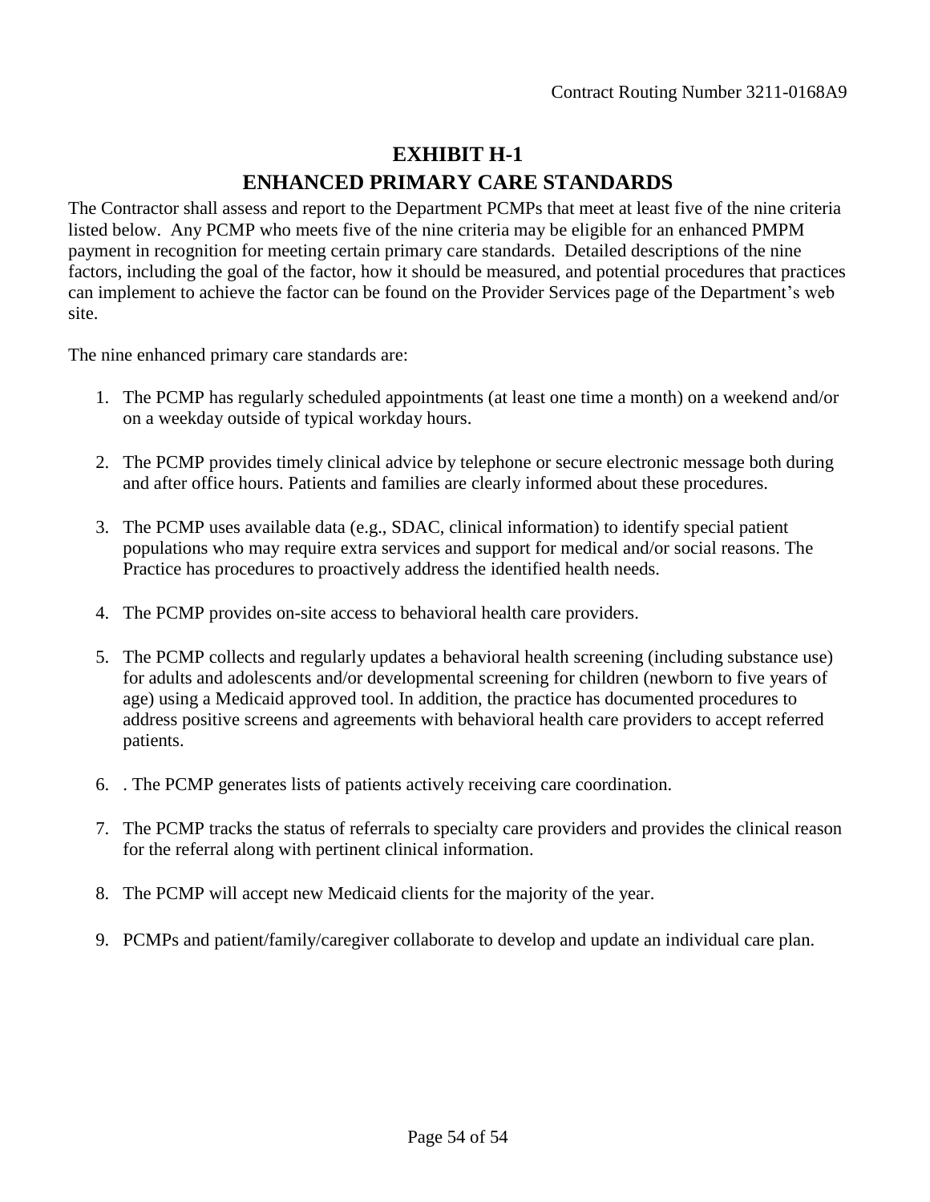# EXHIBIT H-1

# ENHANCED PRIMARY CARE STANDARDS

The Contractor shall assess and report to the Department PCMPs that meet at least five of the nine criteria listed below. Any PCMP who meets five of the nine criteria may be eligible for an enhanced PMPM payment in recognition for meeting certain primary care standards. Detailed descriptions of the nine factors, including the goal of the factor, how it should be measured, and potential procedures that practices can implement to achieve the factor can be found on the Provider Services page of the Department's web site.

The nine enhanced primary care standards are:

1. The PCMP has regularly scheduled appointments (at least one time a month) on a weekend and/or on a weekday outside of typical workday hours.

2. The PCMP provides timely clinical advice by telephone or secure electronic message both during and after office hours. Patients and families are clearly informed about these procedures.

3. The PCMP uses available data (e.g., SDAC, clinical information) to identify special patient populations who may require extra services and support for medical and/or social reasons. The Practice has procedures to proactively address the identified health needs.

4. The PCMP provides on-site access to behavioral health care providers.

5. The PCMP collects and regularly updates a behavioral health screening (including substance use) for adults and adolescents and/or developmental screening for children (newborn to five years of age) using a Medicaid approved tool. In addition, the practice has documented procedures to address positive screens and agreements with behavioral health care providers to accept referred patients.

6. . The PCMP generates lists of patients actively receiving care coordination.

7. The PCMP tracks the status of referrals to specialty care providers and provides the clinical reason for the referral along with pertinent clinical information.

8. The PCMP will accept new Medicaid clients for the majority of the year.

9. PCMPs and patient/family/caregiver collaborate to develop and update an individual care plan.